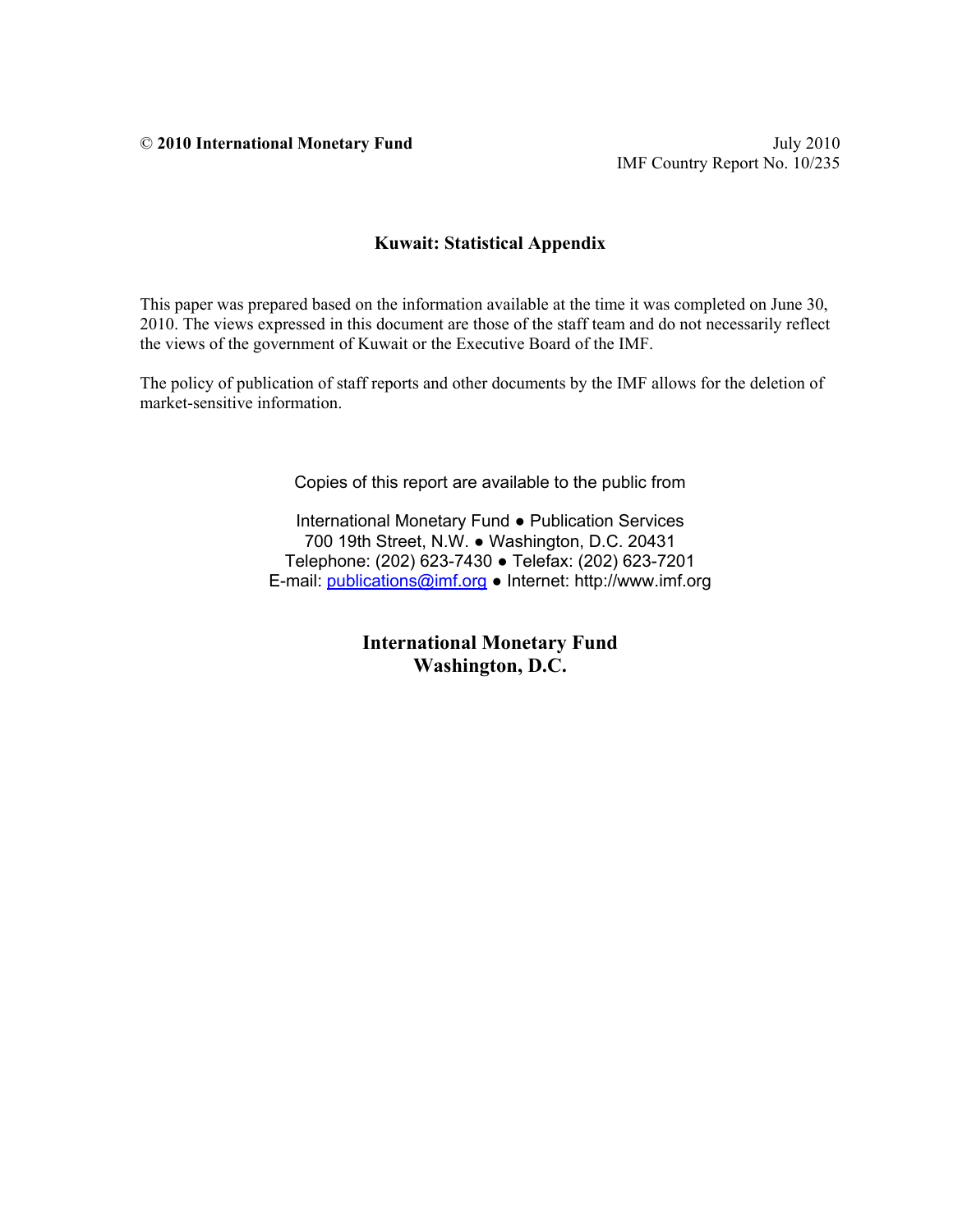© **2010 International Monetary Fund** July 2010
IMF Country Report No. 10/235

# Kuwait: Statistical Appendix

This paper was prepared based on the information available at the time it was completed on June 30, 2010. The views expressed in this document are those of the staff team and do not necessarily reflect the views of the government of Kuwait or the Executive Board of the IMF.

The policy of publication of staff reports and other documents by the IMF allows for the deletion of market-sensitive information.

Copies of this report are available to the public from

International Monetary Fund ● Publication Services
700 19th Street, N.W. ● Washington, D.C. 20431
Telephone: (202) 623-7430 ● Telefax: (202) 623-7201
E-mail: publications@imf.org ● Internet: http://www.imf.org

**International Monetary Fund**
**Washington, D.C.**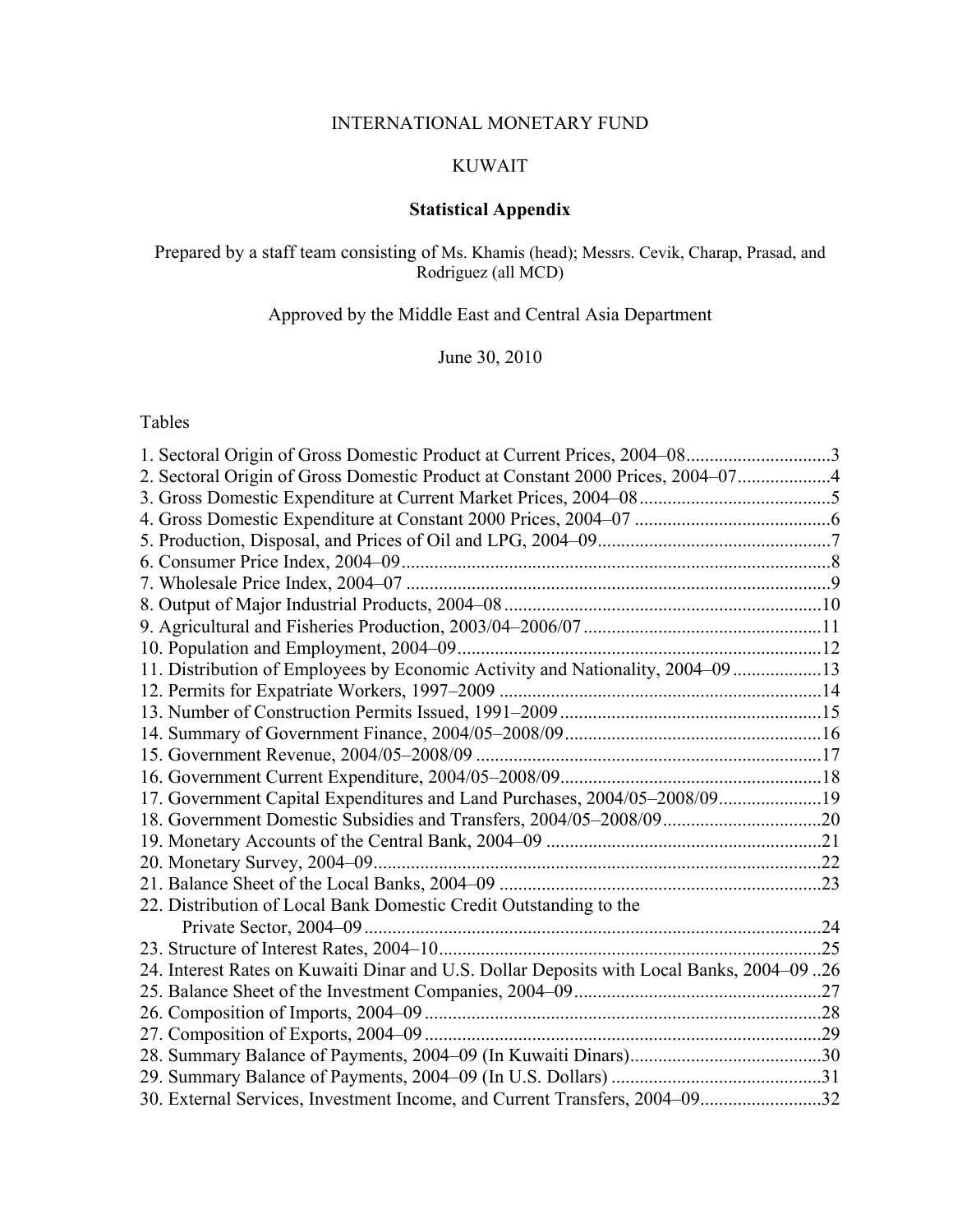INTERNATIONAL MONETARY FUND

KUWAIT

**Statistical Appendix**

Prepared by a staff team consisting of Ms. Khamis (head); Messrs. Cevik, Charap, Prasad, and Rodriguez (all MCD)

Approved by the Middle East and Central Asia Department

June 30, 2010

Tables

1. Sectoral Origin of Gross Domestic Product at Current Prices, 2004–08 ..............................3
2. Sectoral Origin of Gross Domestic Product at Constant 2000 Prices, 2004–07 ....................4
3. Gross Domestic Expenditure at Current Market Prices, 2004–08 .........................................5
4. Gross Domestic Expenditure at Constant 2000 Prices, 2004–07 ..........................................6
5. Production, Disposal, and Prices of Oil and LPG, 2004–09 .................................................7
6. Consumer Price Index, 2004–09 ...........................................................................................8
7. Wholesale Price Index, 2004–07 ...........................................................................................9
8. Output of Major Industrial Products, 2004–08 ....................................................................10
9. Agricultural and Fisheries Production, 2003/04–2006/07 ...................................................11
10. Population and Employment, 2004–09 ..............................................................................12
11. Distribution of Employees by Economic Activity and Nationality, 2004–09 ...................13
12. Permits for Expatriate Workers, 1997–2009 .....................................................................14
13. Number of Construction Permits Issued, 1991–2009 ........................................................15
14. Summary of Government Finance, 2004/05–2008/09 .......................................................16
15. Government Revenue, 2004/05–2008/09 ..........................................................................17
16. Government Current Expenditure, 2004/05–2008/09 ........................................................18
17. Government Capital Expenditures and Land Purchases, 2004/05–2008/09 ......................19
18. Government Domestic Subsidies and Transfers, 2004/05–2008/09 ..................................20
19. Monetary Accounts of the Central Bank, 2004–09 ...........................................................21
20. Monetary Survey, 2004–09 ................................................................................................22
21. Balance Sheet of the Local Banks, 2004–09 .....................................................................23
22. Distribution of Local Bank Domestic Credit Outstanding to the Private Sector, 2004–09 ..................................................................................................24
23. Structure of Interest Rates, 2004–10 ..................................................................................25
24. Interest Rates on Kuwaiti Dinar and U.S. Dollar Deposits with Local Banks, 2004–09 ..26
25. Balance Sheet of the Investment Companies, 2004–09 .....................................................27
26. Composition of Imports, 2004–09 .....................................................................................28
27. Composition of Exports, 2004–09 .....................................................................................29
28. Summary Balance of Payments, 2004–09 (In Kuwaiti Dinars) .........................................30
29. Summary Balance of Payments, 2004–09 (In U.S. Dollars) .............................................31
30. External Services, Investment Income, and Current Transfers, 2004–09 ..........................32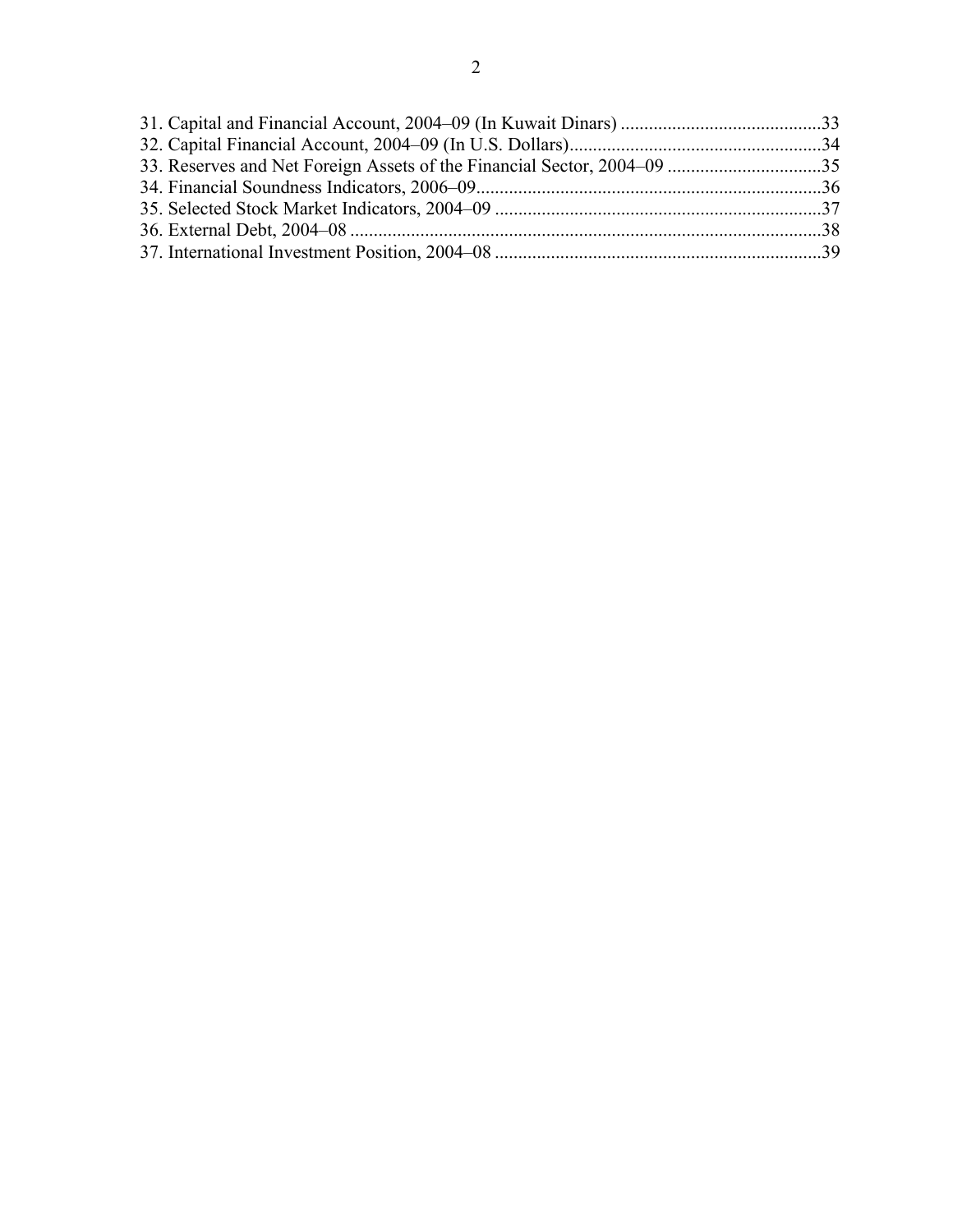31. Capital and Financial Account, 2004–09 (In Kuwait Dinars) ..........................................33
32. Capital Financial Account, 2004–09 (In U.S. Dollars).....................................................34
33. Reserves and Net Foreign Assets of the Financial Sector, 2004–09 ................................35
34. Financial Soundness Indicators, 2006–09.........................................................................36
35. Selected Stock Market Indicators, 2004–09 .....................................................................37
36. External Debt, 2004–08 ....................................................................................................38
37. International Investment Position, 2004–08 .....................................................................39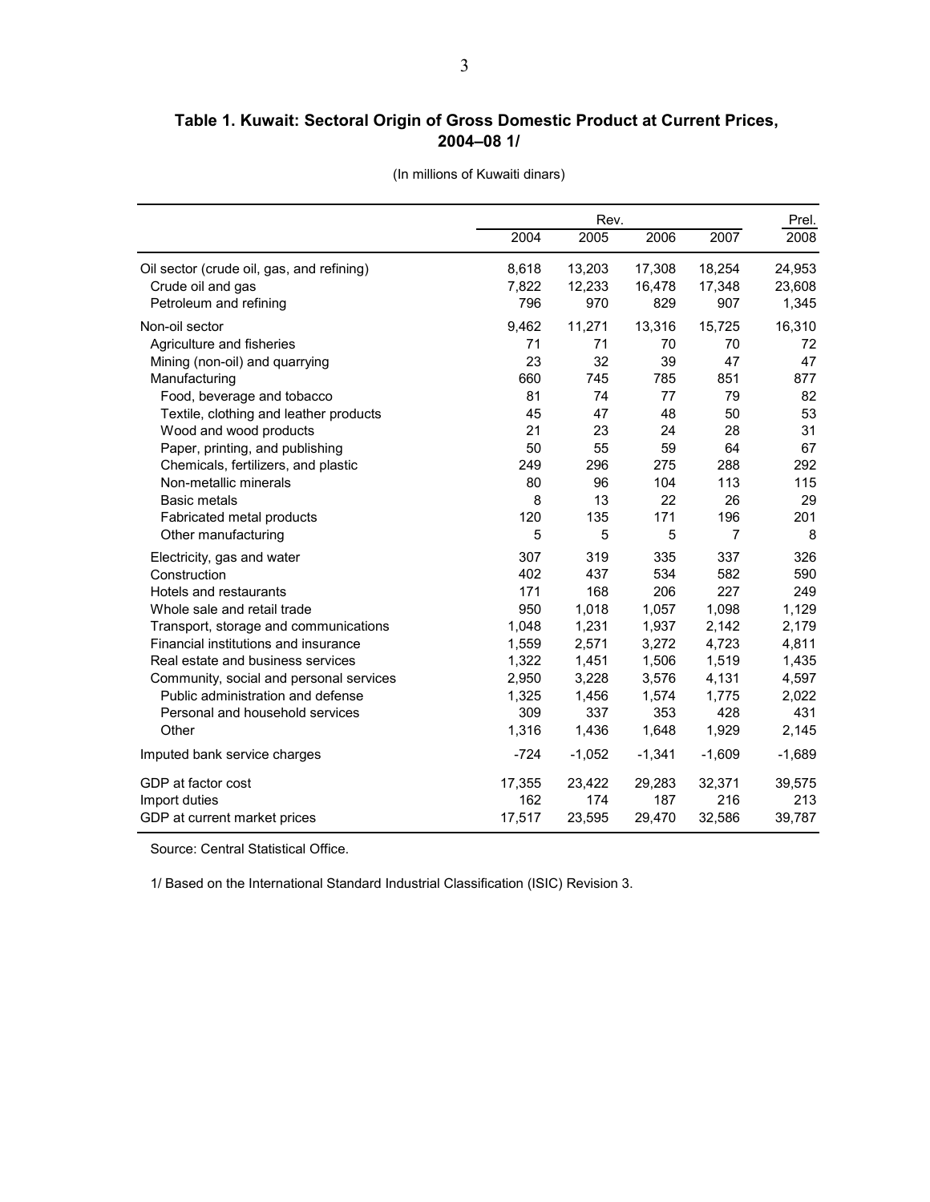### Table 1. Kuwait: Sectoral Origin of Gross Domestic Product at Current Prices, 2004–08 1/

(In millions of Kuwaiti dinars)

| | Rev. | | | | Prel. |
|---|---|---|---|---|---|
| | 2004 | 2005 | 2006 | 2007 | 2008 |
| Oil sector (crude oil, gas, and refining) | 8,618 | 13,203 | 17,308 | 18,254 | 24,953 |
| Crude oil and gas | 7,822 | 12,233 | 16,478 | 17,348 | 23,608 |
| Petroleum and refining | 796 | 970 | 829 | 907 | 1,345 |
| Non-oil sector | 9,462 | 11,271 | 13,316 | 15,725 | 16,310 |
| Agriculture and fisheries | 71 | 71 | 70 | 70 | 72 |
| Mining (non-oil) and quarrying | 23 | 32 | 39 | 47 | 47 |
| Manufacturing | 660 | 745 | 785 | 851 | 877 |
| Food, beverage and tobacco | 81 | 74 | 77 | 79 | 82 |
| Textile, clothing and leather products | 45 | 47 | 48 | 50 | 53 |
| Wood and wood products | 21 | 23 | 24 | 28 | 31 |
| Paper, printing, and publishing | 50 | 55 | 59 | 64 | 67 |
| Chemicals, fertilizers, and plastic | 249 | 296 | 275 | 288 | 292 |
| Non-metallic minerals | 80 | 96 | 104 | 113 | 115 |
| Basic metals | 8 | 13 | 22 | 26 | 29 |
| Fabricated metal products | 120 | 135 | 171 | 196 | 201 |
| Other manufacturing | 5 | 5 | 5 | 7 | 8 |
| Electricity, gas and water | 307 | 319 | 335 | 337 | 326 |
| Construction | 402 | 437 | 534 | 582 | 590 |
| Hotels and restaurants | 171 | 168 | 206 | 227 | 249 |
| Whole sale and retail trade | 950 | 1,018 | 1,057 | 1,098 | 1,129 |
| Transport, storage and communications | 1,048 | 1,231 | 1,937 | 2,142 | 2,179 |
| Financial institutions and insurance | 1,559 | 2,571 | 3,272 | 4,723 | 4,811 |
| Real estate and business services | 1,322 | 1,451 | 1,506 | 1,519 | 1,435 |
| Community, social and personal services | 2,950 | 3,228 | 3,576 | 4,131 | 4,597 |
| Public administration and defense | 1,325 | 1,456 | 1,574 | 1,775 | 2,022 |
| Personal and household services | 309 | 337 | 353 | 428 | 431 |
| Other | 1,316 | 1,436 | 1,648 | 1,929 | 2,145 |
| Imputed bank service charges | -724 | -1,052 | -1,341 | -1,609 | -1,689 |
| GDP at factor cost | 17,355 | 23,422 | 29,283 | 32,371 | 39,575 |
| Import duties | 162 | 174 | 187 | 216 | 213 |
| GDP at current market prices | 17,517 | 23,595 | 29,470 | 32,586 | 39,787 |

Source: Central Statistical Office.

1/ Based on the International Standard Industrial Classification (ISIC) Revision 3.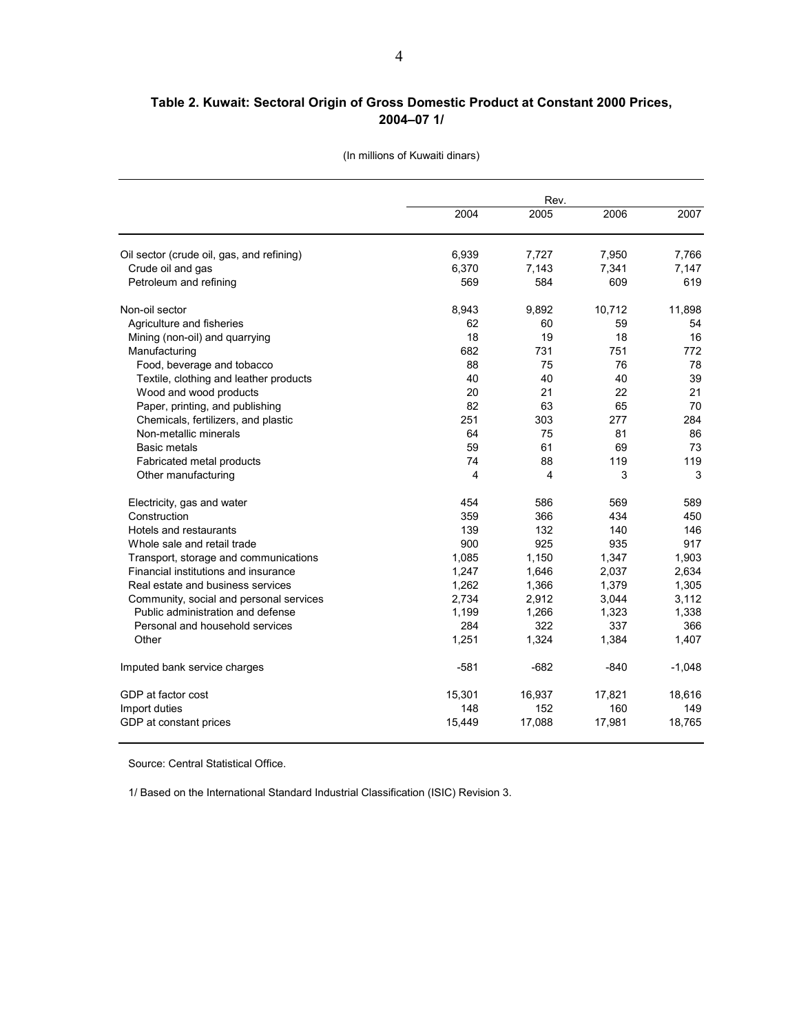**Table 2. Kuwait: Sectoral Origin of Gross Domestic Product at Constant 2000 Prices, 2004–07 1/**

(In millions of Kuwaiti dinars)

| | 2004 | Rev. 2005 | 2006 | 2007 |
|---|---|---|---|---|
| Oil sector (crude oil, gas, and refining) | 6,939 | 7,727 | 7,950 | 7,766 |
| Crude oil and gas | 6,370 | 7,143 | 7,341 | 7,147 |
| Petroleum and refining | 569 | 584 | 609 | 619 |
| | | | | |
| Non-oil sector | 8,943 | 9,892 | 10,712 | 11,898 |
| Agriculture and fisheries | 62 | 60 | 59 | 54 |
| Mining (non-oil) and quarrying | 18 | 19 | 18 | 16 |
| Manufacturing | 682 | 731 | 751 | 772 |
| Food, beverage and tobacco | 88 | 75 | 76 | 78 |
| Textile, clothing and leather products | 40 | 40 | 40 | 39 |
| Wood and wood products | 20 | 21 | 22 | 21 |
| Paper, printing, and publishing | 82 | 63 | 65 | 70 |
| Chemicals, fertilizers, and plastic | 251 | 303 | 277 | 284 |
| Non-metallic minerals | 64 | 75 | 81 | 86 |
| Basic metals | 59 | 61 | 69 | 73 |
| Fabricated metal products | 74 | 88 | 119 | 119 |
| Other manufacturing | 4 | 4 | 3 | 3 |
| | | | | |
| Electricity, gas and water | 454 | 586 | 569 | 589 |
| Construction | 359 | 366 | 434 | 450 |
| Hotels and restaurants | 139 | 132 | 140 | 146 |
| Whole sale and retail trade | 900 | 925 | 935 | 917 |
| Transport, storage and communications | 1,085 | 1,150 | 1,347 | 1,903 |
| Financial institutions and insurance | 1,247 | 1,646 | 2,037 | 2,634 |
| Real estate and business services | 1,262 | 1,366 | 1,379 | 1,305 |
| Community, social and personal services | 2,734 | 2,912 | 3,044 | 3,112 |
| Public administration and defense | 1,199 | 1,266 | 1,323 | 1,338 |
| Personal and household services | 284 | 322 | 337 | 366 |
| Other | 1,251 | 1,324 | 1,384 | 1,407 |
| | | | | |
| Imputed bank service charges | -581 | -682 | -840 | -1,048 |
| | | | | |
| GDP at factor cost | 15,301 | 16,937 | 17,821 | 18,616 |
| Import duties | 148 | 152 | 160 | 149 |
| GDP at constant prices | 15,449 | 17,088 | 17,981 | 18,765 |

Source: Central Statistical Office.

1/ Based on the International Standard Industrial Classification (ISIC) Revision 3.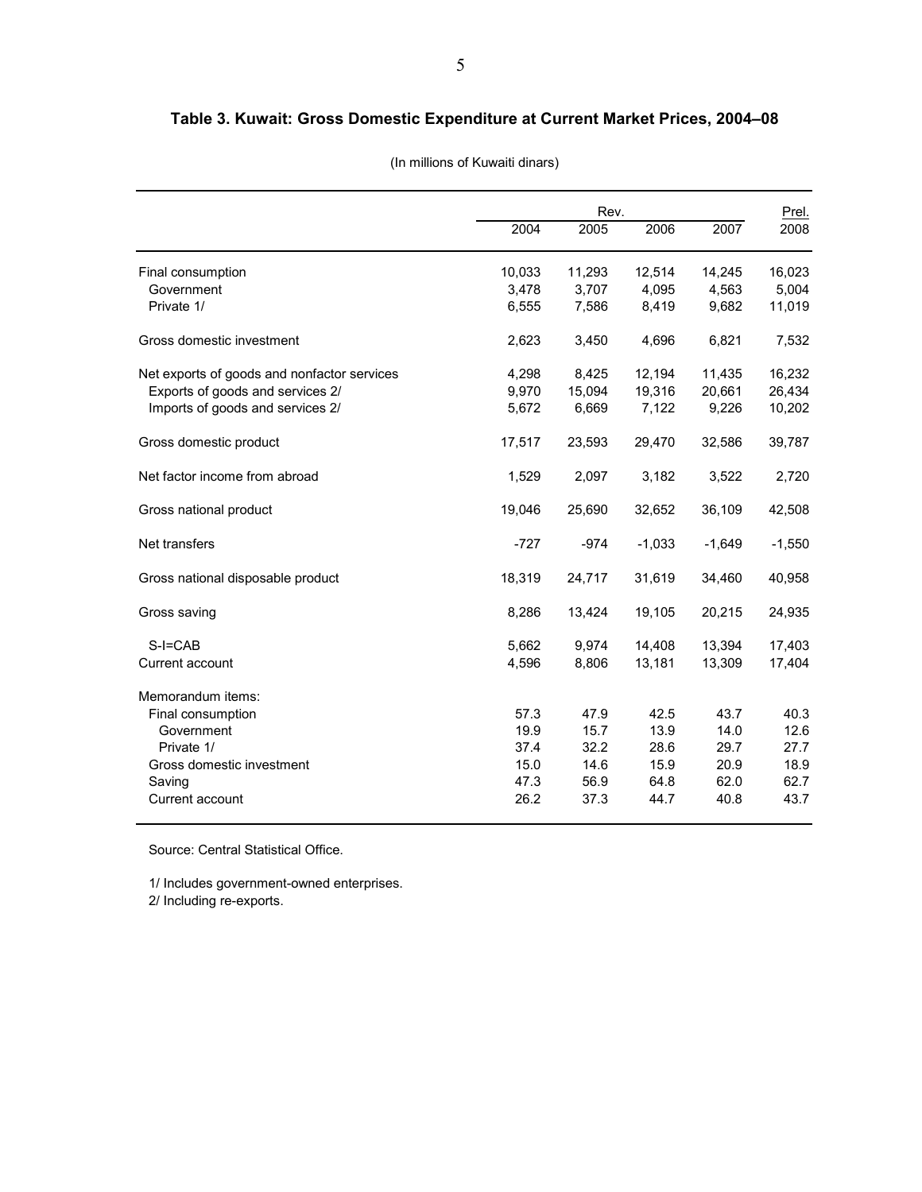### Table 3. Kuwait: Gross Domestic Expenditure at Current Market Prices, 2004–08

(In millions of Kuwaiti dinars)

| | Rev. | | | | Prel. |
|---|---|---|---|---|---|
| | 2004 | 2005 | 2006 | 2007 | 2008 |
| Final consumption | 10,033 | 11,293 | 12,514 | 14,245 | 16,023 |
| Government | 3,478 | 3,707 | 4,095 | 4,563 | 5,004 |
| Private 1/ | 6,555 | 7,586 | 8,419 | 9,682 | 11,019 |
| Gross domestic investment | 2,623 | 3,450 | 4,696 | 6,821 | 7,532 |
| Net exports of goods and nonfactor services | 4,298 | 8,425 | 12,194 | 11,435 | 16,232 |
| Exports of goods and services 2/ | 9,970 | 15,094 | 19,316 | 20,661 | 26,434 |
| Imports of goods and services 2/ | 5,672 | 6,669 | 7,122 | 9,226 | 10,202 |
| Gross domestic product | 17,517 | 23,593 | 29,470 | 32,586 | 39,787 |
| Net factor income from abroad | 1,529 | 2,097 | 3,182 | 3,522 | 2,720 |
| Gross national product | 19,046 | 25,690 | 32,652 | 36,109 | 42,508 |
| Net transfers | -727 | -974 | -1,033 | -1,649 | -1,550 |
| Gross national disposable product | 18,319 | 24,717 | 31,619 | 34,460 | 40,958 |
| Gross saving | 8,286 | 13,424 | 19,105 | 20,215 | 24,935 |
| S-I=CAB | 5,662 | 9,974 | 14,408 | 13,394 | 17,403 |
| Current account | 4,596 | 8,806 | 13,181 | 13,309 | 17,404 |
| Memorandum items: | | | | | |
| Final consumption | 57.3 | 47.9 | 42.5 | 43.7 | 40.3 |
| Government | 19.9 | 15.7 | 13.9 | 14.0 | 12.6 |
| Private 1/ | 37.4 | 32.2 | 28.6 | 29.7 | 27.7 |
| Gross domestic investment | 15.0 | 14.6 | 15.9 | 20.9 | 18.9 |
| Saving | 47.3 | 56.9 | 64.8 | 62.0 | 62.7 |
| Current account | 26.2 | 37.3 | 44.7 | 40.8 | 43.7 |

Source: Central Statistical Office.

1/ Includes government-owned enterprises.
2/ Including re-exports.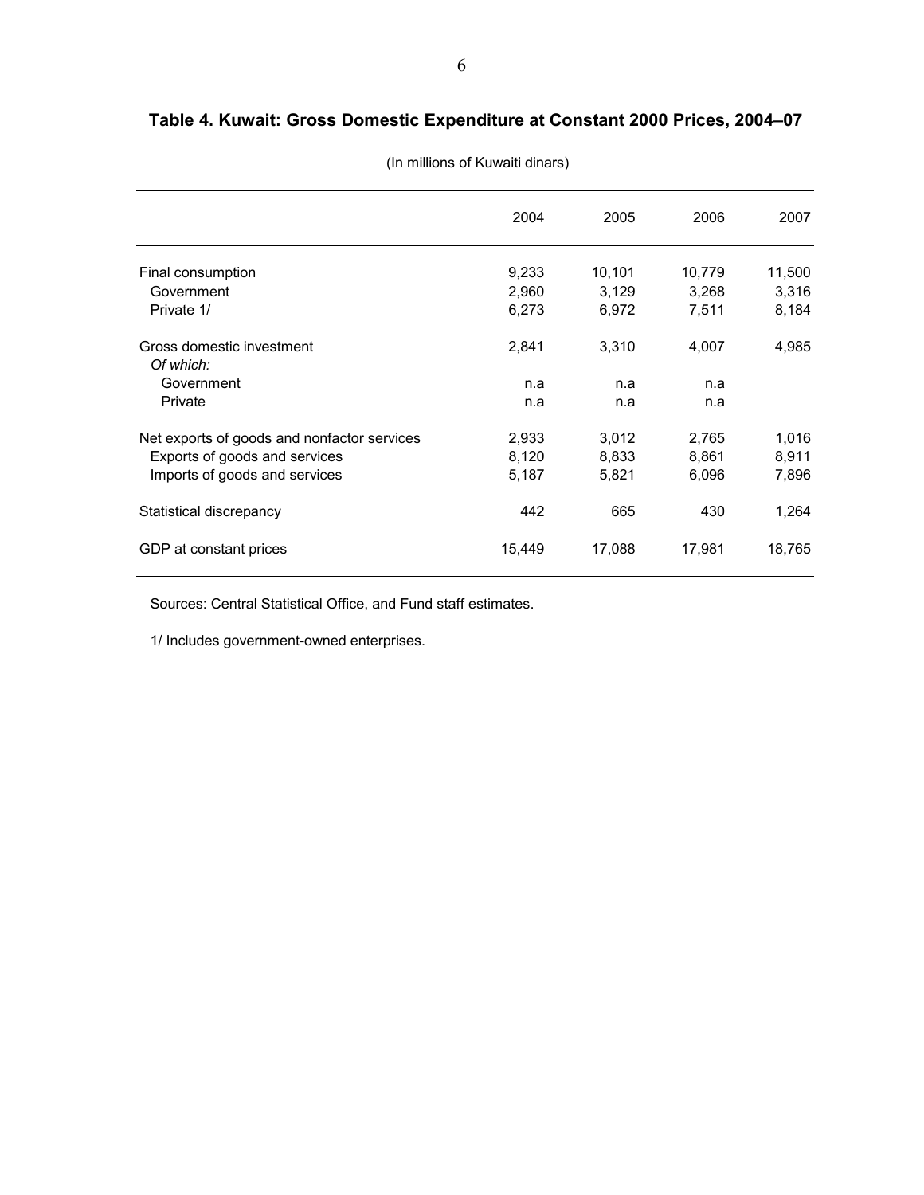**Table 4. Kuwait: Gross Domestic Expenditure at Constant 2000 Prices, 2004–07**

(In millions of Kuwaiti dinars)

| | 2004 | 2005 | 2006 | 2007 |
|---|---|---|---|---|
| Final consumption | 9,233 | 10,101 | 10,779 | 11,500 |
| Government | 2,960 | 3,129 | 3,268 | 3,316 |
| Private 1/ | 6,273 | 6,972 | 7,511 | 8,184 |
| Gross domestic investment | 2,841 | 3,310 | 4,007 | 4,985 |
| *Of which:* | | | | |
| Government | n.a | n.a | n.a | |
| Private | n.a | n.a | n.a | |
| Net exports of goods and nonfactor services | 2,933 | 3,012 | 2,765 | 1,016 |
| Exports of goods and services | 8,120 | 8,833 | 8,861 | 8,911 |
| Imports of goods and services | 5,187 | 5,821 | 6,096 | 7,896 |
| Statistical discrepancy | 442 | 665 | 430 | 1,264 |
| GDP at constant prices | 15,449 | 17,088 | 17,981 | 18,765 |

Sources: Central Statistical Office, and Fund staff estimates.

1/ Includes government-owned enterprises.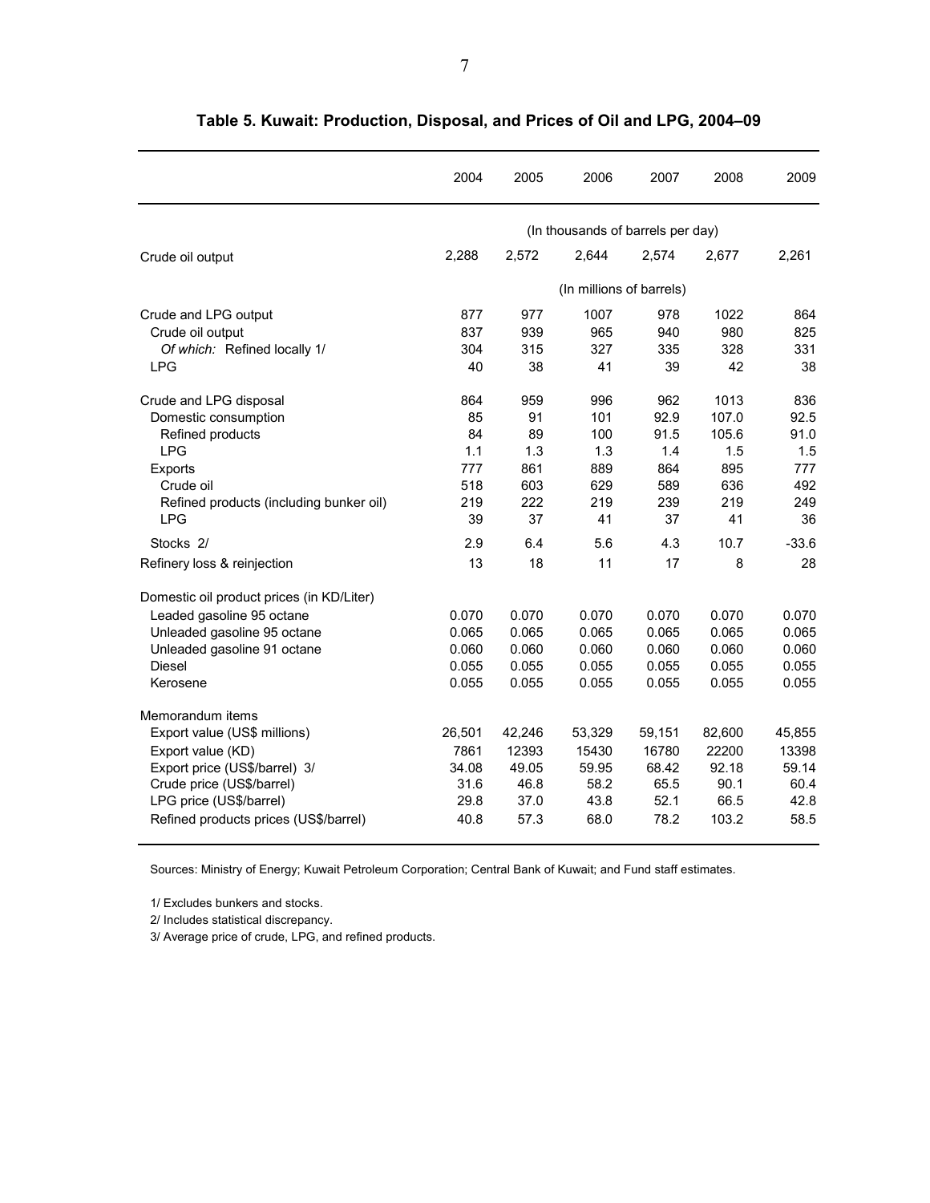**Table 5. Kuwait: Production, Disposal, and Prices of Oil and LPG, 2004–09**

| | 2004 | 2005 | 2006 | 2007 | 2008 | 2009 |
|---|---|---|---|---|---|---|
| | (In thousands of barrels per day) | | | | | |
| Crude oil output | 2,288 | 2,572 | 2,644 | 2,574 | 2,677 | 2,261 |
| | (In millions of barrels) | | | | | |
| Crude and LPG output | 877 | 977 | 1007 | 978 | 1022 | 864 |
| Crude oil output | 837 | 939 | 965 | 940 | 980 | 825 |
| *Of which:* Refined locally 1/ | 304 | 315 | 327 | 335 | 328 | 331 |
| LPG | 40 | 38 | 41 | 39 | 42 | 38 |
| Crude and LPG disposal | 864 | 959 | 996 | 962 | 1013 | 836 |
| Domestic consumption | 85 | 91 | 101 | 92.9 | 107.0 | 92.5 |
| Refined products | 84 | 89 | 100 | 91.5 | 105.6 | 91.0 |
| LPG | 1.1 | 1.3 | 1.3 | 1.4 | 1.5 | 1.5 |
| Exports | 777 | 861 | 889 | 864 | 895 | 777 |
| Crude oil | 518 | 603 | 629 | 589 | 636 | 492 |
| Refined products (including bunker oil) | 219 | 222 | 219 | 239 | 219 | 249 |
| LPG | 39 | 37 | 41 | 37 | 41 | 36 |
| Stocks 2/ | 2.9 | 6.4 | 5.6 | 4.3 | 10.7 | -33.6 |
| Refinery loss & reinjection | 13 | 18 | 11 | 17 | 8 | 28 |
| Domestic oil product prices (in KD/Liter) | | | | | | |
| Leaded gasoline 95 octane | 0.070 | 0.070 | 0.070 | 0.070 | 0.070 | 0.070 |
| Unleaded gasoline 95 octane | 0.065 | 0.065 | 0.065 | 0.065 | 0.065 | 0.065 |
| Unleaded gasoline 91 octane | 0.060 | 0.060 | 0.060 | 0.060 | 0.060 | 0.060 |
| Diesel | 0.055 | 0.055 | 0.055 | 0.055 | 0.055 | 0.055 |
| Kerosene | 0.055 | 0.055 | 0.055 | 0.055 | 0.055 | 0.055 |
| Memorandum items | | | | | | |
| Export value (US$ millions) | 26,501 | 42,246 | 53,329 | 59,151 | 82,600 | 45,855 |
| Export value (KD) | 7861 | 12393 | 15430 | 16780 | 22200 | 13398 |
| Export price (US$/barrel) 3/ | 34.08 | 49.05 | 59.95 | 68.42 | 92.18 | 59.14 |
| Crude price (US$/barrel) | 31.6 | 46.8 | 58.2 | 65.5 | 90.1 | 60.4 |
| LPG price (US$/barrel) | 29.8 | 37.0 | 43.8 | 52.1 | 66.5 | 42.8 |
| Refined products prices (US$/barrel) | 40.8 | 57.3 | 68.0 | 78.2 | 103.2 | 58.5 |

Sources: Ministry of Energy; Kuwait Petroleum Corporation; Central Bank of Kuwait; and Fund staff estimates.

1/ Excludes bunkers and stocks.

2/ Includes statistical discrepancy.

3/ Average price of crude, LPG, and refined products.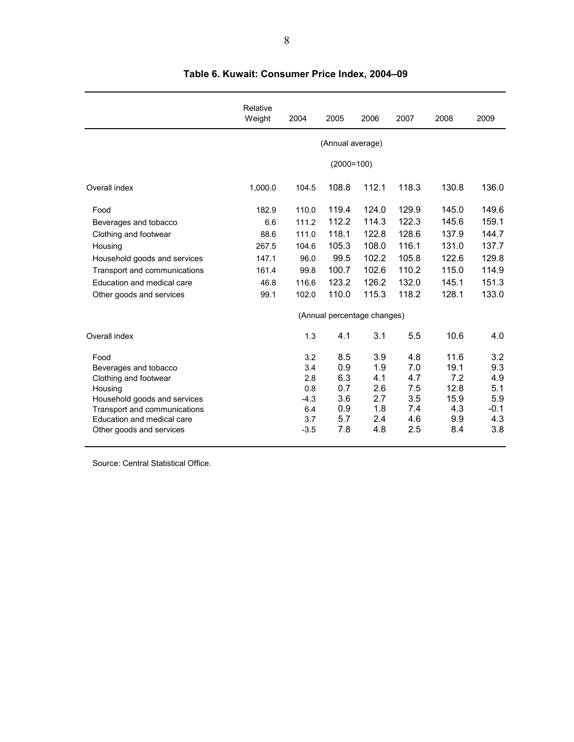## Table 6. Kuwait: Consumer Price Index, 2004–09

| | Relative Weight | 2004 | 2005 | 2006 | 2007 | 2008 | 2009 |
|---|---|---|---|---|---|---|---|
| | | (Annual average) | | | | | |
| | | (2000=100) | | | | | |
| Overall index | 1,000.0 | 104.5 | 108.8 | 112.1 | 118.3 | 130.8 | 136.0 |
| Food | 182.9 | 110.0 | 119.4 | 124.0 | 129.9 | 145.0 | 149.6 |
| Beverages and tobacco | 6.6 | 111.2 | 112.2 | 114.3 | 122.3 | 145.6 | 159.1 |
| Clothing and footwear | 88.6 | 111.0 | 118.1 | 122.8 | 128.6 | 137.9 | 144.7 |
| Housing | 267.5 | 104.6 | 105.3 | 108.0 | 116.1 | 131.0 | 137.7 |
| Household goods and services | 147.1 | 96.0 | 99.5 | 102.2 | 105.8 | 122.6 | 129.8 |
| Transport and communications | 161.4 | 99.8 | 100.7 | 102.6 | 110.2 | 115.0 | 114.9 |
| Education and medical care | 46.8 | 116.6 | 123.2 | 126.2 | 132.0 | 145.1 | 151.3 |
| Other goods and services | 99.1 | 102.0 | 110.0 | 115.3 | 118.2 | 128.1 | 133.0 |
| | | (Annual percentage changes) | | | | | |
| Overall index | | 1.3 | 4.1 | 3.1 | 5.5 | 10.6 | 4.0 |
| Food | | 3.2 | 8.5 | 3.9 | 4.8 | 11.6 | 3.2 |
| Beverages and tobacco | | 3.4 | 0.9 | 1.9 | 7.0 | 19.1 | 9.3 |
| Clothing and footwear | | 2.8 | 6.3 | 4.1 | 4.7 | 7.2 | 4.9 |
| Housing | | 0.8 | 0.7 | 2.6 | 7.5 | 12.8 | 5.1 |
| Household goods and services | | -4.3 | 3.6 | 2.7 | 3.5 | 15.9 | 5.9 |
| Transport and communications | | 6.4 | 0.9 | 1.8 | 7.4 | 4.3 | -0.1 |
| Education and medical care | | 3.7 | 5.7 | 2.4 | 4.6 | 9.9 | 4.3 |
| Other goods and services | | -3.5 | 7.8 | 4.8 | 2.5 | 8.4 | 3.8 |

Source: Central Statistical Office.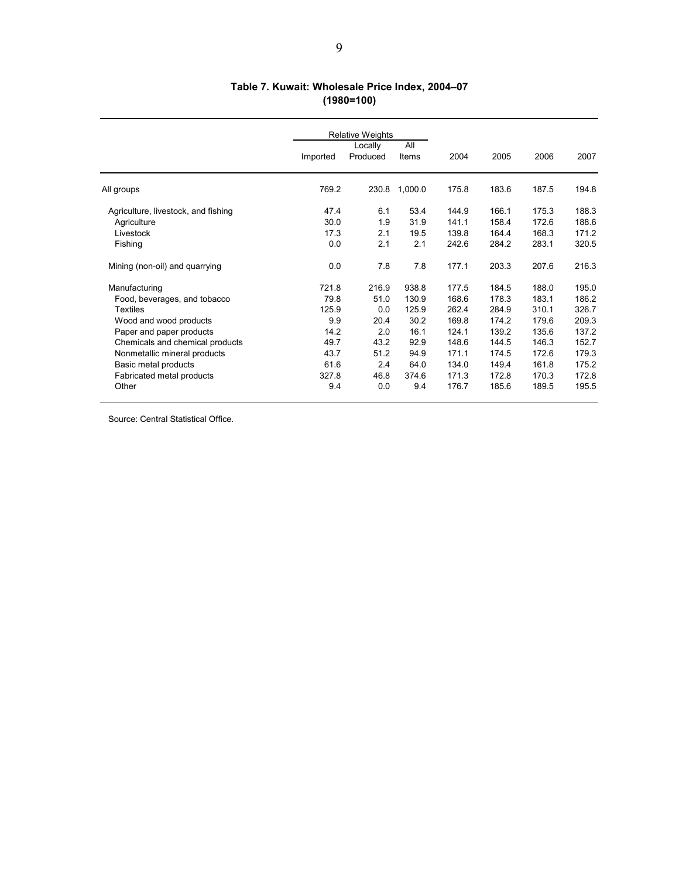**Table 7. Kuwait: Wholesale Price Index, 2004–07**
**(1980=100)**

| | Relative Weights | | | | | | |
|---|---|---|---|---|---|---|---|
| | Imported | Locally Produced | All Items | 2004 | 2005 | 2006 | 2007 |
| All groups | 769.2 | 230.8 | 1,000.0 | 175.8 | 183.6 | 187.5 | 194.8 |
| Agriculture, livestock, and fishing | 47.4 | 6.1 | 53.4 | 144.9 | 166.1 | 175.3 | 188.3 |
| Agriculture | 30.0 | 1.9 | 31.9 | 141.1 | 158.4 | 172.6 | 188.6 |
| Livestock | 17.3 | 2.1 | 19.5 | 139.8 | 164.4 | 168.3 | 171.2 |
| Fishing | 0.0 | 2.1 | 2.1 | 242.6 | 284.2 | 283.1 | 320.5 |
| Mining (non-oil) and quarrying | 0.0 | 7.8 | 7.8 | 177.1 | 203.3 | 207.6 | 216.3 |
| Manufacturing | 721.8 | 216.9 | 938.8 | 177.5 | 184.5 | 188.0 | 195.0 |
| Food, beverages, and tobacco | 79.8 | 51.0 | 130.9 | 168.6 | 178.3 | 183.1 | 186.2 |
| Textiles | 125.9 | 0.0 | 125.9 | 262.4 | 284.9 | 310.1 | 326.7 |
| Wood and wood products | 9.9 | 20.4 | 30.2 | 169.8 | 174.2 | 179.6 | 209.3 |
| Paper and paper products | 14.2 | 2.0 | 16.1 | 124.1 | 139.2 | 135.6 | 137.2 |
| Chemicals and chemical products | 49.7 | 43.2 | 92.9 | 148.6 | 144.5 | 146.3 | 152.7 |
| Nonmetallic mineral products | 43.7 | 51.2 | 94.9 | 171.1 | 174.5 | 172.6 | 179.3 |
| Basic metal products | 61.6 | 2.4 | 64.0 | 134.0 | 149.4 | 161.8 | 175.2 |
| Fabricated metal products | 327.8 | 46.8 | 374.6 | 171.3 | 172.8 | 170.3 | 172.8 |
| Other | 9.4 | 0.0 | 9.4 | 176.7 | 185.6 | 189.5 | 195.5 |

Source: Central Statistical Office.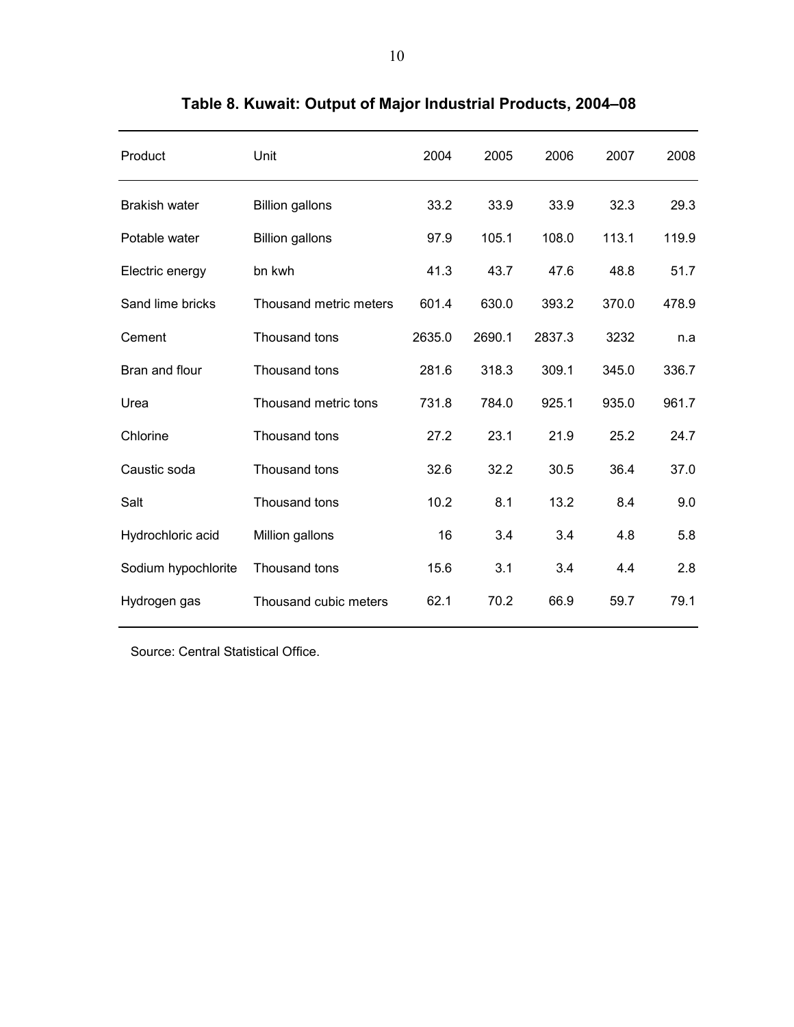**Table 8. Kuwait: Output of Major Industrial Products, 2004–08**

| Product | Unit | 2004 | 2005 | 2006 | 2007 | 2008 |
|---|---|---|---|---|---|---|
| Brakish water | Billion gallons | 33.2 | 33.9 | 33.9 | 32.3 | 29.3 |
| Potable water | Billion gallons | 97.9 | 105.1 | 108.0 | 113.1 | 119.9 |
| Electric energy | bn kwh | 41.3 | 43.7 | 47.6 | 48.8 | 51.7 |
| Sand lime bricks | Thousand metric meters | 601.4 | 630.0 | 393.2 | 370.0 | 478.9 |
| Cement | Thousand tons | 2635.0 | 2690.1 | 2837.3 | 3232 | n.a |
| Bran and flour | Thousand tons | 281.6 | 318.3 | 309.1 | 345.0 | 336.7 |
| Urea | Thousand metric tons | 731.8 | 784.0 | 925.1 | 935.0 | 961.7 |
| Chlorine | Thousand tons | 27.2 | 23.1 | 21.9 | 25.2 | 24.7 |
| Caustic soda | Thousand tons | 32.6 | 32.2 | 30.5 | 36.4 | 37.0 |
| Salt | Thousand tons | 10.2 | 8.1 | 13.2 | 8.4 | 9.0 |
| Hydrochloric acid | Million gallons | 16 | 3.4 | 3.4 | 4.8 | 5.8 |
| Sodium hypochlorite | Thousand tons | 15.6 | 3.1 | 3.4 | 4.4 | 2.8 |
| Hydrogen gas | Thousand cubic meters | 62.1 | 70.2 | 66.9 | 59.7 | 79.1 |

Source: Central Statistical Office.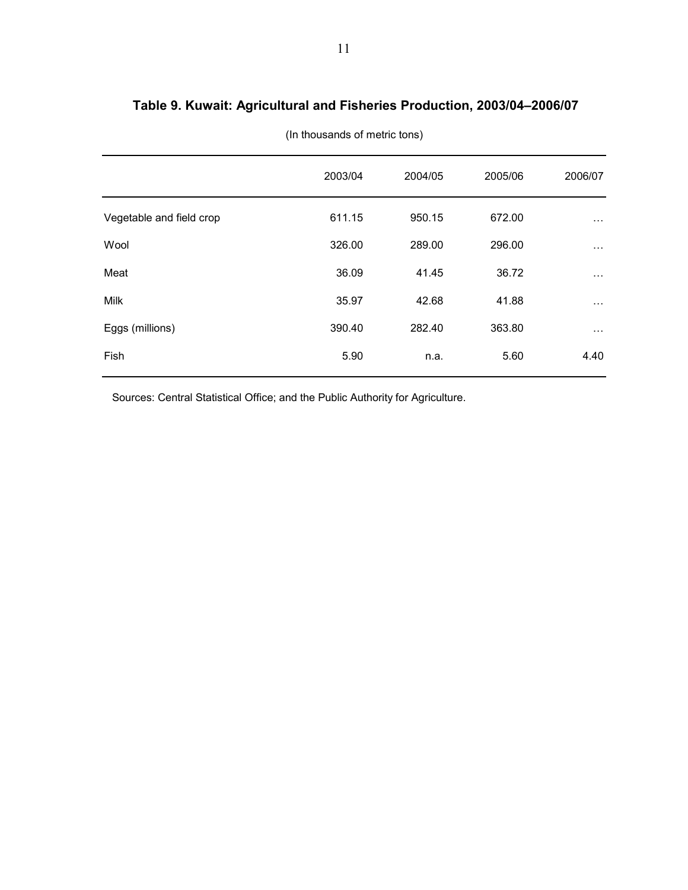**Table 9. Kuwait: Agricultural and Fisheries Production, 2003/04–2006/07**

(In thousands of metric tons)

| | 2003/04 | 2004/05 | 2005/06 | 2006/07 |
|---|---|---|---|---|
| Vegetable and field crop | 611.15 | 950.15 | 672.00 | … |
| Wool | 326.00 | 289.00 | 296.00 | … |
| Meat | 36.09 | 41.45 | 36.72 | … |
| Milk | 35.97 | 42.68 | 41.88 | … |
| Eggs (millions) | 390.40 | 282.40 | 363.80 | … |
| Fish | 5.90 | n.a. | 5.60 | 4.40 |

Sources: Central Statistical Office; and the Public Authority for Agriculture.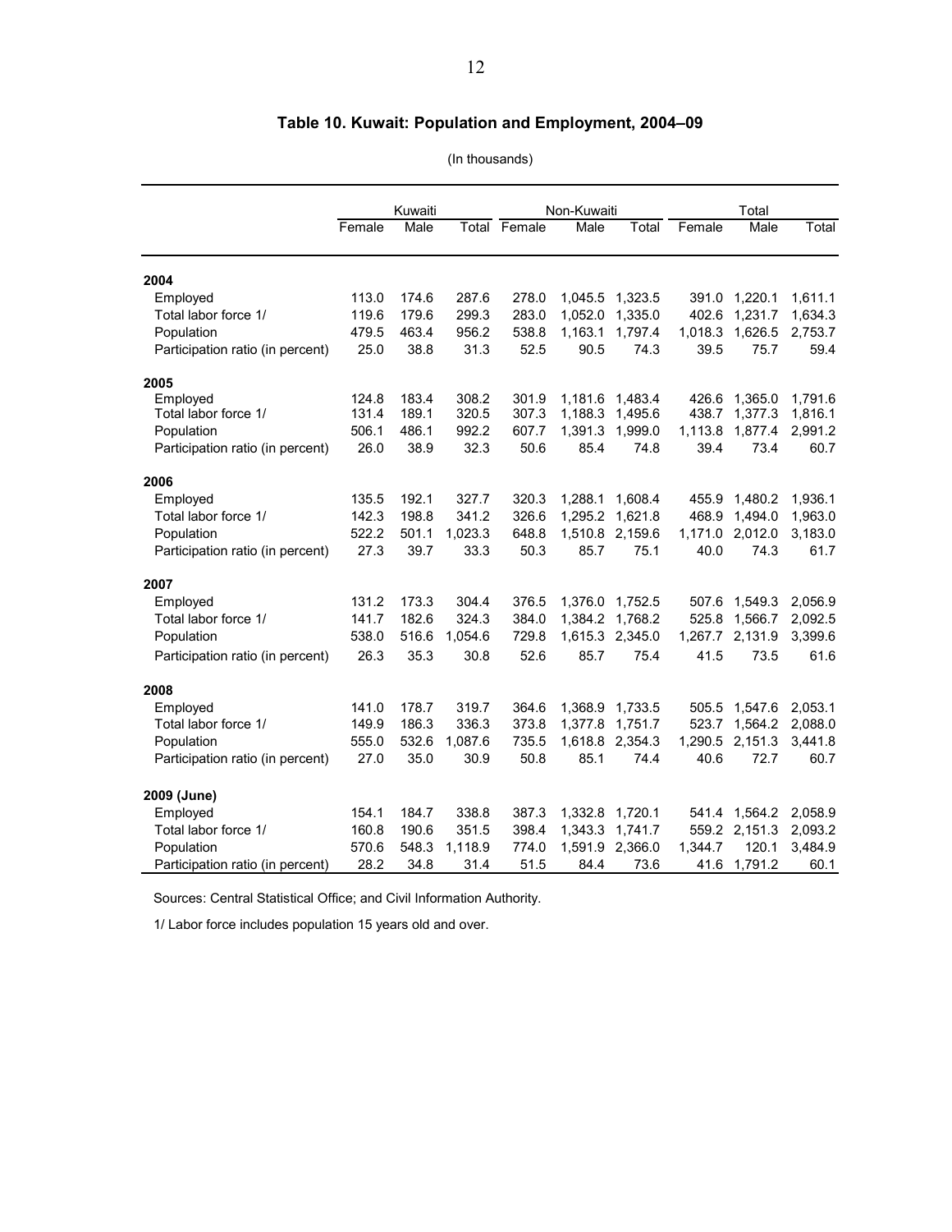# Table 10. Kuwait: Population and Employment, 2004–09

(In thousands)

| | Kuwaiti | | | Non-Kuwaiti | | | Total | | |
|---|---|---|---|---|---|---|---|---|---|
| | Female | Male | Total | Female | Male | Total | Female | Male | Total |
| **2004** | | | | | | | | | |
| Employed | 113.0 | 174.6 | 287.6 | 278.0 | 1,045.5 | 1,323.5 | 391.0 | 1,220.1 | 1,611.1 |
| Total labor force 1/ | 119.6 | 179.6 | 299.3 | 283.0 | 1,052.0 | 1,335.0 | 402.6 | 1,231.7 | 1,634.3 |
| Population | 479.5 | 463.4 | 956.2 | 538.8 | 1,163.1 | 1,797.4 | 1,018.3 | 1,626.5 | 2,753.7 |
| Participation ratio (in percent) | 25.0 | 38.8 | 31.3 | 52.5 | 90.5 | 74.3 | 39.5 | 75.7 | 59.4 |
| **2005** | | | | | | | | | |
| Employed | 124.8 | 183.4 | 308.2 | 301.9 | 1,181.6 | 1,483.4 | 426.6 | 1,365.0 | 1,791.6 |
| Total labor force 1/ | 131.4 | 189.1 | 320.5 | 307.3 | 1,188.3 | 1,495.6 | 438.7 | 1,377.3 | 1,816.1 |
| Population | 506.1 | 486.1 | 992.2 | 607.7 | 1,391.3 | 1,999.0 | 1,113.8 | 1,877.4 | 2,991.2 |
| Participation ratio (in percent) | 26.0 | 38.9 | 32.3 | 50.6 | 85.4 | 74.8 | 39.4 | 73.4 | 60.7 |
| **2006** | | | | | | | | | |
| Employed | 135.5 | 192.1 | 327.7 | 320.3 | 1,288.1 | 1,608.4 | 455.9 | 1,480.2 | 1,936.1 |
| Total labor force 1/ | 142.3 | 198.8 | 341.2 | 326.6 | 1,295.2 | 1,621.8 | 468.9 | 1,494.0 | 1,963.0 |
| Population | 522.2 | 501.1 | 1,023.3 | 648.8 | 1,510.8 | 2,159.6 | 1,171.0 | 2,012.0 | 3,183.0 |
| Participation ratio (in percent) | 27.3 | 39.7 | 33.3 | 50.3 | 85.7 | 75.1 | 40.0 | 74.3 | 61.7 |
| **2007** | | | | | | | | | |
| Employed | 131.2 | 173.3 | 304.4 | 376.5 | 1,376.0 | 1,752.5 | 507.6 | 1,549.3 | 2,056.9 |
| Total labor force 1/ | 141.7 | 182.6 | 324.3 | 384.0 | 1,384.2 | 1,768.2 | 525.8 | 1,566.7 | 2,092.5 |
| Population | 538.0 | 516.6 | 1,054.6 | 729.8 | 1,615.3 | 2,345.0 | 1,267.7 | 2,131.9 | 3,399.6 |
| Participation ratio (in percent) | 26.3 | 35.3 | 30.8 | 52.6 | 85.7 | 75.4 | 41.5 | 73.5 | 61.6 |
| **2008** | | | | | | | | | |
| Employed | 141.0 | 178.7 | 319.7 | 364.6 | 1,368.9 | 1,733.5 | 505.5 | 1,547.6 | 2,053.1 |
| Total labor force 1/ | 149.9 | 186.3 | 336.3 | 373.8 | 1,377.8 | 1,751.7 | 523.7 | 1,564.2 | 2,088.0 |
| Population | 555.0 | 532.6 | 1,087.6 | 735.5 | 1,618.8 | 2,354.3 | 1,290.5 | 2,151.3 | 3,441.8 |
| Participation ratio (in percent) | 27.0 | 35.0 | 30.9 | 50.8 | 85.1 | 74.4 | 40.6 | 72.7 | 60.7 |
| **2009 (June)** | | | | | | | | | |
| Employed | 154.1 | 184.7 | 338.8 | 387.3 | 1,332.8 | 1,720.1 | 541.4 | 1,564.2 | 2,058.9 |
| Total labor force 1/ | 160.8 | 190.6 | 351.5 | 398.4 | 1,343.3 | 1,741.7 | 559.2 | 2,151.3 | 2,093.2 |
| Population | 570.6 | 548.3 | 1,118.9 | 774.0 | 1,591.9 | 2,366.0 | 1,344.7 | 120.1 | 3,484.9 |
| Participation ratio (in percent) | 28.2 | 34.8 | 31.4 | 51.5 | 84.4 | 73.6 | 41.6 | 1,791.2 | 60.1 |

Sources: Central Statistical Office; and Civil Information Authority.

1/ Labor force includes population 15 years old and over.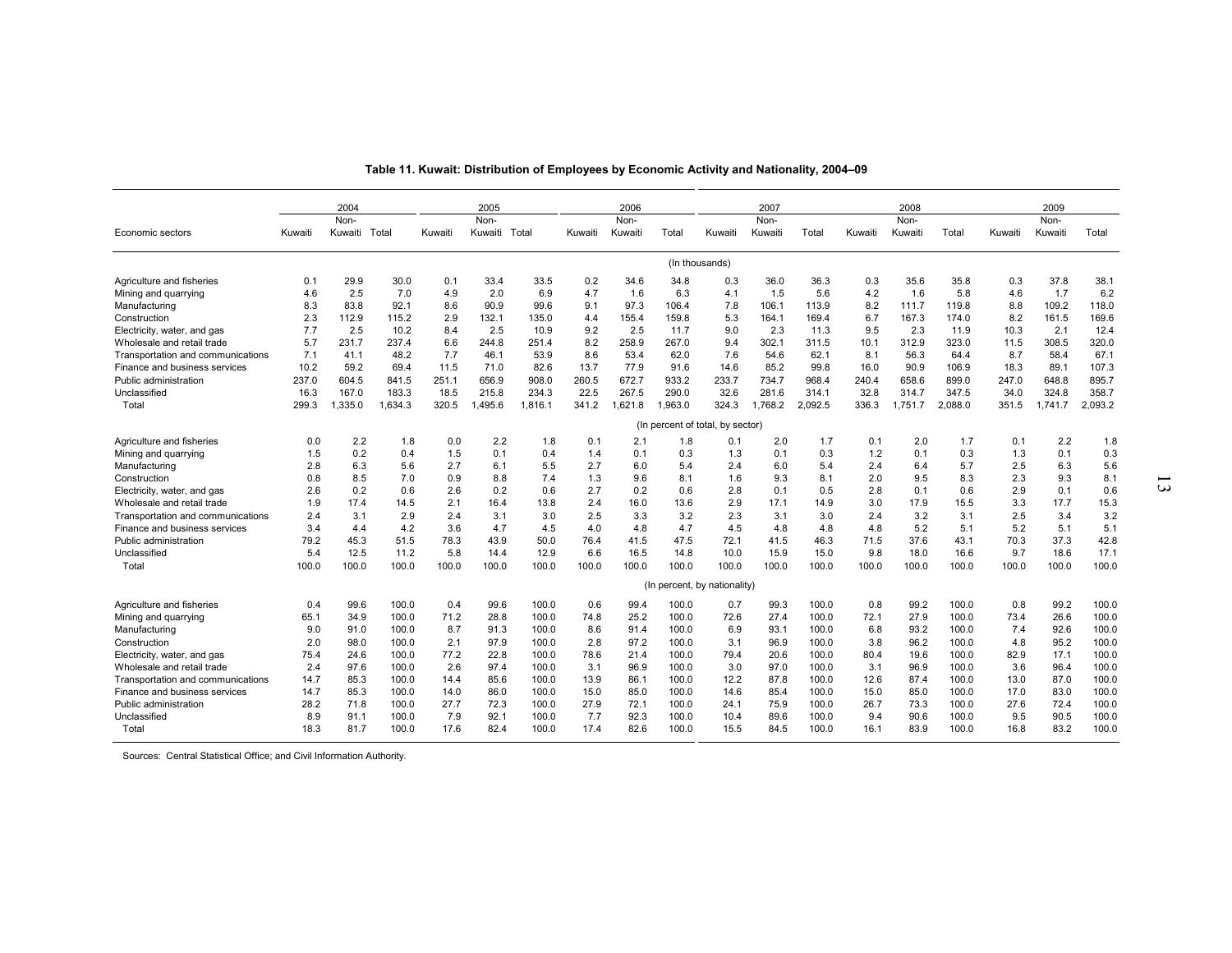**Table 11. Kuwait: Distribution of Employees by Economic Activity and Nationality, 2004–09**

| Economic sectors | 2004 | | | 2005 | | | 2006 | | | 2007 | | | 2008 | | | 2009 | | |
|---|---|---|---|---|---|---|---|---|---|---|---|---|---|---|---|---|---|---|
| | Kuwaiti | Non-Kuwaiti | Total | Kuwaiti | Non-Kuwaiti | Total | Kuwaiti | Non-Kuwaiti | Total | Kuwaiti | Non-Kuwaiti | Total | Kuwaiti | Non-Kuwaiti | Total | Kuwaiti | Non-Kuwaiti | Total |
| | (In thousands) | | | | | | | | | | | | | | | | | |
| Agriculture and fisheries | 0.1 | 29.9 | 30.0 | 0.1 | 33.4 | 33.5 | 0.2 | 34.6 | 34.8 | 0.3 | 36.0 | 36.3 | 0.3 | 35.6 | 35.8 | 0.3 | 37.8 | 38.1 |
| Mining and quarrying | 4.6 | 2.5 | 7.0 | 4.9 | 2.0 | 6.9 | 4.7 | 1.6 | 6.3 | 4.1 | 1.5 | 5.6 | 4.2 | 1.6 | 5.8 | 4.6 | 1.7 | 6.2 |
| Manufacturing | 8.3 | 83.8 | 92.1 | 8.6 | 90.9 | 99.6 | 9.1 | 97.3 | 106.4 | 7.8 | 106.1 | 113.9 | 8.2 | 111.7 | 119.8 | 8.8 | 109.2 | 118.0 |
| Construction | 2.3 | 112.9 | 115.2 | 2.9 | 132.1 | 135.0 | 4.4 | 155.4 | 159.8 | 5.3 | 164.1 | 169.4 | 6.7 | 167.3 | 174.0 | 8.2 | 161.5 | 169.6 |
| Electricity, water, and gas | 7.7 | 2.5 | 10.2 | 8.4 | 2.5 | 10.9 | 9.2 | 2.5 | 11.7 | 9.0 | 2.3 | 11.3 | 9.5 | 2.3 | 11.9 | 10.3 | 2.1 | 12.4 |
| Wholesale and retail trade | 5.7 | 231.7 | 237.4 | 6.6 | 244.8 | 251.4 | 8.2 | 258.9 | 267.0 | 9.4 | 302.1 | 311.5 | 10.1 | 312.9 | 323.0 | 11.5 | 308.5 | 320.0 |
| Transportation and communications | 7.1 | 41.1 | 48.2 | 7.7 | 46.1 | 53.9 | 8.6 | 53.4 | 62.0 | 7.6 | 54.6 | 62.1 | 8.1 | 56.3 | 64.4 | 8.7 | 58.4 | 67.1 |
| Finance and business services | 10.2 | 59.2 | 69.4 | 11.5 | 71.0 | 82.6 | 13.7 | 77.9 | 91.6 | 14.6 | 85.2 | 99.8 | 16.0 | 90.9 | 106.9 | 18.3 | 89.1 | 107.3 |
| Public administration | 237.0 | 604.5 | 841.5 | 251.1 | 656.9 | 908.0 | 260.5 | 672.7 | 933.2 | 233.7 | 734.7 | 968.4 | 240.4 | 658.6 | 899.0 | 247.0 | 648.8 | 895.7 |
| Unclassified | 16.3 | 167.0 | 183.3 | 18.5 | 215.8 | 234.3 | 22.5 | 267.5 | 290.0 | 32.6 | 281.6 | 314.1 | 32.8 | 314.7 | 347.5 | 34.0 | 324.8 | 358.7 |
| Total | 299.3 | 1,335.0 | 1,634.3 | 320.5 | 1,495.6 | 1,816.1 | 341.2 | 1,621.8 | 1,963.0 | 324.3 | 1,768.2 | 2,092.5 | 336.3 | 1,751.7 | 2,088.0 | 351.5 | 1,741.7 | 2,093.2 |
| | (In percent of total, by sector) | | | | | | | | | | | | | | | | | |
| Agriculture and fisheries | 0.0 | 2.2 | 1.8 | 0.0 | 2.2 | 1.8 | 0.1 | 2.1 | 1.8 | 0.1 | 2.0 | 1.7 | 0.1 | 2.0 | 1.7 | 0.1 | 2.2 | 1.8 |
| Mining and quarrying | 1.5 | 0.2 | 0.4 | 1.5 | 0.1 | 0.4 | 1.4 | 0.1 | 0.3 | 1.3 | 0.1 | 0.3 | 1.2 | 0.1 | 0.3 | 1.3 | 0.1 | 0.3 |
| Manufacturing | 2.8 | 6.3 | 5.6 | 2.7 | 6.1 | 5.5 | 2.7 | 6.0 | 5.4 | 2.4 | 6.0 | 5.4 | 2.4 | 6.4 | 5.7 | 2.5 | 6.3 | 5.6 |
| Construction | 0.8 | 8.5 | 7.0 | 0.9 | 8.8 | 7.4 | 1.3 | 9.6 | 8.1 | 1.6 | 9.3 | 8.1 | 2.0 | 9.5 | 8.3 | 2.3 | 9.3 | 8.1 |
| Electricity, water, and gas | 2.6 | 0.2 | 0.6 | 2.6 | 0.2 | 0.6 | 2.7 | 0.2 | 0.6 | 2.8 | 0.1 | 0.5 | 2.8 | 0.1 | 0.6 | 2.9 | 0.1 | 0.6 |
| Wholesale and retail trade | 1.9 | 17.4 | 14.5 | 2.1 | 16.4 | 13.8 | 2.4 | 16.0 | 13.6 | 2.9 | 17.1 | 14.9 | 3.0 | 17.9 | 15.5 | 3.3 | 17.7 | 15.3 |
| Transportation and communications | 2.4 | 3.1 | 2.9 | 2.4 | 3.1 | 3.0 | 2.5 | 3.3 | 3.2 | 2.3 | 3.1 | 3.0 | 2.4 | 3.2 | 3.1 | 2.5 | 3.4 | 3.2 |
| Finance and business services | 3.4 | 4.4 | 4.2 | 3.6 | 4.7 | 4.5 | 4.0 | 4.8 | 4.7 | 4.5 | 4.8 | 4.8 | 4.8 | 5.2 | 5.1 | 5.2 | 5.1 | 5.1 |
| Public administration | 79.2 | 45.3 | 51.5 | 78.3 | 43.9 | 50.0 | 76.4 | 41.5 | 47.5 | 72.1 | 41.5 | 46.3 | 71.5 | 37.6 | 43.1 | 70.3 | 37.3 | 42.8 |
| Unclassified | 5.4 | 12.5 | 11.2 | 5.8 | 14.4 | 12.9 | 6.6 | 16.5 | 14.8 | 10.0 | 15.9 | 15.0 | 9.8 | 18.0 | 16.6 | 9.7 | 18.6 | 17.1 |
| Total | 100.0 | 100.0 | 100.0 | 100.0 | 100.0 | 100.0 | 100.0 | 100.0 | 100.0 | 100.0 | 100.0 | 100.0 | 100.0 | 100.0 | 100.0 | 100.0 | 100.0 | 100.0 |
| | (In percent, by nationality) | | | | | | | | | | | | | | | | | |
| Agriculture and fisheries | 0.4 | 99.6 | 100.0 | 0.4 | 99.6 | 100.0 | 0.6 | 99.4 | 100.0 | 0.7 | 99.3 | 100.0 | 0.8 | 99.2 | 100.0 | 0.8 | 99.2 | 100.0 |
| Mining and quarrying | 65.1 | 34.9 | 100.0 | 71.2 | 28.8 | 100.0 | 74.8 | 25.2 | 100.0 | 72.6 | 27.4 | 100.0 | 72.1 | 27.9 | 100.0 | 73.4 | 26.6 | 100.0 |
| Manufacturing | 9.0 | 91.0 | 100.0 | 8.7 | 91.3 | 100.0 | 8.6 | 91.4 | 100.0 | 6.9 | 93.1 | 100.0 | 6.8 | 93.2 | 100.0 | 7.4 | 92.6 | 100.0 |
| Construction | 2.0 | 98.0 | 100.0 | 2.1 | 97.9 | 100.0 | 2.8 | 97.2 | 100.0 | 3.1 | 96.9 | 100.0 | 3.8 | 96.2 | 100.0 | 4.8 | 95.2 | 100.0 |
| Electricity, water, and gas | 75.4 | 24.6 | 100.0 | 77.2 | 22.8 | 100.0 | 78.6 | 21.4 | 100.0 | 79.4 | 20.6 | 100.0 | 80.4 | 19.6 | 100.0 | 82.9 | 17.1 | 100.0 |
| Wholesale and retail trade | 2.4 | 97.6 | 100.0 | 2.6 | 97.4 | 100.0 | 3.1 | 96.9 | 100.0 | 3.0 | 97.0 | 100.0 | 3.1 | 96.9 | 100.0 | 3.6 | 96.4 | 100.0 |
| Transportation and communications | 14.7 | 85.3 | 100.0 | 14.4 | 85.6 | 100.0 | 13.9 | 86.1 | 100.0 | 12.2 | 87.8 | 100.0 | 12.6 | 87.4 | 100.0 | 13.0 | 87.0 | 100.0 |
| Finance and business services | 14.7 | 85.3 | 100.0 | 14.0 | 86.0 | 100.0 | 15.0 | 85.0 | 100.0 | 14.6 | 85.4 | 100.0 | 15.0 | 85.0 | 100.0 | 17.0 | 83.0 | 100.0 |
| Public administration | 28.2 | 71.8 | 100.0 | 27.7 | 72.3 | 100.0 | 27.9 | 72.1 | 100.0 | 24.1 | 75.9 | 100.0 | 26.7 | 73.3 | 100.0 | 27.6 | 72.4 | 100.0 |
| Unclassified | 8.9 | 91.1 | 100.0 | 7.9 | 92.1 | 100.0 | 7.7 | 92.3 | 100.0 | 10.4 | 89.6 | 100.0 | 9.4 | 90.6 | 100.0 | 9.5 | 90.5 | 100.0 |
| Total | 18.3 | 81.7 | 100.0 | 17.6 | 82.4 | 100.0 | 17.4 | 82.6 | 100.0 | 15.5 | 84.5 | 100.0 | 16.1 | 83.9 | 100.0 | 16.8 | 83.2 | 100.0 |

Sources: Central Statistical Office; and Civil Information Authority.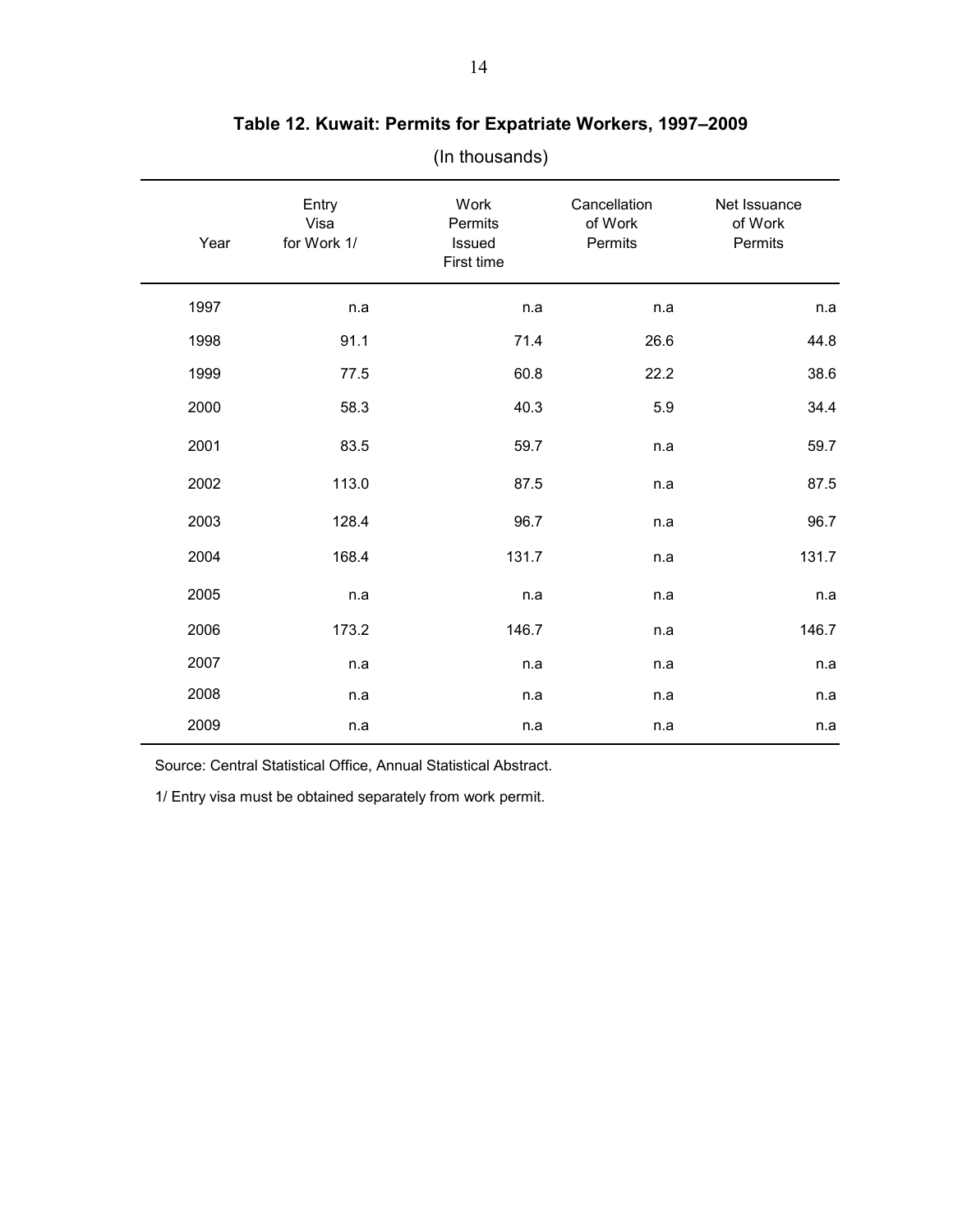## Table 12. Kuwait: Permits for Expatriate Workers, 1997–2009

(In thousands)

| Year | Entry Visa for Work 1/ | Work Permits Issued First time | Cancellation of Work Permits | Net Issuance of Work Permits |
|---|---|---|---|---|
| 1997 | n.a | n.a | n.a | n.a |
| 1998 | 91.1 | 71.4 | 26.6 | 44.8 |
| 1999 | 77.5 | 60.8 | 22.2 | 38.6 |
| 2000 | 58.3 | 40.3 | 5.9 | 34.4 |
| 2001 | 83.5 | 59.7 | n.a | 59.7 |
| 2002 | 113.0 | 87.5 | n.a | 87.5 |
| 2003 | 128.4 | 96.7 | n.a | 96.7 |
| 2004 | 168.4 | 131.7 | n.a | 131.7 |
| 2005 | n.a | n.a | n.a | n.a |
| 2006 | 173.2 | 146.7 | n.a | 146.7 |
| 2007 | n.a | n.a | n.a | n.a |
| 2008 | n.a | n.a | n.a | n.a |
| 2009 | n.a | n.a | n.a | n.a |

Source: Central Statistical Office, Annual Statistical Abstract.

1/ Entry visa must be obtained separately from work permit.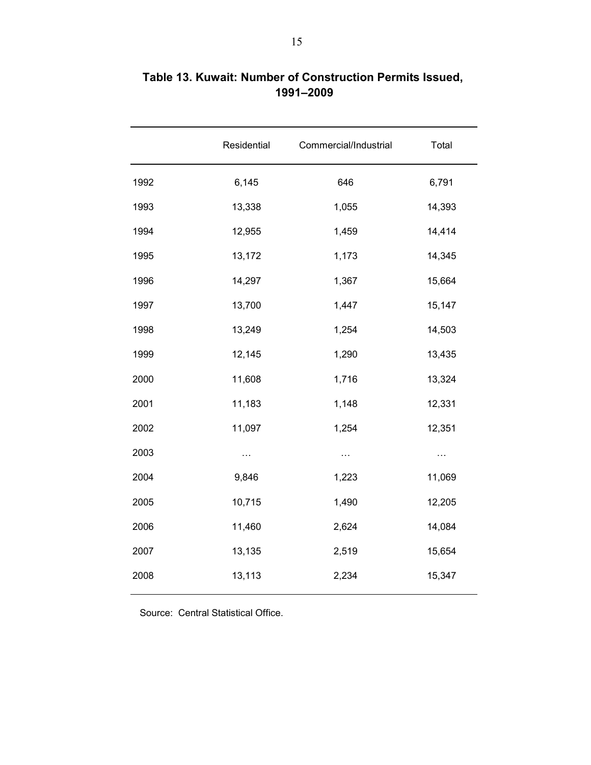**Table 13. Kuwait: Number of Construction Permits Issued, 1991–2009**

| | Residential | Commercial/Industrial | Total |
|---|---|---|---|
| 1992 | 6,145 | 646 | 6,791 |
| 1993 | 13,338 | 1,055 | 14,393 |
| 1994 | 12,955 | 1,459 | 14,414 |
| 1995 | 13,172 | 1,173 | 14,345 |
| 1996 | 14,297 | 1,367 | 15,664 |
| 1997 | 13,700 | 1,447 | 15,147 |
| 1998 | 13,249 | 1,254 | 14,503 |
| 1999 | 12,145 | 1,290 | 13,435 |
| 2000 | 11,608 | 1,716 | 13,324 |
| 2001 | 11,183 | 1,148 | 12,331 |
| 2002 | 11,097 | 1,254 | 12,351 |
| 2003 | … | … | … |
| 2004 | 9,846 | 1,223 | 11,069 |
| 2005 | 10,715 | 1,490 | 12,205 |
| 2006 | 11,460 | 2,624 | 14,084 |
| 2007 | 13,135 | 2,519 | 15,654 |
| 2008 | 13,113 | 2,234 | 15,347 |

Source: Central Statistical Office.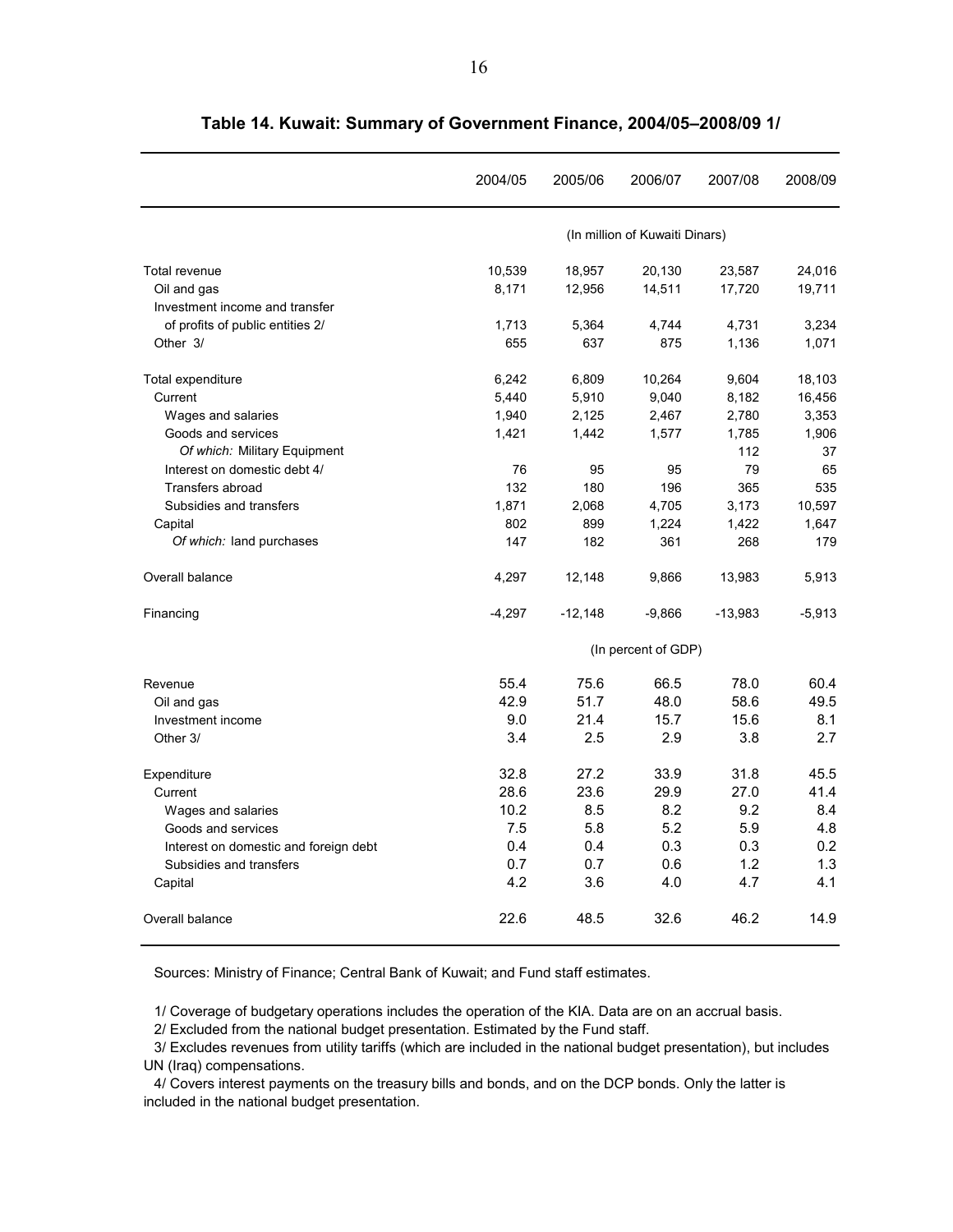**Table 14. Kuwait: Summary of Government Finance, 2004/05–2008/09 1/**

| | 2004/05 | 2005/06 | 2006/07 | 2007/08 | 2008/09 |
|---|---|---|---|---|---|
| | (In million of Kuwaiti Dinars) | | | | |
| Total revenue | 10,539 | 18,957 | 20,130 | 23,587 | 24,016 |
| Oil and gas | 8,171 | 12,956 | 14,511 | 17,720 | 19,711 |
| Investment income and transfer of profits of public entities 2/ | 1,713 | 5,364 | 4,744 | 4,731 | 3,234 |
| Other 3/ | 655 | 637 | 875 | 1,136 | 1,071 |
| Total expenditure | 6,242 | 6,809 | 10,264 | 9,604 | 18,103 |
| Current | 5,440 | 5,910 | 9,040 | 8,182 | 16,456 |
| Wages and salaries | 1,940 | 2,125 | 2,467 | 2,780 | 3,353 |
| Goods and services | 1,421 | 1,442 | 1,577 | 1,785 | 1,906 |
| *Of which:* Military Equipment | | | | 112 | 37 |
| Interest on domestic debt 4/ | 76 | 95 | 95 | 79 | 65 |
| Transfers abroad | 132 | 180 | 196 | 365 | 535 |
| Subsidies and transfers | 1,871 | 2,068 | 4,705 | 3,173 | 10,597 |
| Capital | 802 | 899 | 1,224 | 1,422 | 1,647 |
| *Of which:* land purchases | 147 | 182 | 361 | 268 | 179 |
| Overall balance | 4,297 | 12,148 | 9,866 | 13,983 | 5,913 |
| Financing | -4,297 | -12,148 | -9,866 | -13,983 | -5,913 |
| | (In percent of GDP) | | | | |
| Revenue | 55.4 | 75.6 | 66.5 | 78.0 | 60.4 |
| Oil and gas | 42.9 | 51.7 | 48.0 | 58.6 | 49.5 |
| Investment income | 9.0 | 21.4 | 15.7 | 15.6 | 8.1 |
| Other 3/ | 3.4 | 2.5 | 2.9 | 3.8 | 2.7 |
| Expenditure | 32.8 | 27.2 | 33.9 | 31.8 | 45.5 |
| Current | 28.6 | 23.6 | 29.9 | 27.0 | 41.4 |
| Wages and salaries | 10.2 | 8.5 | 8.2 | 9.2 | 8.4 |
| Goods and services | 7.5 | 5.8 | 5.2 | 5.9 | 4.8 |
| Interest on domestic and foreign debt | 0.4 | 0.4 | 0.3 | 0.3 | 0.2 |
| Subsidies and transfers | 0.7 | 0.7 | 0.6 | 1.2 | 1.3 |
| Capital | 4.2 | 3.6 | 4.0 | 4.7 | 4.1 |
| Overall balance | 22.6 | 48.5 | 32.6 | 46.2 | 14.9 |

Sources: Ministry of Finance; Central Bank of Kuwait; and Fund staff estimates.

1/ Coverage of budgetary operations includes the operation of the KIA. Data are on an accrual basis.

2/ Excluded from the national budget presentation. Estimated by the Fund staff.

3/ Excludes revenues from utility tariffs (which are included in the national budget presentation), but includes UN (Iraq) compensations.

4/ Covers interest payments on the treasury bills and bonds, and on the DCP bonds. Only the latter is included in the national budget presentation.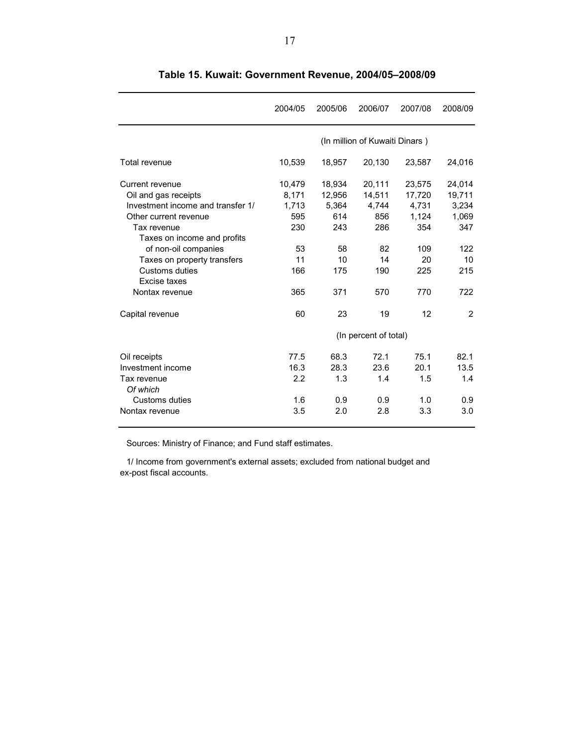**Table 15. Kuwait: Government Revenue, 2004/05–2008/09**

| | 2004/05 | 2005/06 | 2006/07 | 2007/08 | 2008/09 |
|---|---|---|---|---|---|
| | (In million of Kuwaiti Dinars ) | | | | |
| Total revenue | 10,539 | 18,957 | 20,130 | 23,587 | 24,016 |
| Current revenue | 10,479 | 18,934 | 20,111 | 23,575 | 24,014 |
| Oil and gas receipts | 8,171 | 12,956 | 14,511 | 17,720 | 19,711 |
| Investment income and transfer 1/ | 1,713 | 5,364 | 4,744 | 4,731 | 3,234 |
| Other current revenue | 595 | 614 | 856 | 1,124 | 1,069 |
| Tax revenue | 230 | 243 | 286 | 354 | 347 |
| Taxes on income and profits of non-oil companies | 53 | 58 | 82 | 109 | 122 |
| Taxes on property transfers | 11 | 10 | 14 | 20 | 10 |
| Customs duties | 166 | 175 | 190 | 225 | 215 |
| Excise taxes | | | | | |
| Nontax revenue | 365 | 371 | 570 | 770 | 722 |
| Capital revenue | 60 | 23 | 19 | 12 | 2 |
| | (In percent of total) | | | | |
| Oil receipts | 77.5 | 68.3 | 72.1 | 75.1 | 82.1 |
| Investment income | 16.3 | 28.3 | 23.6 | 20.1 | 13.5 |
| Tax revenue | 2.2 | 1.3 | 1.4 | 1.5 | 1.4 |
| *Of which* | | | | | |
| Customs duties | 1.6 | 0.9 | 0.9 | 1.0 | 0.9 |
| Nontax revenue | 3.5 | 2.0 | 2.8 | 3.3 | 3.0 |

Sources: Ministry of Finance; and Fund staff estimates.

1/ Income from government's external assets; excluded from national budget and ex-post fiscal accounts.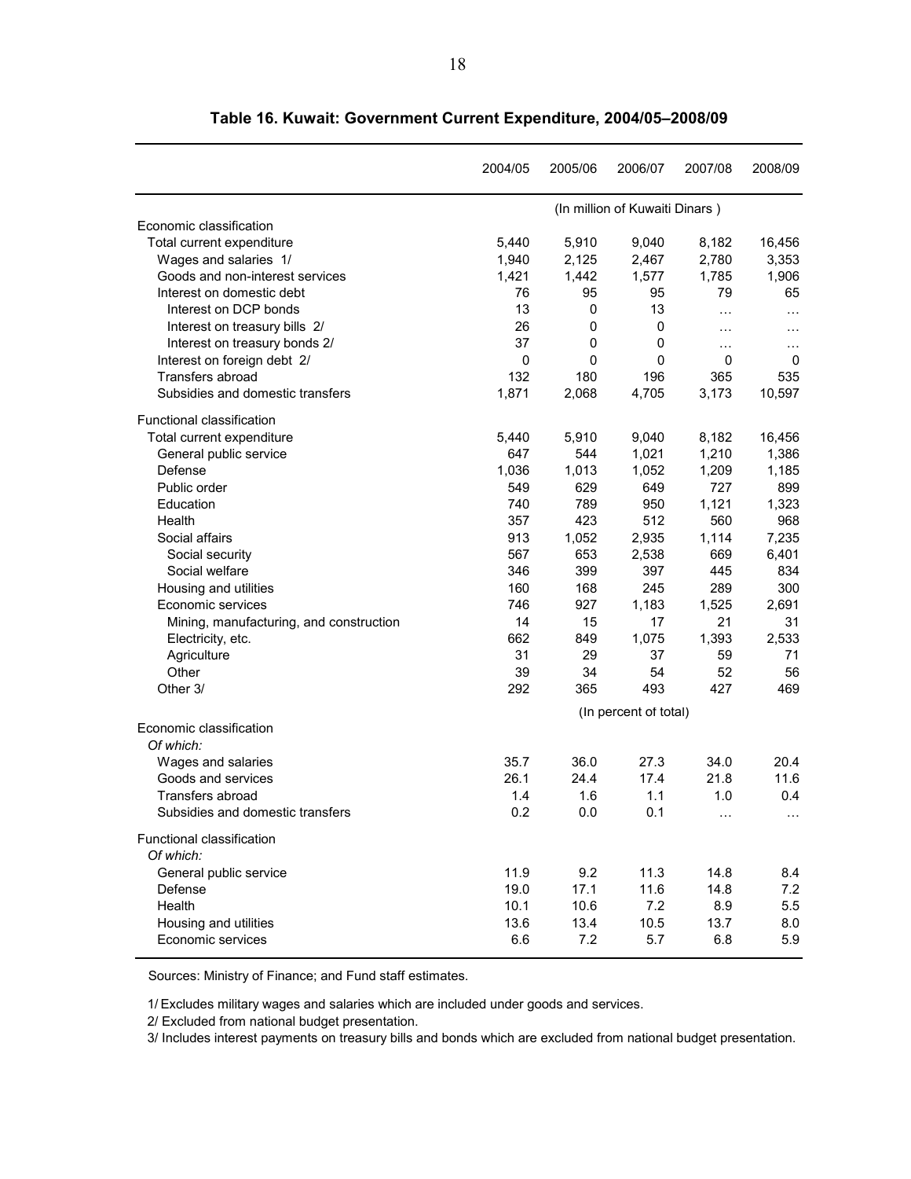# Table 16. Kuwait: Government Current Expenditure, 2004/05–2008/09

| | 2004/05 | 2005/06 | 2006/07 | 2007/08 | 2008/09 |
|---|---|---|---|---|---|
| | (In million of Kuwaiti Dinars ) | | | | |
| Economic classification | | | | | |
| Total current expenditure | 5,440 | 5,910 | 9,040 | 8,182 | 16,456 |
| Wages and salaries 1/ | 1,940 | 2,125 | 2,467 | 2,780 | 3,353 |
| Goods and non-interest services | 1,421 | 1,442 | 1,577 | 1,785 | 1,906 |
| Interest on domestic debt | 76 | 95 | 95 | 79 | 65 |
| Interest on DCP bonds | 13 | 0 | 13 | … | … |
| Interest on treasury bills 2/ | 26 | 0 | 0 | … | … |
| Interest on treasury bonds 2/ | 37 | 0 | 0 | … | … |
| Interest on foreign debt 2/ | 0 | 0 | 0 | 0 | 0 |
| Transfers abroad | 132 | 180 | 196 | 365 | 535 |
| Subsidies and domestic transfers | 1,871 | 2,068 | 4,705 | 3,173 | 10,597 |
| Functional classification | | | | | |
| Total current expenditure | 5,440 | 5,910 | 9,040 | 8,182 | 16,456 |
| General public service | 647 | 544 | 1,021 | 1,210 | 1,386 |
| Defense | 1,036 | 1,013 | 1,052 | 1,209 | 1,185 |
| Public order | 549 | 629 | 649 | 727 | 899 |
| Education | 740 | 789 | 950 | 1,121 | 1,323 |
| Health | 357 | 423 | 512 | 560 | 968 |
| Social affairs | 913 | 1,052 | 2,935 | 1,114 | 7,235 |
| Social security | 567 | 653 | 2,538 | 669 | 6,401 |
| Social welfare | 346 | 399 | 397 | 445 | 834 |
| Housing and utilities | 160 | 168 | 245 | 289 | 300 |
| Economic services | 746 | 927 | 1,183 | 1,525 | 2,691 |
| Mining, manufacturing, and construction | 14 | 15 | 17 | 21 | 31 |
| Electricity, etc. | 662 | 849 | 1,075 | 1,393 | 2,533 |
| Agriculture | 31 | 29 | 37 | 59 | 71 |
| Other | 39 | 34 | 54 | 52 | 56 |
| Other 3/ | 292 | 365 | 493 | 427 | 469 |
| | (In percent of total) | | | | |
| Economic classification | | | | | |
| *Of which:* | | | | | |
| Wages and salaries | 35.7 | 36.0 | 27.3 | 34.0 | 20.4 |
| Goods and services | 26.1 | 24.4 | 17.4 | 21.8 | 11.6 |
| Transfers abroad | 1.4 | 1.6 | 1.1 | 1.0 | 0.4 |
| Subsidies and domestic transfers | 0.2 | 0.0 | 0.1 | … | … |
| Functional classification | | | | | |
| *Of which:* | | | | | |
| General public service | 11.9 | 9.2 | 11.3 | 14.8 | 8.4 |
| Defense | 19.0 | 17.1 | 11.6 | 14.8 | 7.2 |
| Health | 10.1 | 10.6 | 7.2 | 8.9 | 5.5 |
| Housing and utilities | 13.6 | 13.4 | 10.5 | 13.7 | 8.0 |
| Economic services | 6.6 | 7.2 | 5.7 | 6.8 | 5.9 |

Sources: Ministry of Finance; and Fund staff estimates.

1/ Excludes military wages and salaries which are included under goods and services.

2/ Excluded from national budget presentation.

3/ Includes interest payments on treasury bills and bonds which are excluded from national budget presentation.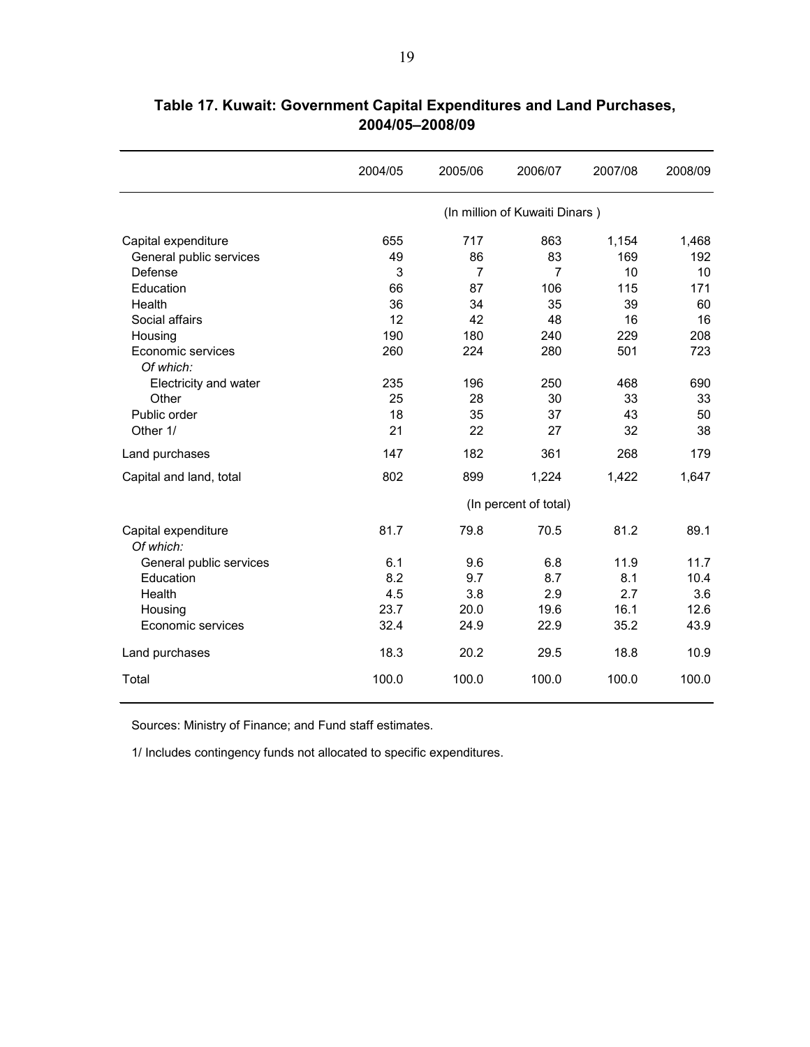## Table 17. Kuwait: Government Capital Expenditures and Land Purchases, 2004/05–2008/09

| | 2004/05 | 2005/06 | 2006/07 | 2007/08 | 2008/09 |
|---|---|---|---|---|---|
| | (In million of Kuwaiti Dinars ) | | | | |
| Capital expenditure | 655 | 717 | 863 | 1,154 | 1,468 |
| General public services | 49 | 86 | 83 | 169 | 192 |
| Defense | 3 | 7 | 7 | 10 | 10 |
| Education | 66 | 87 | 106 | 115 | 171 |
| Health | 36 | 34 | 35 | 39 | 60 |
| Social affairs | 12 | 42 | 48 | 16 | 16 |
| Housing | 190 | 180 | 240 | 229 | 208 |
| Economic services | 260 | 224 | 280 | 501 | 723 |
| *Of which:* | | | | | |
| Electricity and water | 235 | 196 | 250 | 468 | 690 |
| Other | 25 | 28 | 30 | 33 | 33 |
| Public order | 18 | 35 | 37 | 43 | 50 |
| Other 1/ | 21 | 22 | 27 | 32 | 38 |
| Land purchases | 147 | 182 | 361 | 268 | 179 |
| Capital and land, total | 802 | 899 | 1,224 | 1,422 | 1,647 |
| | (In percent of total) | | | | |
| Capital expenditure | 81.7 | 79.8 | 70.5 | 81.2 | 89.1 |
| *Of which:* | | | | | |
| General public services | 6.1 | 9.6 | 6.8 | 11.9 | 11.7 |
| Education | 8.2 | 9.7 | 8.7 | 8.1 | 10.4 |
| Health | 4.5 | 3.8 | 2.9 | 2.7 | 3.6 |
| Housing | 23.7 | 20.0 | 19.6 | 16.1 | 12.6 |
| Economic services | 32.4 | 24.9 | 22.9 | 35.2 | 43.9 |
| Land purchases | 18.3 | 20.2 | 29.5 | 18.8 | 10.9 |
| Total | 100.0 | 100.0 | 100.0 | 100.0 | 100.0 |

Sources: Ministry of Finance; and Fund staff estimates.

1/ Includes contingency funds not allocated to specific expenditures.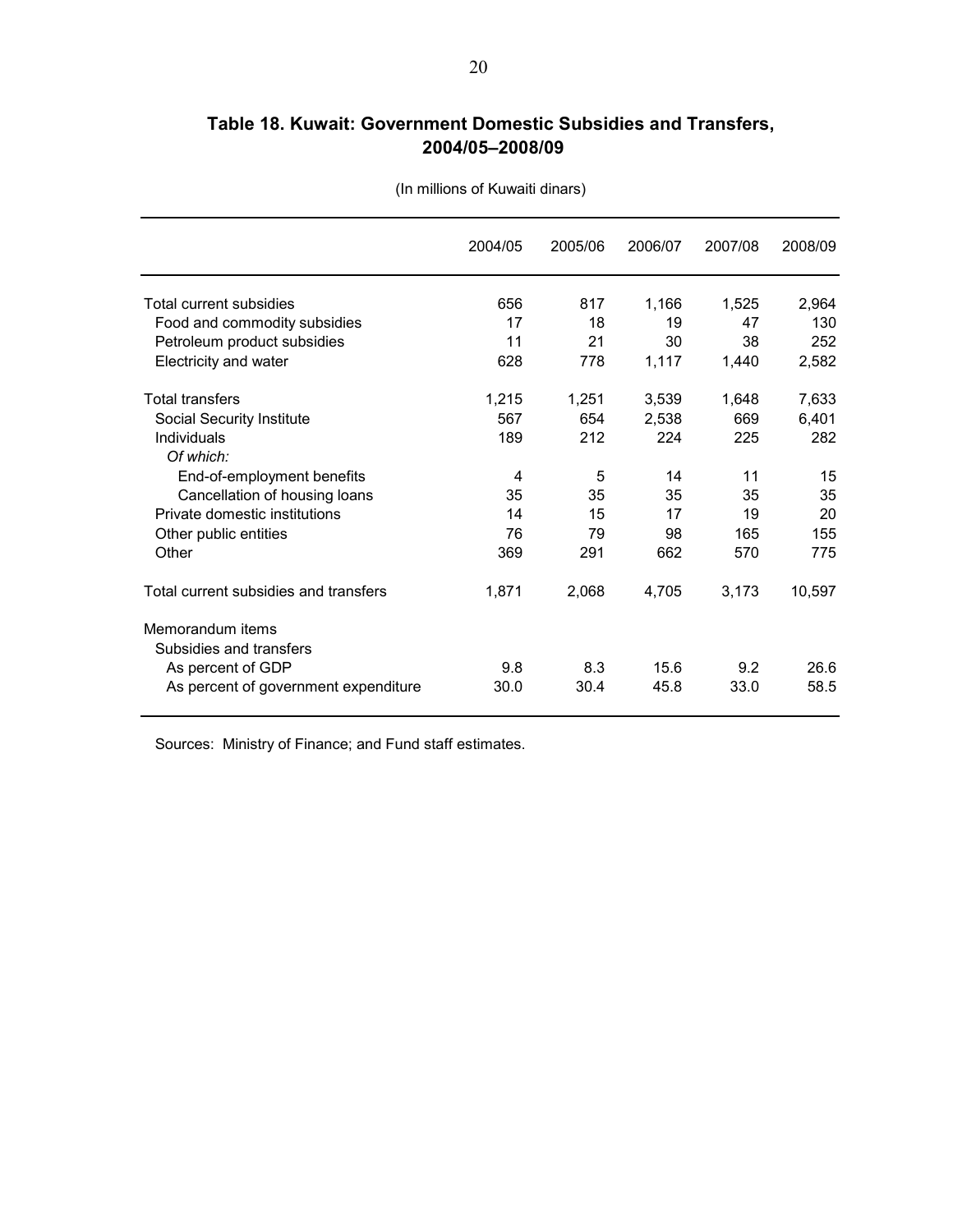## Table 18. Kuwait: Government Domestic Subsidies and Transfers, 2004/05–2008/09

(In millions of Kuwaiti dinars)

| | 2004/05 | 2005/06 | 2006/07 | 2007/08 | 2008/09 |
|---|---|---|---|---|---|
| Total current subsidies | 656 | 817 | 1,166 | 1,525 | 2,964 |
| Food and commodity subsidies | 17 | 18 | 19 | 47 | 130 |
| Petroleum product subsidies | 11 | 21 | 30 | 38 | 252 |
| Electricity and water | 628 | 778 | 1,117 | 1,440 | 2,582 |
| Total transfers | 1,215 | 1,251 | 3,539 | 1,648 | 7,633 |
| Social Security Institute | 567 | 654 | 2,538 | 669 | 6,401 |
| Individuals | 189 | 212 | 224 | 225 | 282 |
| *Of which:* | | | | | |
| End-of-employment benefits | 4 | 5 | 14 | 11 | 15 |
| Cancellation of housing loans | 35 | 35 | 35 | 35 | 35 |
| Private domestic institutions | 14 | 15 | 17 | 19 | 20 |
| Other public entities | 76 | 79 | 98 | 165 | 155 |
| Other | 369 | 291 | 662 | 570 | 775 |
| Total current subsidies and transfers | 1,871 | 2,068 | 4,705 | 3,173 | 10,597 |
| Memorandum items | | | | | |
| Subsidies and transfers | | | | | |
| As percent of GDP | 9.8 | 8.3 | 15.6 | 9.2 | 26.6 |
| As percent of government expenditure | 30.0 | 30.4 | 45.8 | 33.0 | 58.5 |

Sources: Ministry of Finance; and Fund staff estimates.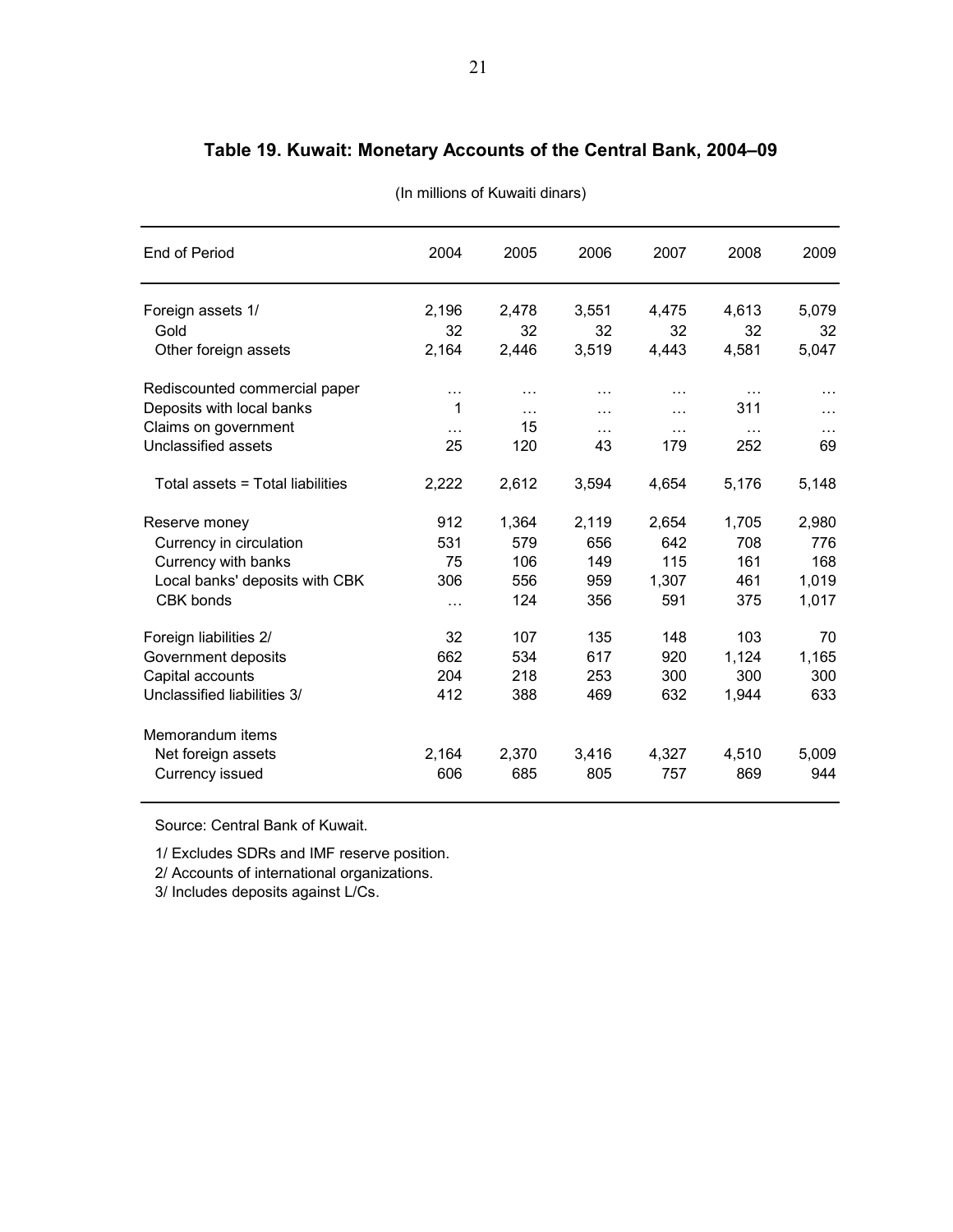# Table 19. Kuwait: Monetary Accounts of the Central Bank, 2004–09

(In millions of Kuwaiti dinars)

| End of Period | 2004 | 2005 | 2006 | 2007 | 2008 | 2009 |
|---|---|---|---|---|---|---|
| Foreign assets 1/ | 2,196 | 2,478 | 3,551 | 4,475 | 4,613 | 5,079 |
| Gold | 32 | 32 | 32 | 32 | 32 | 32 |
| Other foreign assets | 2,164 | 2,446 | 3,519 | 4,443 | 4,581 | 5,047 |
| | | | | | | |
| Rediscounted commercial paper | … | … | … | … | … | … |
| Deposits with local banks | 1 | … | … | … | 311 | … |
| Claims on government | … | 15 | … | … | … | … |
| Unclassified assets | 25 | 120 | 43 | 179 | 252 | 69 |
| | | | | | | |
| Total assets = Total liabilities | 2,222 | 2,612 | 3,594 | 4,654 | 5,176 | 5,148 |
| | | | | | | |
| Reserve money | 912 | 1,364 | 2,119 | 2,654 | 1,705 | 2,980 |
| Currency in circulation | 531 | 579 | 656 | 642 | 708 | 776 |
| Currency with banks | 75 | 106 | 149 | 115 | 161 | 168 |
| Local banks' deposits with CBK | 306 | 556 | 959 | 1,307 | 461 | 1,019 |
| CBK bonds | … | 124 | 356 | 591 | 375 | 1,017 |
| | | | | | | |
| Foreign liabilities 2/ | 32 | 107 | 135 | 148 | 103 | 70 |
| Government deposits | 662 | 534 | 617 | 920 | 1,124 | 1,165 |
| Capital accounts | 204 | 218 | 253 | 300 | 300 | 300 |
| Unclassified liabilities 3/ | 412 | 388 | 469 | 632 | 1,944 | 633 |
| | | | | | | |
| Memorandum items | | | | | | |
| Net foreign assets | 2,164 | 2,370 | 3,416 | 4,327 | 4,510 | 5,009 |
| Currency issued | 606 | 685 | 805 | 757 | 869 | 944 |

Source: Central Bank of Kuwait.

1/ Excludes SDRs and IMF reserve position.

2/ Accounts of international organizations.

3/ Includes deposits against L/Cs.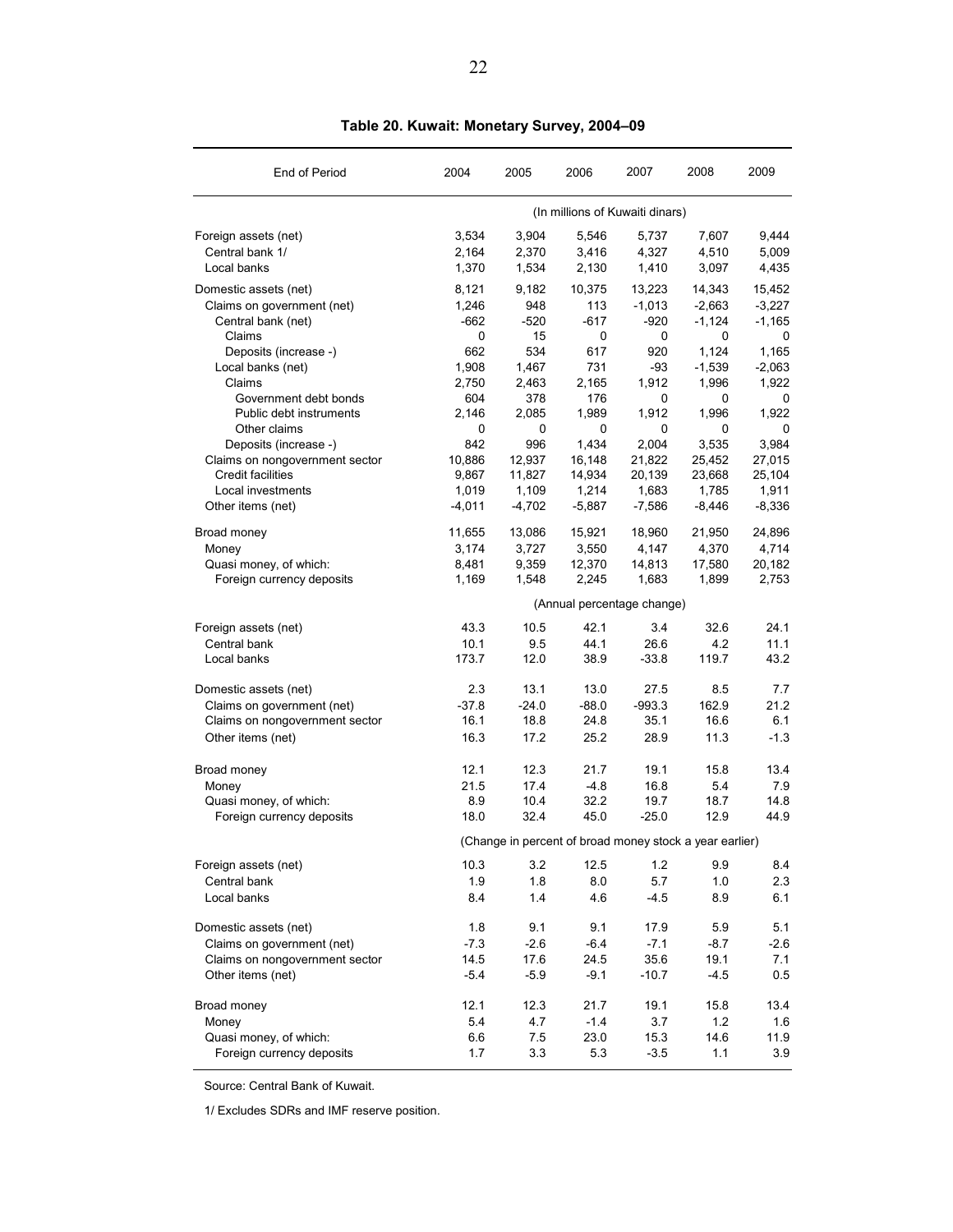**Table 20. Kuwait: Monetary Survey, 2004–09**

| End of Period | 2004 | 2005 | 2006 | 2007 | 2008 | 2009 |
|---|---|---|---|---|---|---|
| | (In millions of Kuwaiti dinars) | | | | | |
| Foreign assets (net) | 3,534 | 3,904 | 5,546 | 5,737 | 7,607 | 9,444 |
| Central bank 1/ | 2,164 | 2,370 | 3,416 | 4,327 | 4,510 | 5,009 |
| Local banks | 1,370 | 1,534 | 2,130 | 1,410 | 3,097 | 4,435 |
| Domestic assets (net) | 8,121 | 9,182 | 10,375 | 13,223 | 14,343 | 15,452 |
| Claims on government (net) | 1,246 | 948 | 113 | -1,013 | -2,663 | -3,227 |
| Central bank (net) | -662 | -520 | -617 | -920 | -1,124 | -1,165 |
| Claims | 0 | 15 | 0 | 0 | 0 | 0 |
| Deposits (increase -) | 662 | 534 | 617 | 920 | 1,124 | 1,165 |
| Local banks (net) | 1,908 | 1,467 | 731 | -93 | -1,539 | -2,063 |
| Claims | 2,750 | 2,463 | 2,165 | 1,912 | 1,996 | 1,922 |
| Government debt bonds | 604 | 378 | 176 | 0 | 0 | 0 |
| Public debt instruments | 2,146 | 2,085 | 1,989 | 1,912 | 1,996 | 1,922 |
| Other claims | 0 | 0 | 0 | 0 | 0 | 0 |
| Deposits (increase -) | 842 | 996 | 1,434 | 2,004 | 3,535 | 3,984 |
| Claims on nongovernment sector | 10,886 | 12,937 | 16,148 | 21,822 | 25,452 | 27,015 |
| Credit facilities | 9,867 | 11,827 | 14,934 | 20,139 | 23,668 | 25,104 |
| Local investments | 1,019 | 1,109 | 1,214 | 1,683 | 1,785 | 1,911 |
| Other items (net) | -4,011 | -4,702 | -5,887 | -7,586 | -8,446 | -8,336 |
| Broad money | 11,655 | 13,086 | 15,921 | 18,960 | 21,950 | 24,896 |
| Money | 3,174 | 3,727 | 3,550 | 4,147 | 4,370 | 4,714 |
| Quasi money, of which: | 8,481 | 9,359 | 12,370 | 14,813 | 17,580 | 20,182 |
| Foreign currency deposits | 1,169 | 1,548 | 2,245 | 1,683 | 1,899 | 2,753 |
| | (Annual percentage change) | | | | | |
| Foreign assets (net) | 43.3 | 10.5 | 42.1 | 3.4 | 32.6 | 24.1 |
| Central bank | 10.1 | 9.5 | 44.1 | 26.6 | 4.2 | 11.1 |
| Local banks | 173.7 | 12.0 | 38.9 | -33.8 | 119.7 | 43.2 |
| Domestic assets (net) | 2.3 | 13.1 | 13.0 | 27.5 | 8.5 | 7.7 |
| Claims on government (net) | -37.8 | -24.0 | -88.0 | -993.3 | 162.9 | 21.2 |
| Claims on nongovernment sector | 16.1 | 18.8 | 24.8 | 35.1 | 16.6 | 6.1 |
| Other items (net) | 16.3 | 17.2 | 25.2 | 28.9 | 11.3 | -1.3 |
| Broad money | 12.1 | 12.3 | 21.7 | 19.1 | 15.8 | 13.4 |
| Money | 21.5 | 17.4 | -4.8 | 16.8 | 5.4 | 7.9 |
| Quasi money, of which: | 8.9 | 10.4 | 32.2 | 19.7 | 18.7 | 14.8 |
| Foreign currency deposits | 18.0 | 32.4 | 45.0 | -25.0 | 12.9 | 44.9 |
| | (Change in percent of broad money stock a year earlier) | | | | | |
| Foreign assets (net) | 10.3 | 3.2 | 12.5 | 1.2 | 9.9 | 8.4 |
| Central bank | 1.9 | 1.8 | 8.0 | 5.7 | 1.0 | 2.3 |
| Local banks | 8.4 | 1.4 | 4.6 | -4.5 | 8.9 | 6.1 |
| Domestic assets (net) | 1.8 | 9.1 | 9.1 | 17.9 | 5.9 | 5.1 |
| Claims on government (net) | -7.3 | -2.6 | -6.4 | -7.1 | -8.7 | -2.6 |
| Claims on nongovernment sector | 14.5 | 17.6 | 24.5 | 35.6 | 19.1 | 7.1 |
| Other items (net) | -5.4 | -5.9 | -9.1 | -10.7 | -4.5 | 0.5 |
| Broad money | 12.1 | 12.3 | 21.7 | 19.1 | 15.8 | 13.4 |
| Money | 5.4 | 4.7 | -1.4 | 3.7 | 1.2 | 1.6 |
| Quasi money, of which: | 6.6 | 7.5 | 23.0 | 15.3 | 14.6 | 11.9 |
| Foreign currency deposits | 1.7 | 3.3 | 5.3 | -3.5 | 1.1 | 3.9 |

Source: Central Bank of Kuwait.

1/ Excludes SDRs and IMF reserve position.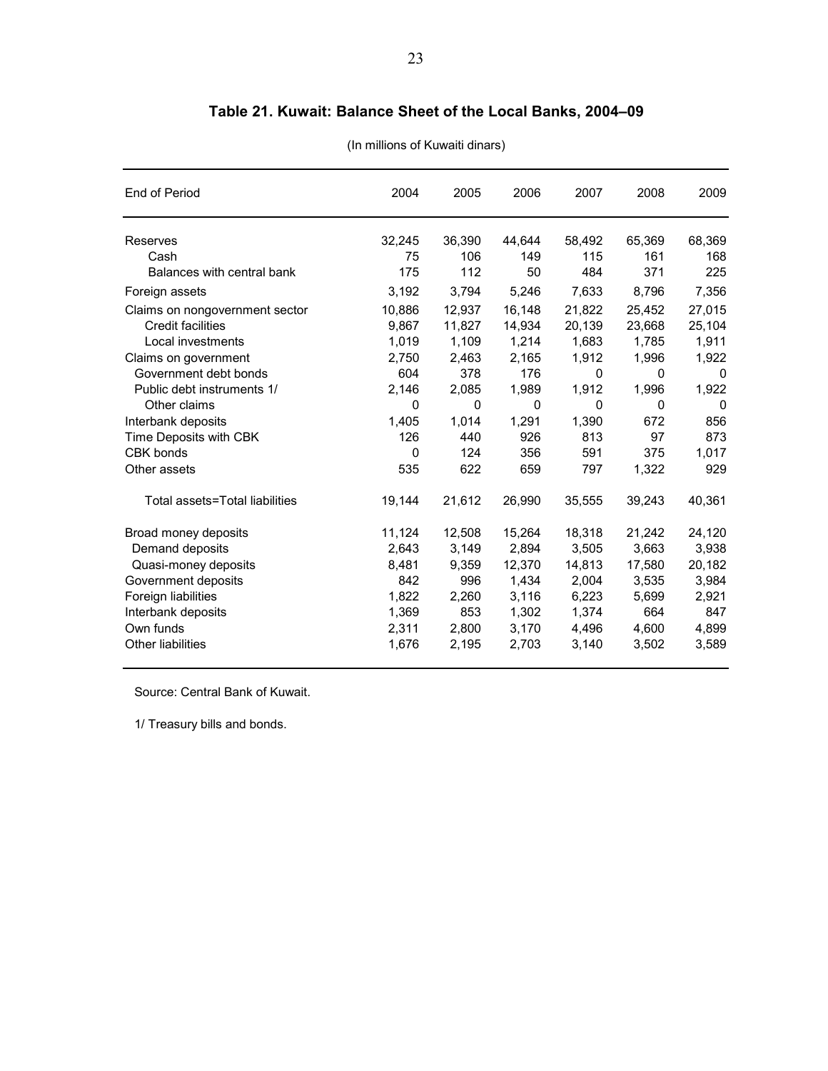## Table 21. Kuwait: Balance Sheet of the Local Banks, 2004–09

(In millions of Kuwaiti dinars)

| End of Period | 2004 | 2005 | 2006 | 2007 | 2008 | 2009 |
|---|---|---|---|---|---|---|
| Reserves | 32,245 | 36,390 | 44,644 | 58,492 | 65,369 | 68,369 |
| Cash | 75 | 106 | 149 | 115 | 161 | 168 |
| Balances with central bank | 175 | 112 | 50 | 484 | 371 | 225 |
| Foreign assets | 3,192 | 3,794 | 5,246 | 7,633 | 8,796 | 7,356 |
| Claims on nongovernment sector | 10,886 | 12,937 | 16,148 | 21,822 | 25,452 | 27,015 |
| Credit facilities | 9,867 | 11,827 | 14,934 | 20,139 | 23,668 | 25,104 |
| Local investments | 1,019 | 1,109 | 1,214 | 1,683 | 1,785 | 1,911 |
| Claims on government | 2,750 | 2,463 | 2,165 | 1,912 | 1,996 | 1,922 |
| Government debt bonds | 604 | 378 | 176 | 0 | 0 | 0 |
| Public debt instruments 1/ | 2,146 | 2,085 | 1,989 | 1,912 | 1,996 | 1,922 |
| Other claims | 0 | 0 | 0 | 0 | 0 | 0 |
| Interbank deposits | 1,405 | 1,014 | 1,291 | 1,390 | 672 | 856 |
| Time Deposits with CBK | 126 | 440 | 926 | 813 | 97 | 873 |
| CBK bonds | 0 | 124 | 356 | 591 | 375 | 1,017 |
| Other assets | 535 | 622 | 659 | 797 | 1,322 | 929 |
| Total assets=Total liabilities | 19,144 | 21,612 | 26,990 | 35,555 | 39,243 | 40,361 |
| Broad money deposits | 11,124 | 12,508 | 15,264 | 18,318 | 21,242 | 24,120 |
| Demand deposits | 2,643 | 3,149 | 2,894 | 3,505 | 3,663 | 3,938 |
| Quasi-money deposits | 8,481 | 9,359 | 12,370 | 14,813 | 17,580 | 20,182 |
| Government deposits | 842 | 996 | 1,434 | 2,004 | 3,535 | 3,984 |
| Foreign liabilities | 1,822 | 2,260 | 3,116 | 6,223 | 5,699 | 2,921 |
| Interbank deposits | 1,369 | 853 | 1,302 | 1,374 | 664 | 847 |
| Own funds | 2,311 | 2,800 | 3,170 | 4,496 | 4,600 | 4,899 |
| Other liabilities | 1,676 | 2,195 | 2,703 | 3,140 | 3,502 | 3,589 |

Source: Central Bank of Kuwait.

1/ Treasury bills and bonds.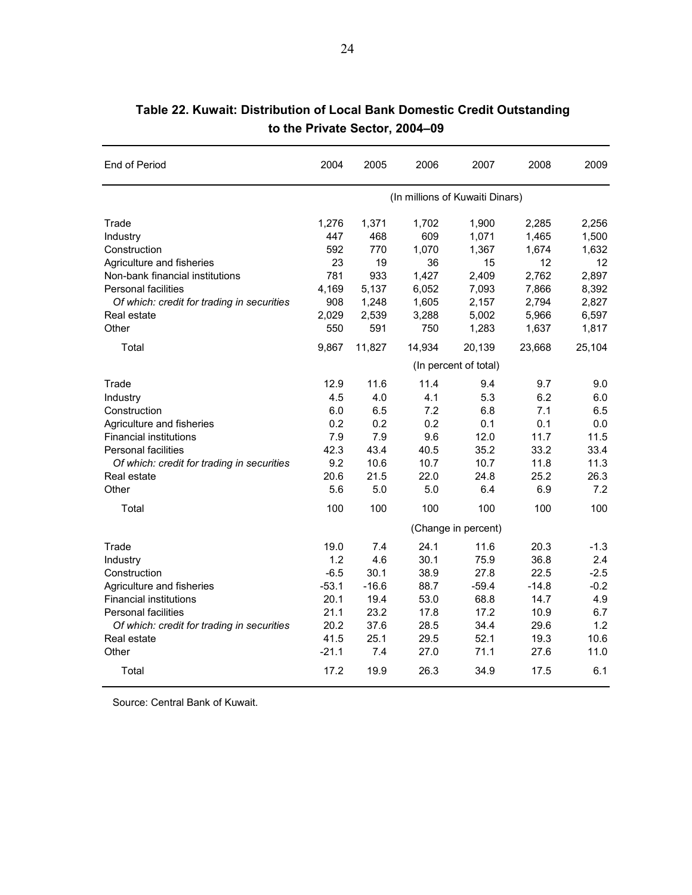## Table 22. Kuwait: Distribution of Local Bank Domestic Credit Outstanding to the Private Sector, 2004–09

| End of Period | 2004 | 2005 | 2006 | 2007 | 2008 | 2009 |
|---|---|---|---|---|---|---|
| | | | (In millions of Kuwaiti Dinars) | | | |
| Trade | 1,276 | 1,371 | 1,702 | 1,900 | 2,285 | 2,256 |
| Industry | 447 | 468 | 609 | 1,071 | 1,465 | 1,500 |
| Construction | 592 | 770 | 1,070 | 1,367 | 1,674 | 1,632 |
| Agriculture and fisheries | 23 | 19 | 36 | 15 | 12 | 12 |
| Non-bank financial institutions | 781 | 933 | 1,427 | 2,409 | 2,762 | 2,897 |
| Personal facilities | 4,169 | 5,137 | 6,052 | 7,093 | 7,866 | 8,392 |
| *Of which: credit for trading in securities* | 908 | 1,248 | 1,605 | 2,157 | 2,794 | 2,827 |
| Real estate | 2,029 | 2,539 | 3,288 | 5,002 | 5,966 | 6,597 |
| Other | 550 | 591 | 750 | 1,283 | 1,637 | 1,817 |
| Total | 9,867 | 11,827 | 14,934 | 20,139 | 23,668 | 25,104 |
| | | | (In percent of total) | | | |
| Trade | 12.9 | 11.6 | 11.4 | 9.4 | 9.7 | 9.0 |
| Industry | 4.5 | 4.0 | 4.1 | 5.3 | 6.2 | 6.0 |
| Construction | 6.0 | 6.5 | 7.2 | 6.8 | 7.1 | 6.5 |
| Agriculture and fisheries | 0.2 | 0.2 | 0.2 | 0.1 | 0.1 | 0.0 |
| Financial institutions | 7.9 | 7.9 | 9.6 | 12.0 | 11.7 | 11.5 |
| Personal facilities | 42.3 | 43.4 | 40.5 | 35.2 | 33.2 | 33.4 |
| *Of which: credit for trading in securities* | 9.2 | 10.6 | 10.7 | 10.7 | 11.8 | 11.3 |
| Real estate | 20.6 | 21.5 | 22.0 | 24.8 | 25.2 | 26.3 |
| Other | 5.6 | 5.0 | 5.0 | 6.4 | 6.9 | 7.2 |
| Total | 100 | 100 | 100 | 100 | 100 | 100 |
| | | | (Change in percent) | | | |
| Trade | 19.0 | 7.4 | 24.1 | 11.6 | 20.3 | -1.3 |
| Industry | 1.2 | 4.6 | 30.1 | 75.9 | 36.8 | 2.4 |
| Construction | -6.5 | 30.1 | 38.9 | 27.8 | 22.5 | -2.5 |
| Agriculture and fisheries | -53.1 | -16.6 | 88.7 | -59.4 | -14.8 | -0.2 |
| Financial institutions | 20.1 | 19.4 | 53.0 | 68.8 | 14.7 | 4.9 |
| Personal facilities | 21.1 | 23.2 | 17.8 | 17.2 | 10.9 | 6.7 |
| *Of which: credit for trading in securities* | 20.2 | 37.6 | 28.5 | 34.4 | 29.6 | 1.2 |
| Real estate | 41.5 | 25.1 | 29.5 | 52.1 | 19.3 | 10.6 |
| Other | -21.1 | 7.4 | 27.0 | 71.1 | 27.6 | 11.0 |
| Total | 17.2 | 19.9 | 26.3 | 34.9 | 17.5 | 6.1 |

Source: Central Bank of Kuwait.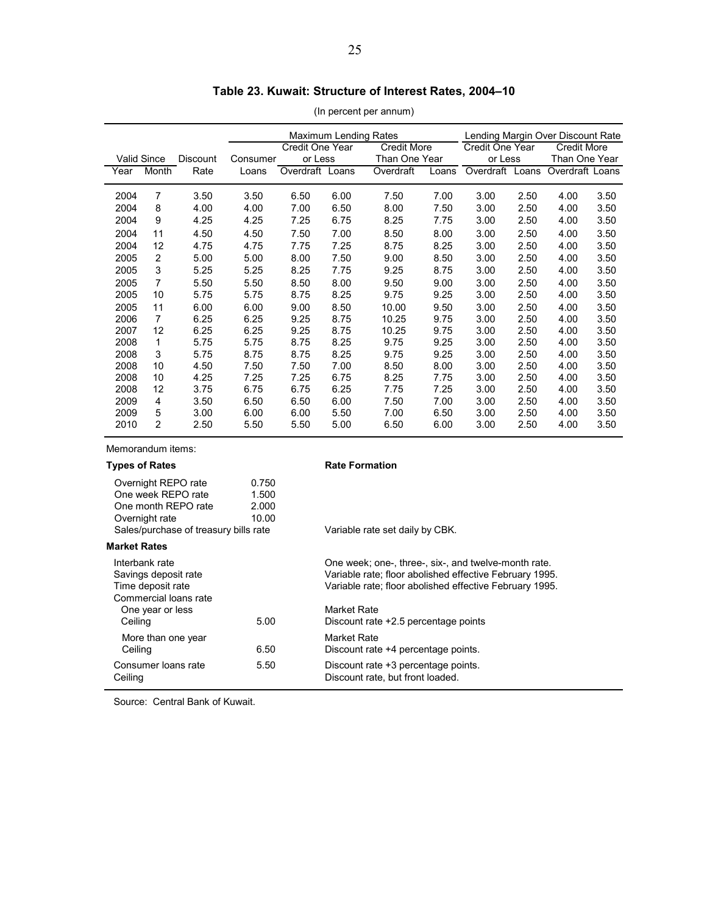**Table 23. Kuwait: Structure of Interest Rates, 2004–10**

(In percent per annum)

| Valid Since | | Discount | Maximum Lending Rates | | | | | Lending Margin Over Discount Rate | | | |
|---|---|---|---|---|---|---|---|---|---|---|---|
| | | | Consumer | Credit One Year or Less | | Credit More Than One Year | | Credit One Year or Less | | Credit More Than One Year | |
| Year | Month | Rate | Loans | Overdraft | Loans | Overdraft | Loans | Overdraft | Loans | Overdraft | Loans |
| 2004 | 7 | 3.50 | 3.50 | 6.50 | 6.00 | 7.50 | 7.00 | 3.00 | 2.50 | 4.00 | 3.50 |
| 2004 | 8 | 4.00 | 4.00 | 7.00 | 6.50 | 8.00 | 7.50 | 3.00 | 2.50 | 4.00 | 3.50 |
| 2004 | 9 | 4.25 | 4.25 | 7.25 | 6.75 | 8.25 | 7.75 | 3.00 | 2.50 | 4.00 | 3.50 |
| 2004 | 11 | 4.50 | 4.50 | 7.50 | 7.00 | 8.50 | 8.00 | 3.00 | 2.50 | 4.00 | 3.50 |
| 2004 | 12 | 4.75 | 4.75 | 7.75 | 7.25 | 8.75 | 8.25 | 3.00 | 2.50 | 4.00 | 3.50 |
| 2005 | 2 | 5.00 | 5.00 | 8.00 | 7.50 | 9.00 | 8.50 | 3.00 | 2.50 | 4.00 | 3.50 |
| 2005 | 3 | 5.25 | 5.25 | 8.25 | 7.75 | 9.25 | 8.75 | 3.00 | 2.50 | 4.00 | 3.50 |
| 2005 | 7 | 5.50 | 5.50 | 8.50 | 8.00 | 9.50 | 9.00 | 3.00 | 2.50 | 4.00 | 3.50 |
| 2005 | 10 | 5.75 | 5.75 | 8.75 | 8.25 | 9.75 | 9.25 | 3.00 | 2.50 | 4.00 | 3.50 |
| 2005 | 11 | 6.00 | 6.00 | 9.00 | 8.50 | 10.00 | 9.50 | 3.00 | 2.50 | 4.00 | 3.50 |
| 2006 | 7 | 6.25 | 6.25 | 9.25 | 8.75 | 10.25 | 9.75 | 3.00 | 2.50 | 4.00 | 3.50 |
| 2007 | 12 | 6.25 | 6.25 | 9.25 | 8.75 | 10.25 | 9.75 | 3.00 | 2.50 | 4.00 | 3.50 |
| 2008 | 1 | 5.75 | 5.75 | 8.75 | 8.25 | 9.75 | 9.25 | 3.00 | 2.50 | 4.00 | 3.50 |
| 2008 | 3 | 5.75 | 8.75 | 8.75 | 8.25 | 9.75 | 9.25 | 3.00 | 2.50 | 4.00 | 3.50 |
| 2008 | 10 | 4.50 | 7.50 | 7.50 | 7.00 | 8.50 | 8.00 | 3.00 | 2.50 | 4.00 | 3.50 |
| 2008 | 10 | 4.25 | 7.25 | 7.25 | 6.75 | 8.25 | 7.75 | 3.00 | 2.50 | 4.00 | 3.50 |
| 2008 | 12 | 3.75 | 6.75 | 6.75 | 6.25 | 7.75 | 7.25 | 3.00 | 2.50 | 4.00 | 3.50 |
| 2009 | 4 | 3.50 | 6.50 | 6.50 | 6.00 | 7.50 | 7.00 | 3.00 | 2.50 | 4.00 | 3.50 |
| 2009 | 5 | 3.00 | 6.00 | 6.00 | 5.50 | 7.00 | 6.50 | 3.00 | 2.50 | 4.00 | 3.50 |
| 2010 | 2 | 2.50 | 5.50 | 5.50 | 5.00 | 6.50 | 6.00 | 3.00 | 2.50 | 4.00 | 3.50 |

Memorandum items:

| **Types of Rates** | | **Rate Formation** |
|---|---|---|
| Overnight REPO rate | 0.750 | |
| One week REPO rate | 1.500 | |
| One month REPO rate | 2.000 | |
| Overnight rate | 10.00 | |
| Sales/purchase of treasury bills rate | | Variable rate set daily by CBK. |
| **Market Rates** | | |
| Interbank rate | | One week; one-, three-, six-, and twelve-month rate. |
| Savings deposit rate | | Variable rate; floor abolished effective February 1995. |
| Time deposit rate | | Variable rate; floor abolished effective February 1995. |
| Commercial loans rate | | |
| One year or less | | Market Rate |
| Ceiling | 5.00 | Discount rate +2.5 percentage points |
| More than one year | | Market Rate |
| Ceiling | 6.50 | Discount rate +4 percentage points. |
| Consumer loans rate | 5.50 | Discount rate +3 percentage points. |
| Ceiling | | Discount rate, but front loaded. |

Source: Central Bank of Kuwait.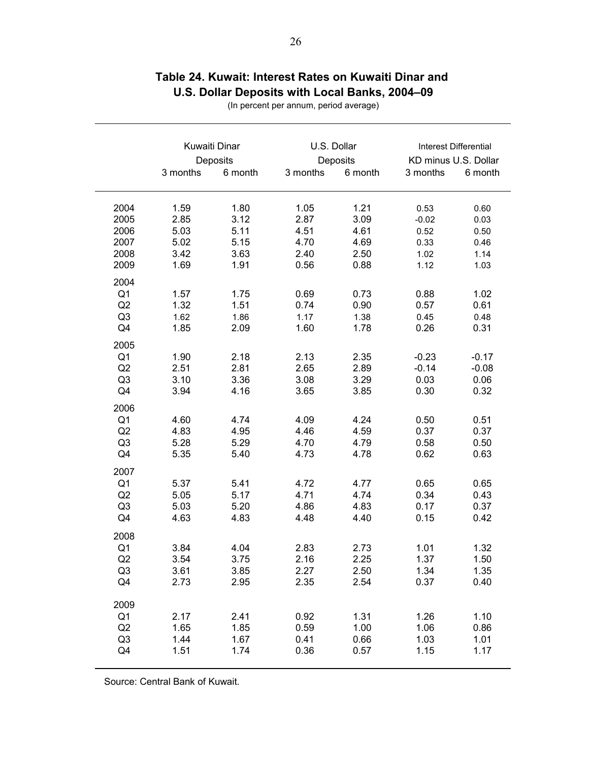## Table 24. Kuwait: Interest Rates on Kuwaiti Dinar and U.S. Dollar Deposits with Local Banks, 2004–09

(In percent per annum, period average)

| | Kuwaiti Dinar Deposits | | U.S. Dollar Deposits | | Interest Differential KD minus U.S. Dollar | |
|---|---|---|---|---|---|---|
| | 3 months | 6 month | 3 months | 6 month | 3 months | 6 month |
| 2004 | 1.59 | 1.80 | 1.05 | 1.21 | 0.53 | 0.60 |
| 2005 | 2.85 | 3.12 | 2.87 | 3.09 | -0.02 | 0.03 |
| 2006 | 5.03 | 5.11 | 4.51 | 4.61 | 0.52 | 0.50 |
| 2007 | 5.02 | 5.15 | 4.70 | 4.69 | 0.33 | 0.46 |
| 2008 | 3.42 | 3.63 | 2.40 | 2.50 | 1.02 | 1.14 |
| 2009 | 1.69 | 1.91 | 0.56 | 0.88 | 1.12 | 1.03 |
| 2004 | | | | | | |
| Q1 | 1.57 | 1.75 | 0.69 | 0.73 | 0.88 | 1.02 |
| Q2 | 1.32 | 1.51 | 0.74 | 0.90 | 0.57 | 0.61 |
| Q3 | 1.62 | 1.86 | 1.17 | 1.38 | 0.45 | 0.48 |
| Q4 | 1.85 | 2.09 | 1.60 | 1.78 | 0.26 | 0.31 |
| 2005 | | | | | | |
| Q1 | 1.90 | 2.18 | 2.13 | 2.35 | -0.23 | -0.17 |
| Q2 | 2.51 | 2.81 | 2.65 | 2.89 | -0.14 | -0.08 |
| Q3 | 3.10 | 3.36 | 3.08 | 3.29 | 0.03 | 0.06 |
| Q4 | 3.94 | 4.16 | 3.65 | 3.85 | 0.30 | 0.32 |
| 2006 | | | | | | |
| Q1 | 4.60 | 4.74 | 4.09 | 4.24 | 0.50 | 0.51 |
| Q2 | 4.83 | 4.95 | 4.46 | 4.59 | 0.37 | 0.37 |
| Q3 | 5.28 | 5.29 | 4.70 | 4.79 | 0.58 | 0.50 |
| Q4 | 5.35 | 5.40 | 4.73 | 4.78 | 0.62 | 0.63 |
| 2007 | | | | | | |
| Q1 | 5.37 | 5.41 | 4.72 | 4.77 | 0.65 | 0.65 |
| Q2 | 5.05 | 5.17 | 4.71 | 4.74 | 0.34 | 0.43 |
| Q3 | 5.03 | 5.20 | 4.86 | 4.83 | 0.17 | 0.37 |
| Q4 | 4.63 | 4.83 | 4.48 | 4.40 | 0.15 | 0.42 |
| 2008 | | | | | | |
| Q1 | 3.84 | 4.04 | 2.83 | 2.73 | 1.01 | 1.32 |
| Q2 | 3.54 | 3.75 | 2.16 | 2.25 | 1.37 | 1.50 |
| Q3 | 3.61 | 3.85 | 2.27 | 2.50 | 1.34 | 1.35 |
| Q4 | 2.73 | 2.95 | 2.35 | 2.54 | 0.37 | 0.40 |
| 2009 | | | | | | |
| Q1 | 2.17 | 2.41 | 0.92 | 1.31 | 1.26 | 1.10 |
| Q2 | 1.65 | 1.85 | 0.59 | 1.00 | 1.06 | 0.86 |
| Q3 | 1.44 | 1.67 | 0.41 | 0.66 | 1.03 | 1.01 |
| Q4 | 1.51 | 1.74 | 0.36 | 0.57 | 1.15 | 1.17 |

Source: Central Bank of Kuwait.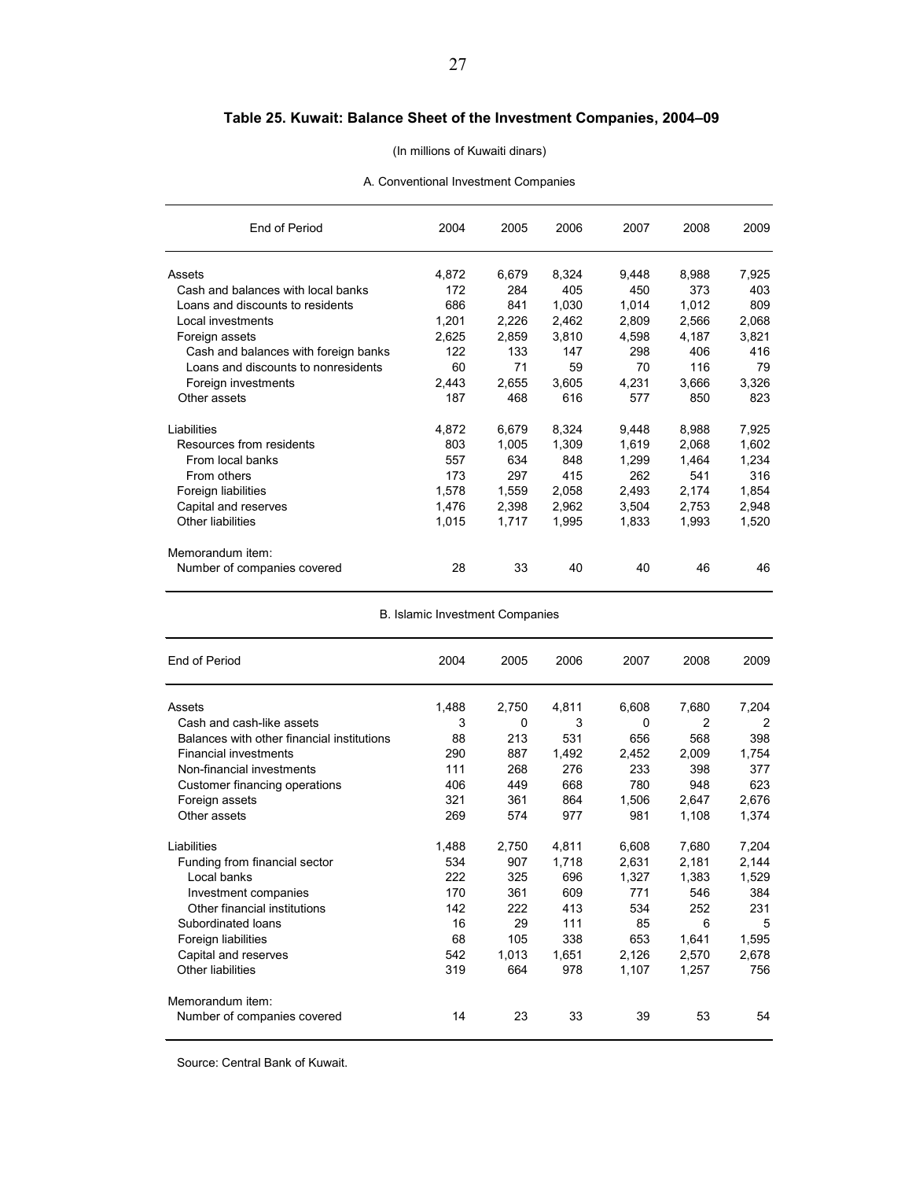# Table 25. Kuwait: Balance Sheet of the Investment Companies, 2004–09

(In millions of Kuwaiti dinars)

A. Conventional Investment Companies

| End of Period | 2004 | 2005 | 2006 | 2007 | 2008 | 2009 |
|---|---|---|---|---|---|---|
| Assets | 4,872 | 6,679 | 8,324 | 9,448 | 8,988 | 7,925 |
| Cash and balances with local banks | 172 | 284 | 405 | 450 | 373 | 403 |
| Loans and discounts to residents | 686 | 841 | 1,030 | 1,014 | 1,012 | 809 |
| Local investments | 1,201 | 2,226 | 2,462 | 2,809 | 2,566 | 2,068 |
| Foreign assets | 2,625 | 2,859 | 3,810 | 4,598 | 4,187 | 3,821 |
| Cash and balances with foreign banks | 122 | 133 | 147 | 298 | 406 | 416 |
| Loans and discounts to nonresidents | 60 | 71 | 59 | 70 | 116 | 79 |
| Foreign investments | 2,443 | 2,655 | 3,605 | 4,231 | 3,666 | 3,326 |
| Other assets | 187 | 468 | 616 | 577 | 850 | 823 |
| Liabilities | 4,872 | 6,679 | 8,324 | 9,448 | 8,988 | 7,925 |
| Resources from residents | 803 | 1,005 | 1,309 | 1,619 | 2,068 | 1,602 |
| From local banks | 557 | 634 | 848 | 1,299 | 1,464 | 1,234 |
| From others | 173 | 297 | 415 | 262 | 541 | 316 |
| Foreign liabilities | 1,578 | 1,559 | 2,058 | 2,493 | 2,174 | 1,854 |
| Capital and reserves | 1,476 | 2,398 | 2,962 | 3,504 | 2,753 | 2,948 |
| Other liabilities | 1,015 | 1,717 | 1,995 | 1,833 | 1,993 | 1,520 |
| Memorandum item: | | | | | | |
| Number of companies covered | 28 | 33 | 40 | 40 | 46 | 46 |

B. Islamic Investment Companies

| End of Period | 2004 | 2005 | 2006 | 2007 | 2008 | 2009 |
|---|---|---|---|---|---|---|
| Assets | 1,488 | 2,750 | 4,811 | 6,608 | 7,680 | 7,204 |
| Cash and cash-like assets | 3 | 0 | 3 | 0 | 2 | 2 |
| Balances with other financial institutions | 88 | 213 | 531 | 656 | 568 | 398 |
| Financial investments | 290 | 887 | 1,492 | 2,452 | 2,009 | 1,754 |
| Non-financial investments | 111 | 268 | 276 | 233 | 398 | 377 |
| Customer financing operations | 406 | 449 | 668 | 780 | 948 | 623 |
| Foreign assets | 321 | 361 | 864 | 1,506 | 2,647 | 2,676 |
| Other assets | 269 | 574 | 977 | 981 | 1,108 | 1,374 |
| Liabilities | 1,488 | 2,750 | 4,811 | 6,608 | 7,680 | 7,204 |
| Funding from financial sector | 534 | 907 | 1,718 | 2,631 | 2,181 | 2,144 |
| Local banks | 222 | 325 | 696 | 1,327 | 1,383 | 1,529 |
| Investment companies | 170 | 361 | 609 | 771 | 546 | 384 |
| Other financial institutions | 142 | 222 | 413 | 534 | 252 | 231 |
| Subordinated loans | 16 | 29 | 111 | 85 | 6 | 5 |
| Foreign liabilities | 68 | 105 | 338 | 653 | 1,641 | 1,595 |
| Capital and reserves | 542 | 1,013 | 1,651 | 2,126 | 2,570 | 2,678 |
| Other liabilities | 319 | 664 | 978 | 1,107 | 1,257 | 756 |
| Memorandum item: | | | | | | |
| Number of companies covered | 14 | 23 | 33 | 39 | 53 | 54 |

Source: Central Bank of Kuwait.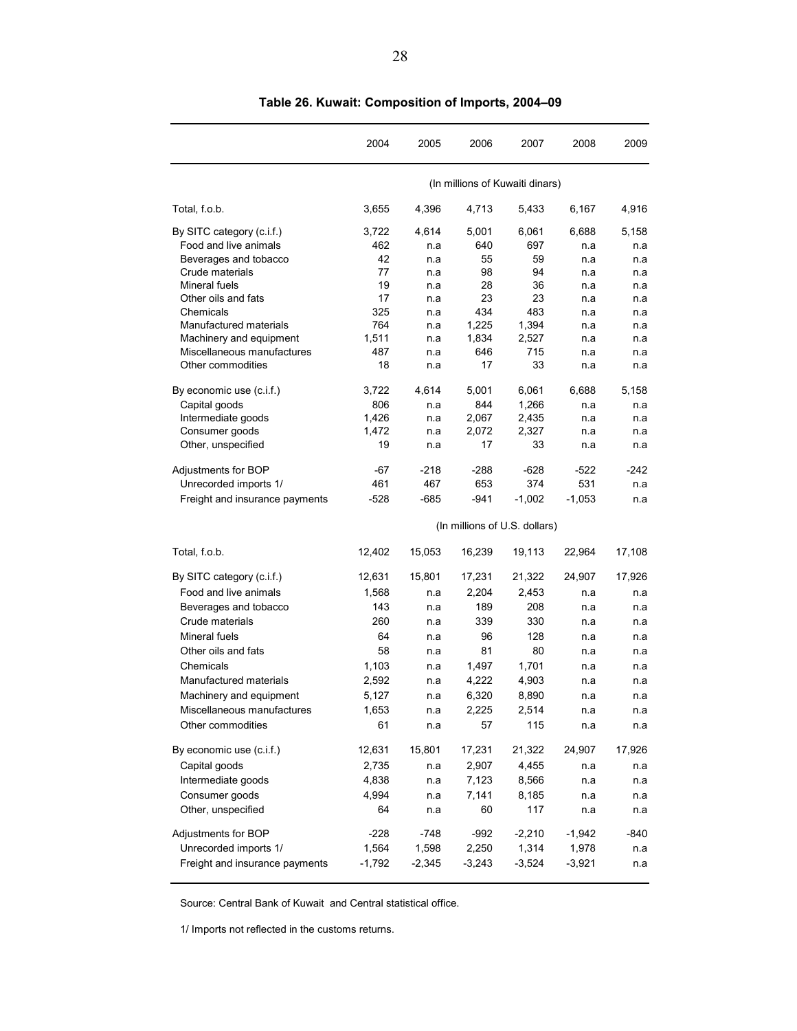# Table 26. Kuwait: Composition of Imports, 2004–09

| | 2004 | 2005 | 2006 | 2007 | 2008 | 2009 |
|---|---|---|---|---|---|---|
| | (In millions of Kuwaiti dinars) | | | | | |
| Total, f.o.b. | 3,655 | 4,396 | 4,713 | 5,433 | 6,167 | 4,916 |
| By SITC category (c.i.f.) | 3,722 | 4,614 | 5,001 | 6,061 | 6,688 | 5,158 |
| Food and live animals | 462 | n.a | 640 | 697 | n.a | n.a |
| Beverages and tobacco | 42 | n.a | 55 | 59 | n.a | n.a |
| Crude materials | 77 | n.a | 98 | 94 | n.a | n.a |
| Mineral fuels | 19 | n.a | 28 | 36 | n.a | n.a |
| Other oils and fats | 17 | n.a | 23 | 23 | n.a | n.a |
| Chemicals | 325 | n.a | 434 | 483 | n.a | n.a |
| Manufactured materials | 764 | n.a | 1,225 | 1,394 | n.a | n.a |
| Machinery and equipment | 1,511 | n.a | 1,834 | 2,527 | n.a | n.a |
| Miscellaneous manufactures | 487 | n.a | 646 | 715 | n.a | n.a |
| Other commodities | 18 | n.a | 17 | 33 | n.a | n.a |
| By economic use (c.i.f.) | 3,722 | 4,614 | 5,001 | 6,061 | 6,688 | 5,158 |
| Capital goods | 806 | n.a | 844 | 1,266 | n.a | n.a |
| Intermediate goods | 1,426 | n.a | 2,067 | 2,435 | n.a | n.a |
| Consumer goods | 1,472 | n.a | 2,072 | 2,327 | n.a | n.a |
| Other, unspecified | 19 | n.a | 17 | 33 | n.a | n.a |
| Adjustments for BOP | -67 | -218 | -288 | -628 | -522 | -242 |
| Unrecorded imports 1/ | 461 | 467 | 653 | 374 | 531 | n.a |
| Freight and insurance payments | -528 | -685 | -941 | -1,002 | -1,053 | n.a |
| | (In millions of U.S. dollars) | | | | | |
| Total, f.o.b. | 12,402 | 15,053 | 16,239 | 19,113 | 22,964 | 17,108 |
| By SITC category (c.i.f.) | 12,631 | 15,801 | 17,231 | 21,322 | 24,907 | 17,926 |
| Food and live animals | 1,568 | n.a | 2,204 | 2,453 | n.a | n.a |
| Beverages and tobacco | 143 | n.a | 189 | 208 | n.a | n.a |
| Crude materials | 260 | n.a | 339 | 330 | n.a | n.a |
| Mineral fuels | 64 | n.a | 96 | 128 | n.a | n.a |
| Other oils and fats | 58 | n.a | 81 | 80 | n.a | n.a |
| Chemicals | 1,103 | n.a | 1,497 | 1,701 | n.a | n.a |
| Manufactured materials | 2,592 | n.a | 4,222 | 4,903 | n.a | n.a |
| Machinery and equipment | 5,127 | n.a | 6,320 | 8,890 | n.a | n.a |
| Miscellaneous manufactures | 1,653 | n.a | 2,225 | 2,514 | n.a | n.a |
| Other commodities | 61 | n.a | 57 | 115 | n.a | n.a |
| By economic use (c.i.f.) | 12,631 | 15,801 | 17,231 | 21,322 | 24,907 | 17,926 |
| Capital goods | 2,735 | n.a | 2,907 | 4,455 | n.a | n.a |
| Intermediate goods | 4,838 | n.a | 7,123 | 8,566 | n.a | n.a |
| Consumer goods | 4,994 | n.a | 7,141 | 8,185 | n.a | n.a |
| Other, unspecified | 64 | n.a | 60 | 117 | n.a | n.a |
| Adjustments for BOP | -228 | -748 | -992 | -2,210 | -1,942 | -840 |
| Unrecorded imports 1/ | 1,564 | 1,598 | 2,250 | 1,314 | 1,978 | n.a |
| Freight and insurance payments | -1,792 | -2,345 | -3,243 | -3,524 | -3,921 | n.a |

Source: Central Bank of Kuwait and Central statistical office.

1/ Imports not reflected in the customs returns.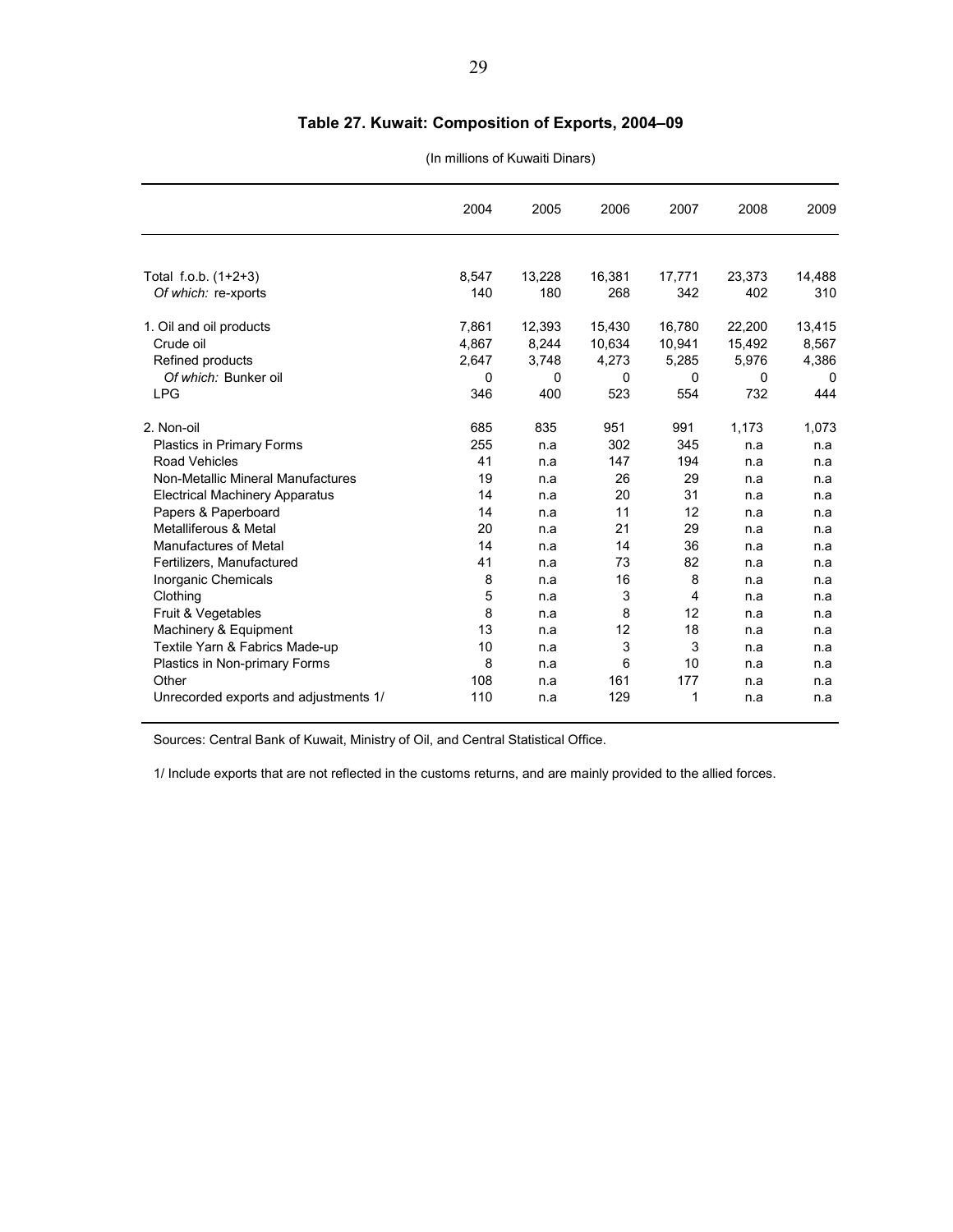## Table 27. Kuwait: Composition of Exports, 2004–09

(In millions of Kuwaiti Dinars)

| | 2004 | 2005 | 2006 | 2007 | 2008 | 2009 |
|---|---|---|---|---|---|---|
| Total f.o.b. (1+2+3) | 8,547 | 13,228 | 16,381 | 17,771 | 23,373 | 14,488 |
| *Of which:* re-xports | 140 | 180 | 268 | 342 | 402 | 310 |
| 1. Oil and oil products | 7,861 | 12,393 | 15,430 | 16,780 | 22,200 | 13,415 |
| Crude oil | 4,867 | 8,244 | 10,634 | 10,941 | 15,492 | 8,567 |
| Refined products | 2,647 | 3,748 | 4,273 | 5,285 | 5,976 | 4,386 |
| *Of which:* Bunker oil | 0 | 0 | 0 | 0 | 0 | 0 |
| LPG | 346 | 400 | 523 | 554 | 732 | 444 |
| 2. Non-oil | 685 | 835 | 951 | 991 | 1,173 | 1,073 |
| Plastics in Primary Forms | 255 | n.a | 302 | 345 | n.a | n.a |
| Road Vehicles | 41 | n.a | 147 | 194 | n.a | n.a |
| Non-Metallic Mineral Manufactures | 19 | n.a | 26 | 29 | n.a | n.a |
| Electrical Machinery Apparatus | 14 | n.a | 20 | 31 | n.a | n.a |
| Papers & Paperboard | 14 | n.a | 11 | 12 | n.a | n.a |
| Metalliferous & Metal | 20 | n.a | 21 | 29 | n.a | n.a |
| Manufactures of Metal | 14 | n.a | 14 | 36 | n.a | n.a |
| Fertilizers, Manufactured | 41 | n.a | 73 | 82 | n.a | n.a |
| Inorganic Chemicals | 8 | n.a | 16 | 8 | n.a | n.a |
| Clothing | 5 | n.a | 3 | 4 | n.a | n.a |
| Fruit & Vegetables | 8 | n.a | 8 | 12 | n.a | n.a |
| Machinery & Equipment | 13 | n.a | 12 | 18 | n.a | n.a |
| Textile Yarn & Fabrics Made-up | 10 | n.a | 3 | 3 | n.a | n.a |
| Plastics in Non-primary Forms | 8 | n.a | 6 | 10 | n.a | n.a |
| Other | 108 | n.a | 161 | 177 | n.a | n.a |
| Unrecorded exports and adjustments 1/ | 110 | n.a | 129 | 1 | n.a | n.a |

Sources: Central Bank of Kuwait, Ministry of Oil, and Central Statistical Office.

1/ Include exports that are not reflected in the customs returns, and are mainly provided to the allied forces.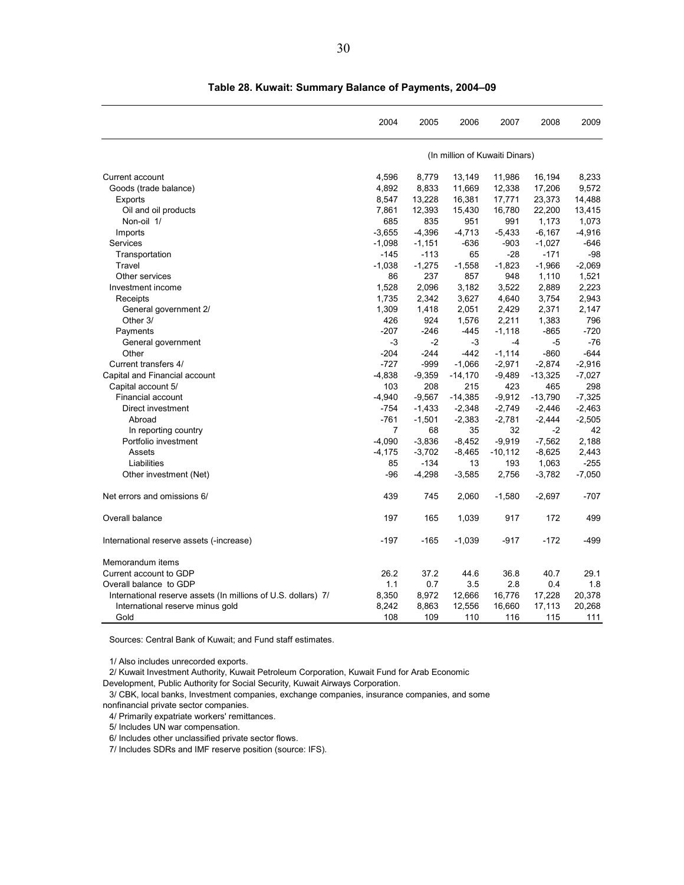**Table 28. Kuwait: Summary Balance of Payments, 2004–09**

| | 2004 | 2005 | 2006 | 2007 | 2008 | 2009 |
|---|---|---|---|---|---|---|
| | (In million of Kuwaiti Dinars) | | | | | |
| Current account | 4,596 | 8,779 | 13,149 | 11,986 | 16,194 | 8,233 |
| Goods (trade balance) | 4,892 | 8,833 | 11,669 | 12,338 | 17,206 | 9,572 |
| Exports | 8,547 | 13,228 | 16,381 | 17,771 | 23,373 | 14,488 |
| Oil and oil products | 7,861 | 12,393 | 15,430 | 16,780 | 22,200 | 13,415 |
| Non-oil 1/ | 685 | 835 | 951 | 991 | 1,173 | 1,073 |
| Imports | -3,655 | -4,396 | -4,713 | -5,433 | -6,167 | -4,916 |
| Services | -1,098 | -1,151 | -636 | -903 | -1,027 | -646 |
| Transportation | -145 | -113 | 65 | -28 | -171 | -98 |
| Travel | -1,038 | -1,275 | -1,558 | -1,823 | -1,966 | -2,069 |
| Other services | 86 | 237 | 857 | 948 | 1,110 | 1,521 |
| Investment income | 1,528 | 2,096 | 3,182 | 3,522 | 2,889 | 2,223 |
| Receipts | 1,735 | 2,342 | 3,627 | 4,640 | 3,754 | 2,943 |
| General government 2/ | 1,309 | 1,418 | 2,051 | 2,429 | 2,371 | 2,147 |
| Other 3/ | 426 | 924 | 1,576 | 2,211 | 1,383 | 796 |
| Payments | -207 | -246 | -445 | -1,118 | -865 | -720 |
| General government | -3 | -2 | -3 | -4 | -5 | -76 |
| Other | -204 | -244 | -442 | -1,114 | -860 | -644 |
| Current transfers 4/ | -727 | -999 | -1,066 | -2,971 | -2,874 | -2,916 |
| Capital and Financial account | -4,838 | -9,359 | -14,170 | -9,489 | -13,325 | -7,027 |
| Capital account 5/ | 103 | 208 | 215 | 423 | 465 | 298 |
| Financial account | -4,940 | -9,567 | -14,385 | -9,912 | -13,790 | -7,325 |
| Direct investment | -754 | -1,433 | -2,348 | -2,749 | -2,446 | -2,463 |
| Abroad | -761 | -1,501 | -2,383 | -2,781 | -2,444 | -2,505 |
| In reporting country | 7 | 68 | 35 | 32 | -2 | 42 |
| Portfolio investment | -4,090 | -3,836 | -8,452 | -9,919 | -7,562 | 2,188 |
| Assets | -4,175 | -3,702 | -8,465 | -10,112 | -8,625 | 2,443 |
| Liabilities | 85 | -134 | 13 | 193 | 1,063 | -255 |
| Other investment (Net) | -96 | -4,298 | -3,585 | 2,756 | -3,782 | -7,050 |
| Net errors and omissions 6/ | 439 | 745 | 2,060 | -1,580 | -2,697 | -707 |
| Overall balance | 197 | 165 | 1,039 | 917 | 172 | 499 |
| International reserve assets (-increase) | -197 | -165 | -1,039 | -917 | -172 | -499 |
| Memorandum items | | | | | | |
| Current account to GDP | 26.2 | 37.2 | 44.6 | 36.8 | 40.7 | 29.1 |
| Overall balance to GDP | 1.1 | 0.7 | 3.5 | 2.8 | 0.4 | 1.8 |
| International reserve assets (In millions of U.S. dollars) 7/ | 8,350 | 8,972 | 12,666 | 16,776 | 17,228 | 20,378 |
| International reserve minus gold | 8,242 | 8,863 | 12,556 | 16,660 | 17,113 | 20,268 |
| Gold | 108 | 109 | 110 | 116 | 115 | 111 |

Sources: Central Bank of Kuwait; and Fund staff estimates.

1/ Also includes unrecorded exports.

2/ Kuwait Investment Authority, Kuwait Petroleum Corporation, Kuwait Fund for Arab Economic Development, Public Authority for Social Security, Kuwait Airways Corporation.

3/ CBK, local banks, Investment companies, exchange companies, insurance companies, and some nonfinancial private sector companies.

4/ Primarily expatriate workers' remittances.

5/ Includes UN war compensation.

6/ Includes other unclassified private sector flows.

7/ Includes SDRs and IMF reserve position (source: IFS).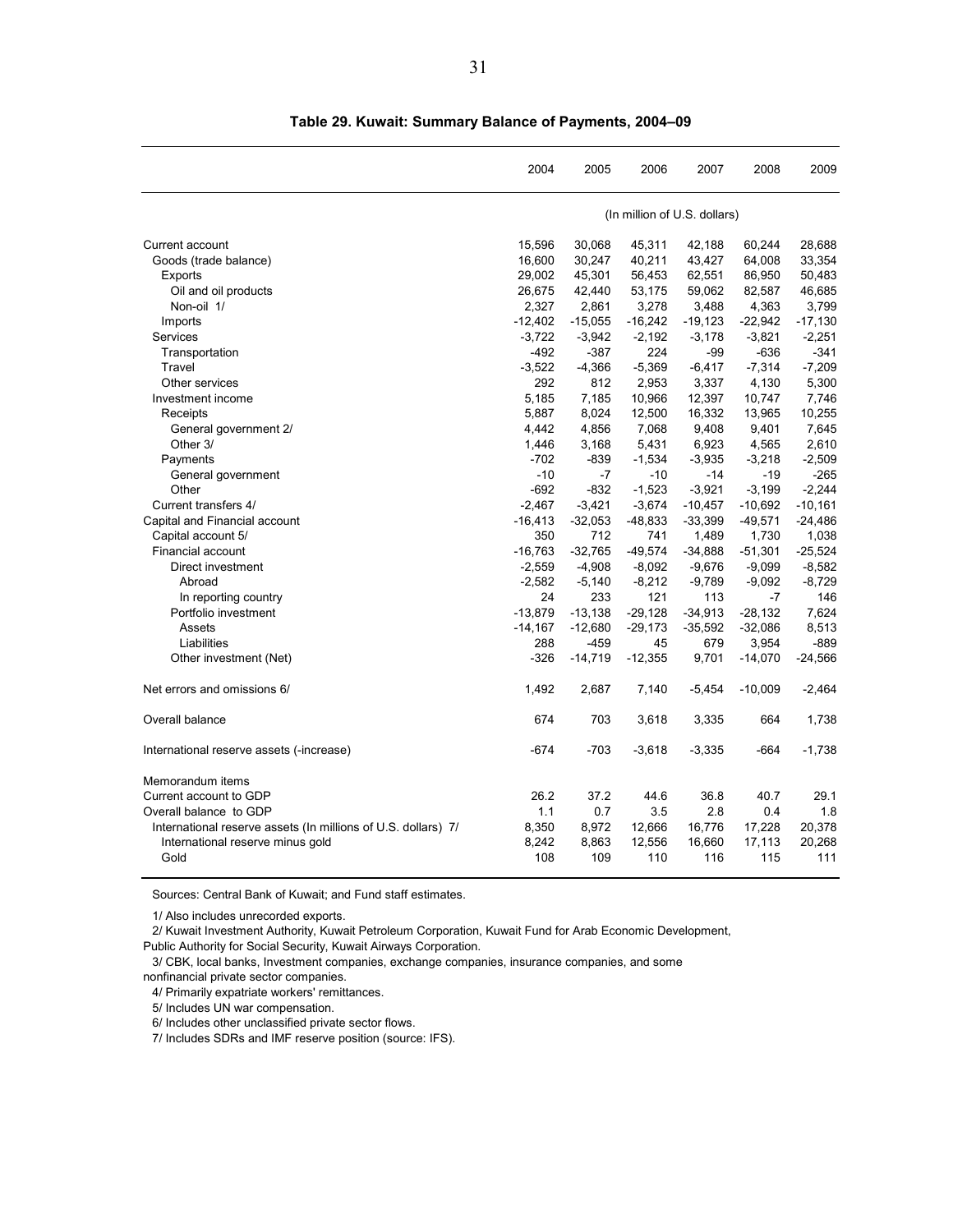**Table 29. Kuwait: Summary Balance of Payments, 2004–09**

| | 2004 | 2005 | 2006 | 2007 | 2008 | 2009 |
|---|---|---|---|---|---|---|
| | (In million of U.S. dollars) | | | | | |
| Current account | 15,596 | 30,068 | 45,311 | 42,188 | 60,244 | 28,688 |
| Goods (trade balance) | 16,600 | 30,247 | 40,211 | 43,427 | 64,008 | 33,354 |
| Exports | 29,002 | 45,301 | 56,453 | 62,551 | 86,950 | 50,483 |
| Oil and oil products | 26,675 | 42,440 | 53,175 | 59,062 | 82,587 | 46,685 |
| Non-oil 1/ | 2,327 | 2,861 | 3,278 | 3,488 | 4,363 | 3,799 |
| Imports | -12,402 | -15,055 | -16,242 | -19,123 | -22,942 | -17,130 |
| Services | -3,722 | -3,942 | -2,192 | -3,178 | -3,821 | -2,251 |
| Transportation | -492 | -387 | 224 | -99 | -636 | -341 |
| Travel | -3,522 | -4,366 | -5,369 | -6,417 | -7,314 | -7,209 |
| Other services | 292 | 812 | 2,953 | 3,337 | 4,130 | 5,300 |
| Investment income | 5,185 | 7,185 | 10,966 | 12,397 | 10,747 | 7,746 |
| Receipts | 5,887 | 8,024 | 12,500 | 16,332 | 13,965 | 10,255 |
| General government 2/ | 4,442 | 4,856 | 7,068 | 9,408 | 9,401 | 7,645 |
| Other 3/ | 1,446 | 3,168 | 5,431 | 6,923 | 4,565 | 2,610 |
| Payments | -702 | -839 | -1,534 | -3,935 | -3,218 | -2,509 |
| General government | -10 | -7 | -10 | -14 | -19 | -265 |
| Other | -692 | -832 | -1,523 | -3,921 | -3,199 | -2,244 |
| Current transfers 4/ | -2,467 | -3,421 | -3,674 | -10,457 | -10,692 | -10,161 |
| Capital and Financial account | -16,413 | -32,053 | -48,833 | -33,399 | -49,571 | -24,486 |
| Capital account 5/ | 350 | 712 | 741 | 1,489 | 1,730 | 1,038 |
| Financial account | -16,763 | -32,765 | -49,574 | -34,888 | -51,301 | -25,524 |
| Direct investment | -2,559 | -4,908 | -8,092 | -9,676 | -9,099 | -8,582 |
| Abroad | -2,582 | -5,140 | -8,212 | -9,789 | -9,092 | -8,729 |
| In reporting country | 24 | 233 | 121 | 113 | -7 | 146 |
| Portfolio investment | -13,879 | -13,138 | -29,128 | -34,913 | -28,132 | 7,624 |
| Assets | -14,167 | -12,680 | -29,173 | -35,592 | -32,086 | 8,513 |
| Liabilities | 288 | -459 | 45 | 679 | 3,954 | -889 |
| Other investment (Net) | -326 | -14,719 | -12,355 | 9,701 | -14,070 | -24,566 |
| Net errors and omissions 6/ | 1,492 | 2,687 | 7,140 | -5,454 | -10,009 | -2,464 |
| Overall balance | 674 | 703 | 3,618 | 3,335 | 664 | 1,738 |
| International reserve assets (-increase) | -674 | -703 | -3,618 | -3,335 | -664 | -1,738 |
| Memorandum items | | | | | | |
| Current account to GDP | 26.2 | 37.2 | 44.6 | 36.8 | 40.7 | 29.1 |
| Overall balance to GDP | 1.1 | 0.7 | 3.5 | 2.8 | 0.4 | 1.8 |
| International reserve assets (In millions of U.S. dollars) 7/ | 8,350 | 8,972 | 12,666 | 16,776 | 17,228 | 20,378 |
| International reserve minus gold | 8,242 | 8,863 | 12,556 | 16,660 | 17,113 | 20,268 |
| Gold | 108 | 109 | 110 | 116 | 115 | 111 |

Sources: Central Bank of Kuwait; and Fund staff estimates.

1/ Also includes unrecorded exports.

2/ Kuwait Investment Authority, Kuwait Petroleum Corporation, Kuwait Fund for Arab Economic Development, Public Authority for Social Security, Kuwait Airways Corporation.

3/ CBK, local banks, Investment companies, exchange companies, insurance companies, and some nonfinancial private sector companies.

4/ Primarily expatriate workers' remittances.

5/ Includes UN war compensation.

6/ Includes other unclassified private sector flows.

7/ Includes SDRs and IMF reserve position (source: IFS).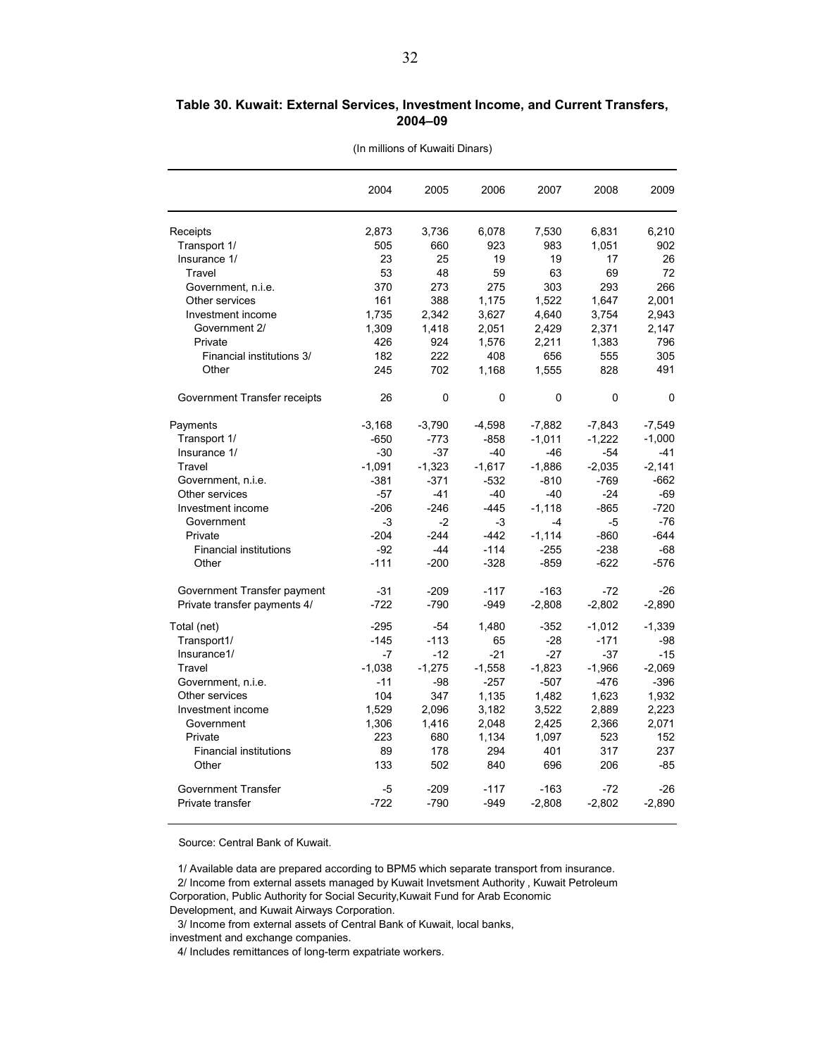**Table 30. Kuwait: External Services, Investment Income, and Current Transfers, 2004–09**

(In millions of Kuwaiti Dinars)

| | 2004 | 2005 | 2006 | 2007 | 2008 | 2009 |
|---|---|---|---|---|---|---|
| Receipts | 2,873 | 3,736 | 6,078 | 7,530 | 6,831 | 6,210 |
| Transport 1/ | 505 | 660 | 923 | 983 | 1,051 | 902 |
| Insurance 1/ | 23 | 25 | 19 | 19 | 17 | 26 |
| Travel | 53 | 48 | 59 | 63 | 69 | 72 |
| Government, n.i.e. | 370 | 273 | 275 | 303 | 293 | 266 |
| Other services | 161 | 388 | 1,175 | 1,522 | 1,647 | 2,001 |
| Investment income | 1,735 | 2,342 | 3,627 | 4,640 | 3,754 | 2,943 |
| Government 2/ | 1,309 | 1,418 | 2,051 | 2,429 | 2,371 | 2,147 |
| Private | 426 | 924 | 1,576 | 2,211 | 1,383 | 796 |
| Financial institutions 3/ | 182 | 222 | 408 | 656 | 555 | 305 |
| Other | 245 | 702 | 1,168 | 1,555 | 828 | 491 |
| Government Transfer receipts | 26 | 0 | 0 | 0 | 0 | 0 |
| Payments | -3,168 | -3,790 | -4,598 | -7,882 | -7,843 | -7,549 |
| Transport 1/ | -650 | -773 | -858 | -1,011 | -1,222 | -1,000 |
| Insurance 1/ | -30 | -37 | -40 | -46 | -54 | -41 |
| Travel | -1,091 | -1,323 | -1,617 | -1,886 | -2,035 | -2,141 |
| Government, n.i.e. | -381 | -371 | -532 | -810 | -769 | -662 |
| Other services | -57 | -41 | -40 | -40 | -24 | -69 |
| Investment income | -206 | -246 | -445 | -1,118 | -865 | -720 |
| Government | -3 | -2 | -3 | -4 | -5 | -76 |
| Private | -204 | -244 | -442 | -1,114 | -860 | -644 |
| Financial institutions | -92 | -44 | -114 | -255 | -238 | -68 |
| Other | -111 | -200 | -328 | -859 | -622 | -576 |
| Government Transfer payment | -31 | -209 | -117 | -163 | -72 | -26 |
| Private transfer payments 4/ | -722 | -790 | -949 | -2,808 | -2,802 | -2,890 |
| Total (net) | -295 | -54 | 1,480 | -352 | -1,012 | -1,339 |
| Transport1/ | -145 | -113 | 65 | -28 | -171 | -98 |
| Insurance1/ | -7 | -12 | -21 | -27 | -37 | -15 |
| Travel | -1,038 | -1,275 | -1,558 | -1,823 | -1,966 | -2,069 |
| Government, n.i.e. | -11 | -98 | -257 | -507 | -476 | -396 |
| Other services | 104 | 347 | 1,135 | 1,482 | 1,623 | 1,932 |
| Investment income | 1,529 | 2,096 | 3,182 | 3,522 | 2,889 | 2,223 |
| Government | 1,306 | 1,416 | 2,048 | 2,425 | 2,366 | 2,071 |
| Private | 223 | 680 | 1,134 | 1,097 | 523 | 152 |
| Financial institutions | 89 | 178 | 294 | 401 | 317 | 237 |
| Other | 133 | 502 | 840 | 696 | 206 | -85 |
| Government Transfer | -5 | -209 | -117 | -163 | -72 | -26 |
| Private transfer | -722 | -790 | -949 | -2,808 | -2,802 | -2,890 |

Source: Central Bank of Kuwait.

1/ Available data are prepared according to BPM5 which separate transport from insurance.
2/ Income from external assets managed by Kuwait Invetsment Authority , Kuwait Petroleum Corporation, Public Authority for Social Security,Kuwait Fund for Arab Economic Development, and Kuwait Airways Corporation.
3/ Income from external assets of Central Bank of Kuwait, local banks, investment and exchange companies.
4/ Includes remittances of long-term expatriate workers.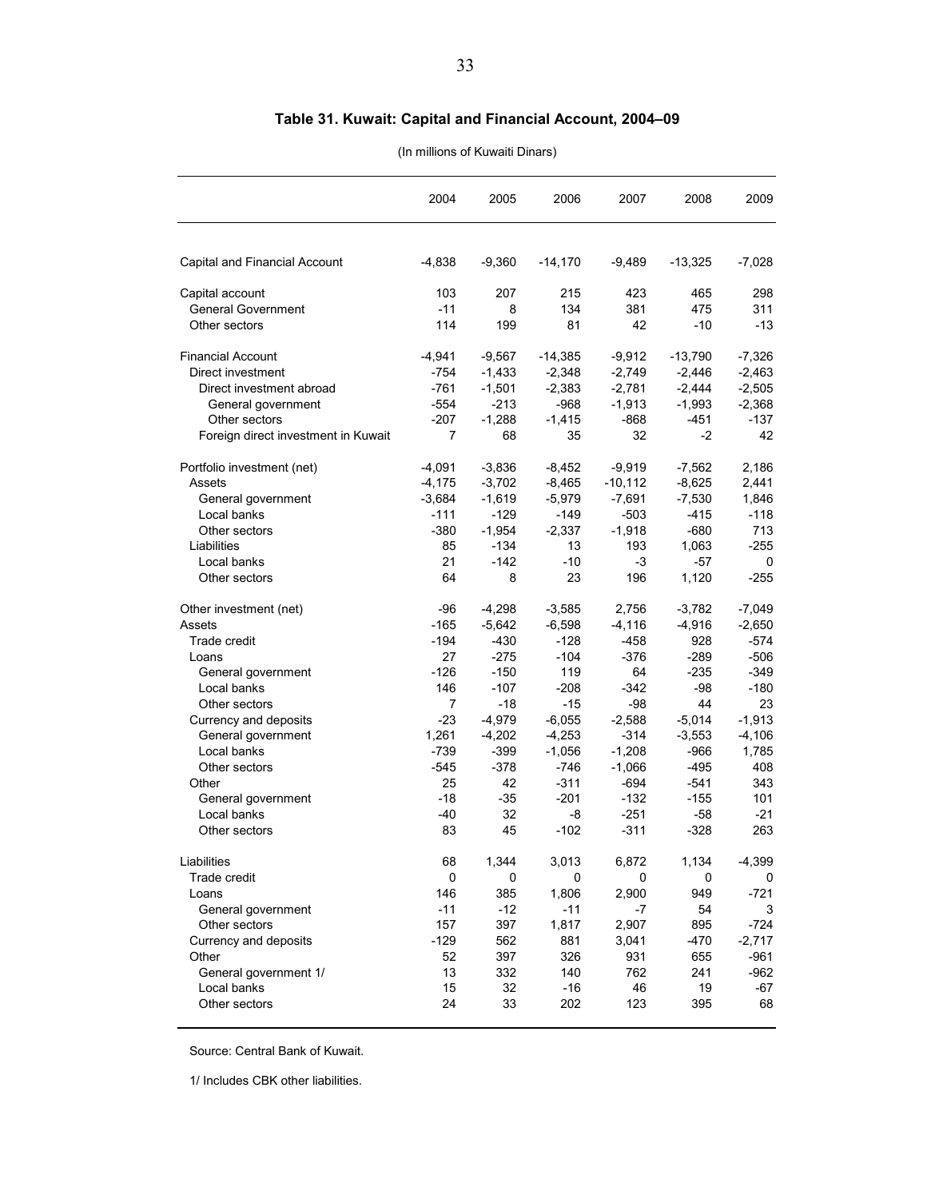## Table 31. Kuwait: Capital and Financial Account, 2004–09

(In millions of Kuwaiti Dinars)

| | 2004 | 2005 | 2006 | 2007 | 2008 | 2009 |
|---|---|---|---|---|---|---|
| Capital and Financial Account | -4,838 | -9,360 | -14,170 | -9,489 | -13,325 | -7,028 |
| Capital account | 103 | 207 | 215 | 423 | 465 | 298 |
| General Government | -11 | 8 | 134 | 381 | 475 | 311 |
| Other sectors | 114 | 199 | 81 | 42 | -10 | -13 |
| Financial Account | -4,941 | -9,567 | -14,385 | -9,912 | -13,790 | -7,326 |
| Direct investment | -754 | -1,433 | -2,348 | -2,749 | -2,446 | -2,463 |
| Direct investment abroad | -761 | -1,501 | -2,383 | -2,781 | -2,444 | -2,505 |
| General government | -554 | -213 | -968 | -1,913 | -1,993 | -2,368 |
| Other sectors | -207 | -1,288 | -1,415 | -868 | -451 | -137 |
| Foreign direct investment in Kuwait | 7 | 68 | 35 | 32 | -2 | 42 |
| Portfolio investment (net) | -4,091 | -3,836 | -8,452 | -9,919 | -7,562 | 2,186 |
| Assets | -4,175 | -3,702 | -8,465 | -10,112 | -8,625 | 2,441 |
| General government | -3,684 | -1,619 | -5,979 | -7,691 | -7,530 | 1,846 |
| Local banks | -111 | -129 | -149 | -503 | -415 | -118 |
| Other sectors | -380 | -1,954 | -2,337 | -1,918 | -680 | 713 |
| Liabilities | 85 | -134 | 13 | 193 | 1,063 | -255 |
| Local banks | 21 | -142 | -10 | -3 | -57 | 0 |
| Other sectors | 64 | 8 | 23 | 196 | 1,120 | -255 |
| Other investment (net) | -96 | -4,298 | -3,585 | 2,756 | -3,782 | -7,049 |
| Assets | -165 | -5,642 | -6,598 | -4,116 | -4,916 | -2,650 |
| Trade credit | -194 | -430 | -128 | -458 | 928 | -574 |
| Loans | 27 | -275 | -104 | -376 | -289 | -506 |
| General government | -126 | -150 | 119 | 64 | -235 | -349 |
| Local banks | 146 | -107 | -208 | -342 | -98 | -180 |
| Other sectors | 7 | -18 | -15 | -98 | 44 | 23 |
| Currency and deposits | -23 | -4,979 | -6,055 | -2,588 | -5,014 | -1,913 |
| General government | 1,261 | -4,202 | -4,253 | -314 | -3,553 | -4,106 |
| Local banks | -739 | -399 | -1,056 | -1,208 | -966 | 1,785 |
| Other sectors | -545 | -378 | -746 | -1,066 | -495 | 408 |
| Other | 25 | 42 | -311 | -694 | -541 | 343 |
| General government | -18 | -35 | -201 | -132 | -155 | 101 |
| Local banks | -40 | 32 | -8 | -251 | -58 | -21 |
| Other sectors | 83 | 45 | -102 | -311 | -328 | 263 |
| Liabilities | 68 | 1,344 | 3,013 | 6,872 | 1,134 | -4,399 |
| Trade credit | 0 | 0 | 0 | 0 | 0 | 0 |
| Loans | 146 | 385 | 1,806 | 2,900 | 949 | -721 |
| General government | -11 | -12 | -11 | -7 | 54 | 3 |
| Other sectors | 157 | 397 | 1,817 | 2,907 | 895 | -724 |
| Currency and deposits | -129 | 562 | 881 | 3,041 | -470 | -2,717 |
| Other | 52 | 397 | 326 | 931 | 655 | -961 |
| General government 1/ | 13 | 332 | 140 | 762 | 241 | -962 |
| Local banks | 15 | 32 | -16 | 46 | 19 | -67 |
| Other sectors | 24 | 33 | 202 | 123 | 395 | 68 |

Source: Central Bank of Kuwait.

1/ Includes CBK other liabilities.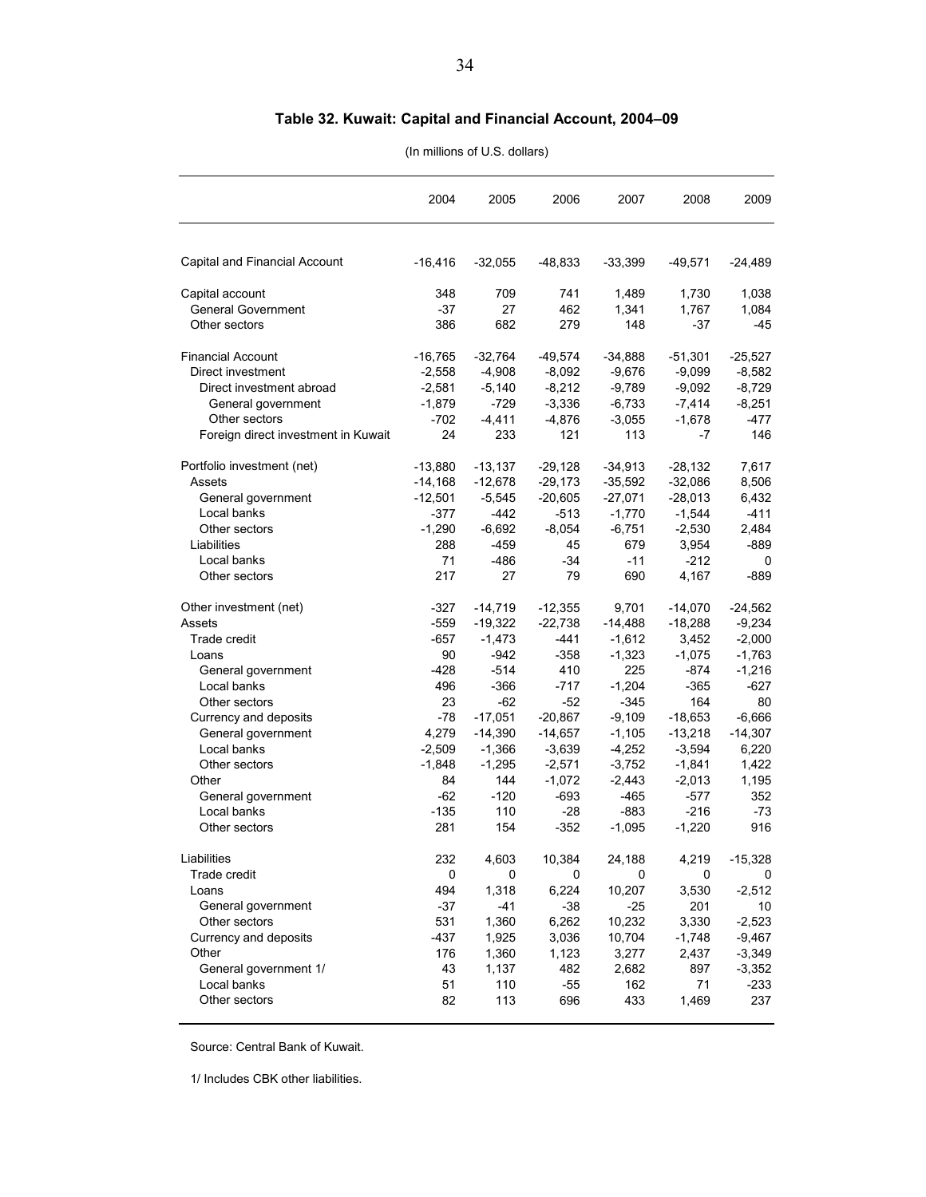## Table 32. Kuwait: Capital and Financial Account, 2004–09

(In millions of U.S. dollars)

| | 2004 | 2005 | 2006 | 2007 | 2008 | 2009 |
|---|---|---|---|---|---|---|
| Capital and Financial Account | -16,416 | -32,055 | -48,833 | -33,399 | -49,571 | -24,489 |
| | | | | | | |
| Capital account | 348 | 709 | 741 | 1,489 | 1,730 | 1,038 |
| General Government | -37 | 27 | 462 | 1,341 | 1,767 | 1,084 |
| Other sectors | 386 | 682 | 279 | 148 | -37 | -45 |
| | | | | | | |
| Financial Account | -16,765 | -32,764 | -49,574 | -34,888 | -51,301 | -25,527 |
| Direct investment | -2,558 | -4,908 | -8,092 | -9,676 | -9,099 | -8,582 |
| Direct investment abroad | -2,581 | -5,140 | -8,212 | -9,789 | -9,092 | -8,729 |
| General government | -1,879 | -729 | -3,336 | -6,733 | -7,414 | -8,251 |
| Other sectors | -702 | -4,411 | -4,876 | -3,055 | -1,678 | -477 |
| Foreign direct investment in Kuwait | 24 | 233 | 121 | 113 | -7 | 146 |
| | | | | | | |
| Portfolio investment (net) | -13,880 | -13,137 | -29,128 | -34,913 | -28,132 | 7,617 |
| Assets | -14,168 | -12,678 | -29,173 | -35,592 | -32,086 | 8,506 |
| General government | -12,501 | -5,545 | -20,605 | -27,071 | -28,013 | 6,432 |
| Local banks | -377 | -442 | -513 | -1,770 | -1,544 | -411 |
| Other sectors | -1,290 | -6,692 | -8,054 | -6,751 | -2,530 | 2,484 |
| Liabilities | 288 | -459 | 45 | 679 | 3,954 | -889 |
| Local banks | 71 | -486 | -34 | -11 | -212 | 0 |
| Other sectors | 217 | 27 | 79 | 690 | 4,167 | -889 |
| | | | | | | |
| Other investment (net) | -327 | -14,719 | -12,355 | 9,701 | -14,070 | -24,562 |
| Assets | -559 | -19,322 | -22,738 | -14,488 | -18,288 | -9,234 |
| Trade credit | -657 | -1,473 | -441 | -1,612 | 3,452 | -2,000 |
| Loans | 90 | -942 | -358 | -1,323 | -1,075 | -1,763 |
| General government | -428 | -514 | 410 | 225 | -874 | -1,216 |
| Local banks | 496 | -366 | -717 | -1,204 | -365 | -627 |
| Other sectors | 23 | -62 | -52 | -345 | 164 | 80 |
| Currency and deposits | -78 | -17,051 | -20,867 | -9,109 | -18,653 | -6,666 |
| General government | 4,279 | -14,390 | -14,657 | -1,105 | -13,218 | -14,307 |
| Local banks | -2,509 | -1,366 | -3,639 | -4,252 | -3,594 | 6,220 |
| Other sectors | -1,848 | -1,295 | -2,571 | -3,752 | -1,841 | 1,422 |
| Other | 84 | 144 | -1,072 | -2,443 | -2,013 | 1,195 |
| General government | -62 | -120 | -693 | -465 | -577 | 352 |
| Local banks | -135 | 110 | -28 | -883 | -216 | -73 |
| Other sectors | 281 | 154 | -352 | -1,095 | -1,220 | 916 |
| | | | | | | |
| Liabilities | 232 | 4,603 | 10,384 | 24,188 | 4,219 | -15,328 |
| Trade credit | 0 | 0 | 0 | 0 | 0 | 0 |
| Loans | 494 | 1,318 | 6,224 | 10,207 | 3,530 | -2,512 |
| General government | -37 | -41 | -38 | -25 | 201 | 10 |
| Other sectors | 531 | 1,360 | 6,262 | 10,232 | 3,330 | -2,523 |
| Currency and deposits | -437 | 1,925 | 3,036 | 10,704 | -1,748 | -9,467 |
| Other | 176 | 1,360 | 1,123 | 3,277 | 2,437 | -3,349 |
| General government 1/ | 43 | 1,137 | 482 | 2,682 | 897 | -3,352 |
| Local banks | 51 | 110 | -55 | 162 | 71 | -233 |
| Other sectors | 82 | 113 | 696 | 433 | 1,469 | 237 |

Source: Central Bank of Kuwait.

1/ Includes CBK other liabilities.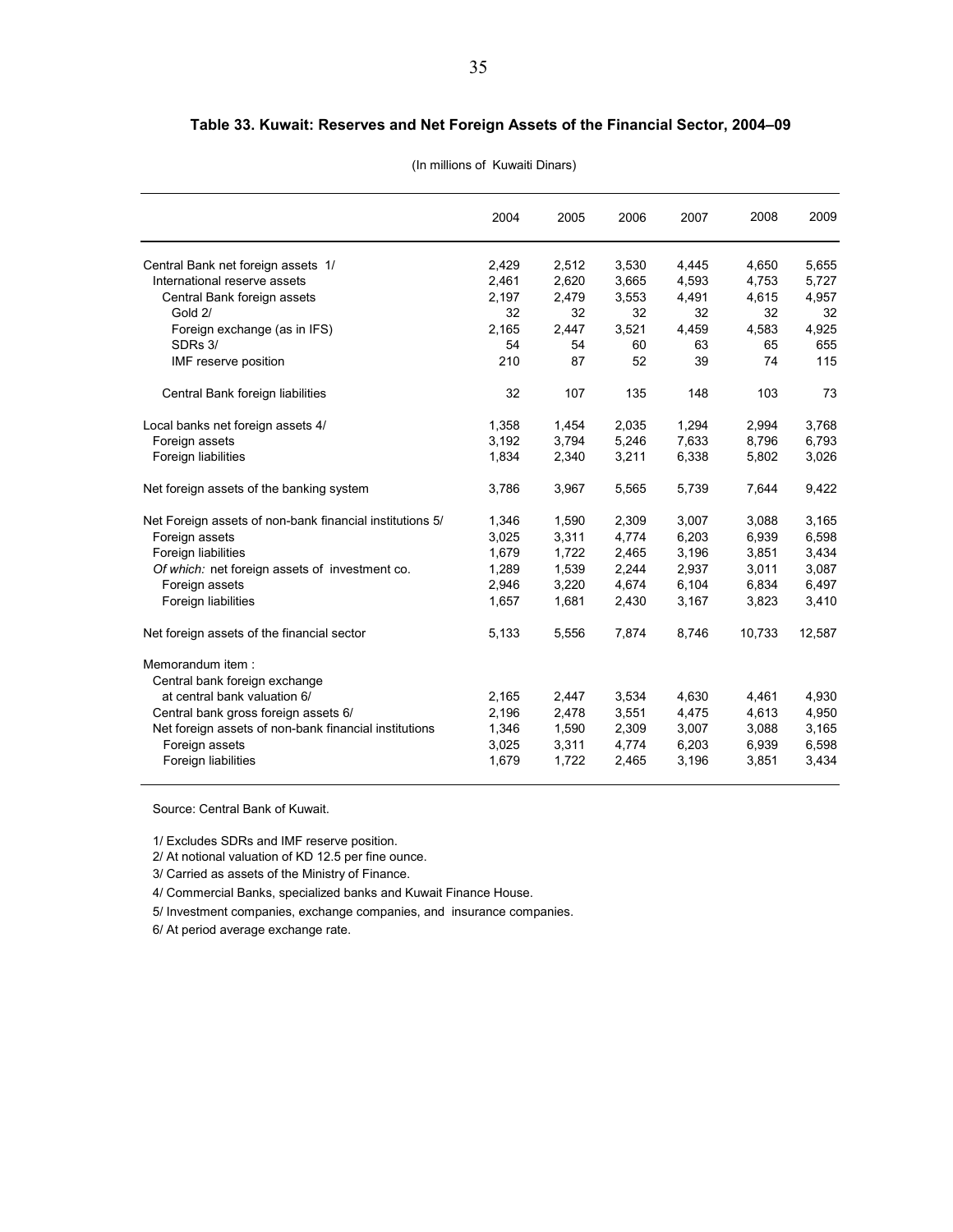**Table 33. Kuwait: Reserves and Net Foreign Assets of the Financial Sector, 2004–09**

(In millions of Kuwaiti Dinars)

| | 2004 | 2005 | 2006 | 2007 | 2008 | 2009 |
|---|---|---|---|---|---|---|
| Central Bank net foreign assets 1/ | 2,429 | 2,512 | 3,530 | 4,445 | 4,650 | 5,655 |
| International reserve assets | 2,461 | 2,620 | 3,665 | 4,593 | 4,753 | 5,727 |
| Central Bank foreign assets | 2,197 | 2,479 | 3,553 | 4,491 | 4,615 | 4,957 |
| Gold 2/ | 32 | 32 | 32 | 32 | 32 | 32 |
| Foreign exchange (as in IFS) | 2,165 | 2,447 | 3,521 | 4,459 | 4,583 | 4,925 |
| SDRs 3/ | 54 | 54 | 60 | 63 | 65 | 655 |
| IMF reserve position | 210 | 87 | 52 | 39 | 74 | 115 |
| Central Bank foreign liabilities | 32 | 107 | 135 | 148 | 103 | 73 |
| Local banks net foreign assets 4/ | 1,358 | 1,454 | 2,035 | 1,294 | 2,994 | 3,768 |
| Foreign assets | 3,192 | 3,794 | 5,246 | 7,633 | 8,796 | 6,793 |
| Foreign liabilities | 1,834 | 2,340 | 3,211 | 6,338 | 5,802 | 3,026 |
| Net foreign assets of the banking system | 3,786 | 3,967 | 5,565 | 5,739 | 7,644 | 9,422 |
| Net Foreign assets of non-bank financial institutions 5/ | 1,346 | 1,590 | 2,309 | 3,007 | 3,088 | 3,165 |
| Foreign assets | 3,025 | 3,311 | 4,774 | 6,203 | 6,939 | 6,598 |
| Foreign liabilities | 1,679 | 1,722 | 2,465 | 3,196 | 3,851 | 3,434 |
| *Of which:* net foreign assets of investment co. | 1,289 | 1,539 | 2,244 | 2,937 | 3,011 | 3,087 |
| Foreign assets | 2,946 | 3,220 | 4,674 | 6,104 | 6,834 | 6,497 |
| Foreign liabilities | 1,657 | 1,681 | 2,430 | 3,167 | 3,823 | 3,410 |
| Net foreign assets of the financial sector | 5,133 | 5,556 | 7,874 | 8,746 | 10,733 | 12,587 |
| Memorandum item : | | | | | | |
| Central bank foreign exchange at central bank valuation 6/ | 2,165 | 2,447 | 3,534 | 4,630 | 4,461 | 4,930 |
| Central bank gross foreign assets 6/ | 2,196 | 2,478 | 3,551 | 4,475 | 4,613 | 4,950 |
| Net foreign assets of non-bank financial institutions | 1,346 | 1,590 | 2,309 | 3,007 | 3,088 | 3,165 |
| Foreign assets | 3,025 | 3,311 | 4,774 | 6,203 | 6,939 | 6,598 |
| Foreign liabilities | 1,679 | 1,722 | 2,465 | 3,196 | 3,851 | 3,434 |

Source: Central Bank of Kuwait.

1/ Excludes SDRs and IMF reserve position.

2/ At notional valuation of KD 12.5 per fine ounce.

3/ Carried as assets of the Ministry of Finance.

4/ Commercial Banks, specialized banks and Kuwait Finance House.

5/ Investment companies, exchange companies, and insurance companies.

6/ At period average exchange rate.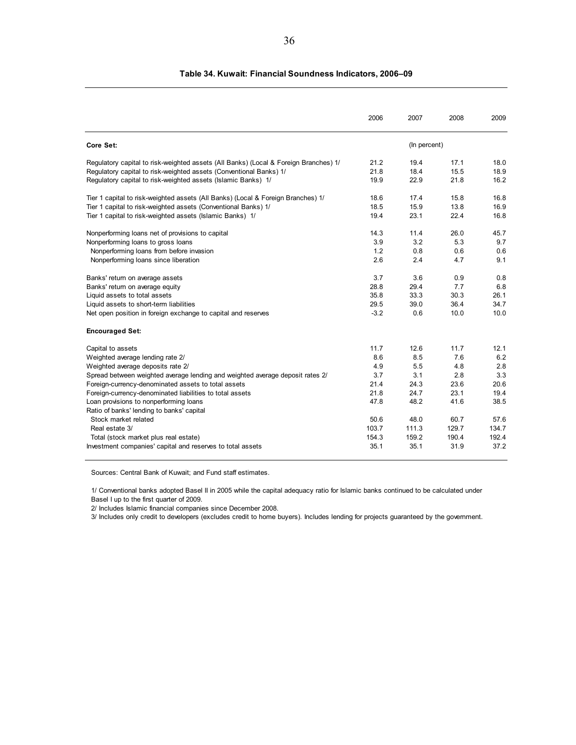**Table 34. Kuwait: Financial Soundness Indicators, 2006–09**

| | 2006 | 2007 | 2008 | 2009 |
|---|---|---|---|---|
| **Core Set:** | | (In percent) | | |
| Regulatory capital to risk-weighted assets (All Banks) (Local & Foreign Branches) 1/ | 21.2 | 19.4 | 17.1 | 18.0 |
| Regulatory capital to risk-weighted assets (Conventional Banks) 1/ | 21.8 | 18.4 | 15.5 | 18.9 |
| Regulatory capital to risk-weighted assets (Islamic Banks) 1/ | 19.9 | 22.9 | 21.8 | 16.2 |
| Tier 1 capital to risk-weighted assets (All Banks) (Local & Foreign Branches) 1/ | 18.6 | 17.4 | 15.8 | 16.8 |
| Tier 1 capital to risk-weighted assets (Conventional Banks) 1/ | 18.5 | 15.9 | 13.8 | 16.9 |
| Tier 1 capital to risk-weighted assets (Islamic Banks) 1/ | 19.4 | 23.1 | 22.4 | 16.8 |
| Nonperforming loans net of provisions to capital | 14.3 | 11.4 | 26.0 | 45.7 |
| Nonperforming loans to gross loans | 3.9 | 3.2 | 5.3 | 9.7 |
| Nonperforming loans from before invasion | 1.2 | 0.8 | 0.6 | 0.6 |
| Nonperforming loans since liberation | 2.6 | 2.4 | 4.7 | 9.1 |
| Banks' return on average assets | 3.7 | 3.6 | 0.9 | 0.8 |
| Banks' return on average equity | 28.8 | 29.4 | 7.7 | 6.8 |
| Liquid assets to total assets | 35.8 | 33.3 | 30.3 | 26.1 |
| Liquid assets to short-term liabilities | 29.5 | 39.0 | 36.4 | 34.7 |
| Net open position in foreign exchange to capital and reserves | -3.2 | 0.6 | 10.0 | 10.0 |
| **Encouraged Set:** | | | | |
| Capital to assets | 11.7 | 12.6 | 11.7 | 12.1 |
| Weighted average lending rate 2/ | 8.6 | 8.5 | 7.6 | 6.2 |
| Weighted average deposits rate 2/ | 4.9 | 5.5 | 4.8 | 2.8 |
| Spread between weighted average lending and weighted average deposit rates 2/ | 3.7 | 3.1 | 2.8 | 3.3 |
| Foreign-currency-denominated assets to total assets | 21.4 | 24.3 | 23.6 | 20.6 |
| Foreign-currency-denominated liabilities to total assets | 21.8 | 24.7 | 23.1 | 19.4 |
| Loan provisions to nonperforming loans | 47.8 | 48.2 | 41.6 | 38.5 |
| Ratio of banks' lending to banks' capital | | | | |
| Stock market related | 50.6 | 48.0 | 60.7 | 57.6 |
| Real estate 3/ | 103.7 | 111.3 | 129.7 | 134.7 |
| Total (stock market plus real estate) | 154.3 | 159.2 | 190.4 | 192.4 |
| Investment companies' capital and reserves to total assets | 35.1 | 35.1 | 31.9 | 37.2 |

Sources: Central Bank of Kuwait; and Fund staff estimates.

1/ Conventional banks adopted Basel II in 2005 while the capital adequacy ratio for Islamic banks continued to be calculated under Basel I up to the first quarter of 2009.

2/ Includes Islamic financial companies since December 2008.

3/ Includes only credit to developers (excludes credit to home buyers). Includes lending for projects guaranteed by the government.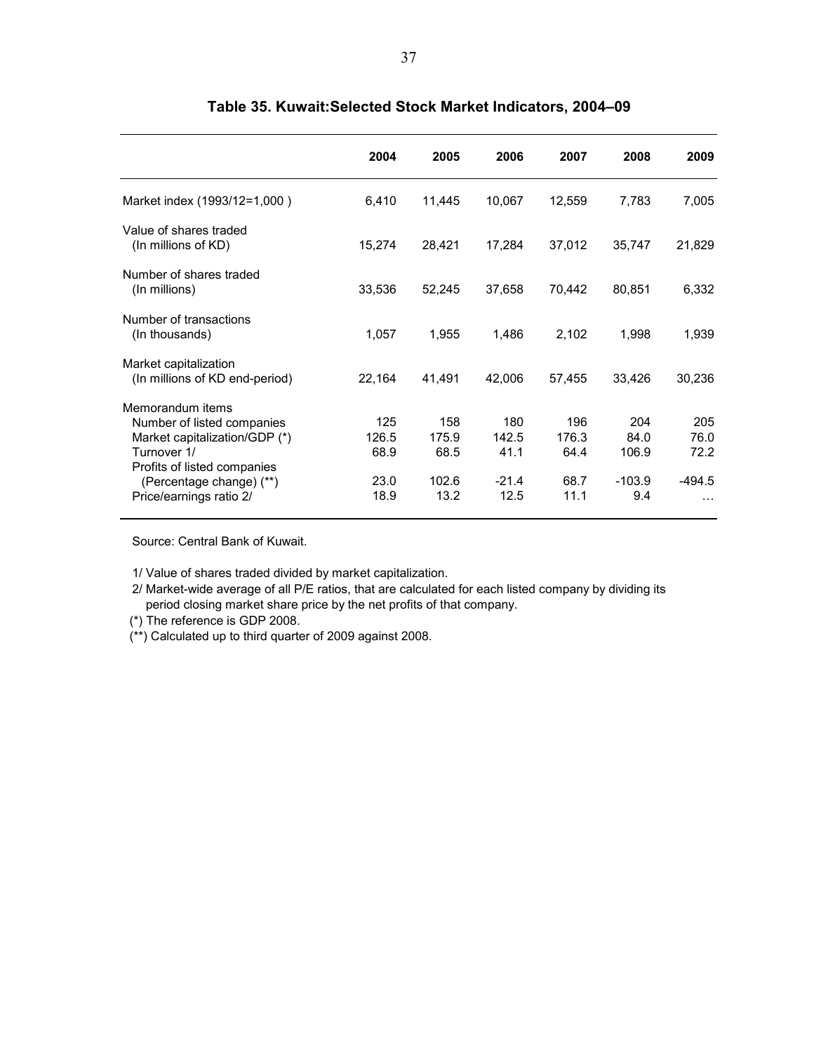# Table 35. Kuwait:Selected Stock Market Indicators, 2004–09

| | 2004 | 2005 | 2006 | 2007 | 2008 | 2009 |
|---|---|---|---|---|---|---|
| Market index (1993/12=1,000 ) | 6,410 | 11,445 | 10,067 | 12,559 | 7,783 | 7,005 |
| Value of shares traded (In millions of KD) | 15,274 | 28,421 | 17,284 | 37,012 | 35,747 | 21,829 |
| Number of shares traded (In millions) | 33,536 | 52,245 | 37,658 | 70,442 | 80,851 | 6,332 |
| Number of transactions (In thousands) | 1,057 | 1,955 | 1,486 | 2,102 | 1,998 | 1,939 |
| Market capitalization (In millions of KD end-period) | 22,164 | 41,491 | 42,006 | 57,455 | 33,426 | 30,236 |
| Memorandum items | | | | | | |
| Number of listed companies | 125 | 158 | 180 | 196 | 204 | 205 |
| Market capitalization/GDP (*) | 126.5 | 175.9 | 142.5 | 176.3 | 84.0 | 76.0 |
| Turnover 1/ | 68.9 | 68.5 | 41.1 | 64.4 | 106.9 | 72.2 |
| Profits of listed companies (Percentage change) (**) | 23.0 | 102.6 | -21.4 | 68.7 | -103.9 | -494.5 |
| Price/earnings ratio 2/ | 18.9 | 13.2 | 12.5 | 11.1 | 9.4 | … |

Source: Central Bank of Kuwait.

1/ Value of shares traded divided by market capitalization.

2/ Market-wide average of all P/E ratios, that are calculated for each listed company by dividing its period closing market share price by the net profits of that company.

(*) The reference is GDP 2008.

(**) Calculated up to third quarter of 2009 against 2008.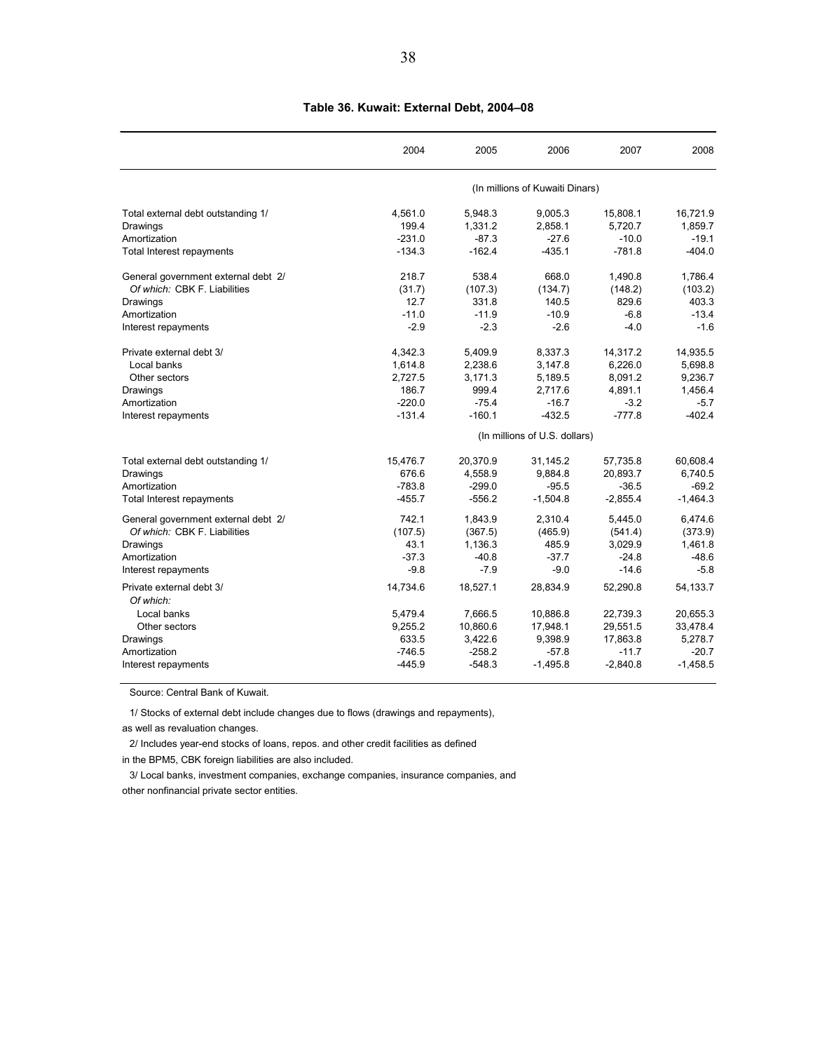**Table 36. Kuwait: External Debt, 2004–08**

| | 2004 | 2005 | 2006 | 2007 | 2008 |
|---|---|---|---|---|---|
| | (In millions of Kuwaiti Dinars) | | | | |
| Total external debt outstanding 1/ | 4,561.0 | 5,948.3 | 9,005.3 | 15,808.1 | 16,721.9 |
| Drawings | 199.4 | 1,331.2 | 2,858.1 | 5,720.7 | 1,859.7 |
| Amortization | -231.0 | -87.3 | -27.6 | -10.0 | -19.1 |
| Total Interest repayments | -134.3 | -162.4 | -435.1 | -781.8 | -404.0 |
| General government external debt 2/ | 218.7 | 538.4 | 668.0 | 1,490.8 | 1,786.4 |
| *Of which:* CBK F. Liabilities | (31.7) | (107.3) | (134.7) | (148.2) | (103.2) |
| Drawings | 12.7 | 331.8 | 140.5 | 829.6 | 403.3 |
| Amortization | -11.0 | -11.9 | -10.9 | -6.8 | -13.4 |
| Interest repayments | -2.9 | -2.3 | -2.6 | -4.0 | -1.6 |
| Private external debt 3/ | 4,342.3 | 5,409.9 | 8,337.3 | 14,317.2 | 14,935.5 |
| Local banks | 1,614.8 | 2,238.6 | 3,147.8 | 6,226.0 | 5,698.8 |
| Other sectors | 2,727.5 | 3,171.3 | 5,189.5 | 8,091.2 | 9,236.7 |
| Drawings | 186.7 | 999.4 | 2,717.6 | 4,891.1 | 1,456.4 |
| Amortization | -220.0 | -75.4 | -16.7 | -3.2 | -5.7 |
| Interest repayments | -131.4 | -160.1 | -432.5 | -777.8 | -402.4 |
| | (In millions of U.S. dollars) | | | | |
| Total external debt outstanding 1/ | 15,476.7 | 20,370.9 | 31,145.2 | 57,735.8 | 60,608.4 |
| Drawings | 676.6 | 4,558.9 | 9,884.8 | 20,893.7 | 6,740.5 |
| Amortization | -783.8 | -299.0 | -95.5 | -36.5 | -69.2 |
| Total Interest repayments | -455.7 | -556.2 | -1,504.8 | -2,855.4 | -1,464.3 |
| General government external debt 2/ | 742.1 | 1,843.9 | 2,310.4 | 5,445.0 | 6,474.6 |
| *Of which:* CBK F. Liabilities | (107.5) | (367.5) | (465.9) | (541.4) | (373.9) |
| Drawings | 43.1 | 1,136.3 | 485.9 | 3,029.9 | 1,461.8 |
| Amortization | -37.3 | -40.8 | -37.7 | -24.8 | -48.6 |
| Interest repayments | -9.8 | -7.9 | -9.0 | -14.6 | -5.8 |
| Private external debt 3/ | 14,734.6 | 18,527.1 | 28,834.9 | 52,290.8 | 54,133.7 |
| *Of which:* | | | | | |
| Local banks | 5,479.4 | 7,666.5 | 10,886.8 | 22,739.3 | 20,655.3 |
| Other sectors | 9,255.2 | 10,860.6 | 17,948.1 | 29,551.5 | 33,478.4 |
| Drawings | 633.5 | 3,422.6 | 9,398.9 | 17,863.8 | 5,278.7 |
| Amortization | -746.5 | -258.2 | -57.8 | -11.7 | -20.7 |
| Interest repayments | -445.9 | -548.3 | -1,495.8 | -2,840.8 | -1,458.5 |

Source: Central Bank of Kuwait.

1/ Stocks of external debt include changes due to flows (drawings and repayments), as well as revaluation changes.

2/ Includes year-end stocks of loans, repos. and other credit facilities as defined in the BPM5, CBK foreign liabilities are also included.

3/ Local banks, investment companies, exchange companies, insurance companies, and other nonfinancial private sector entities.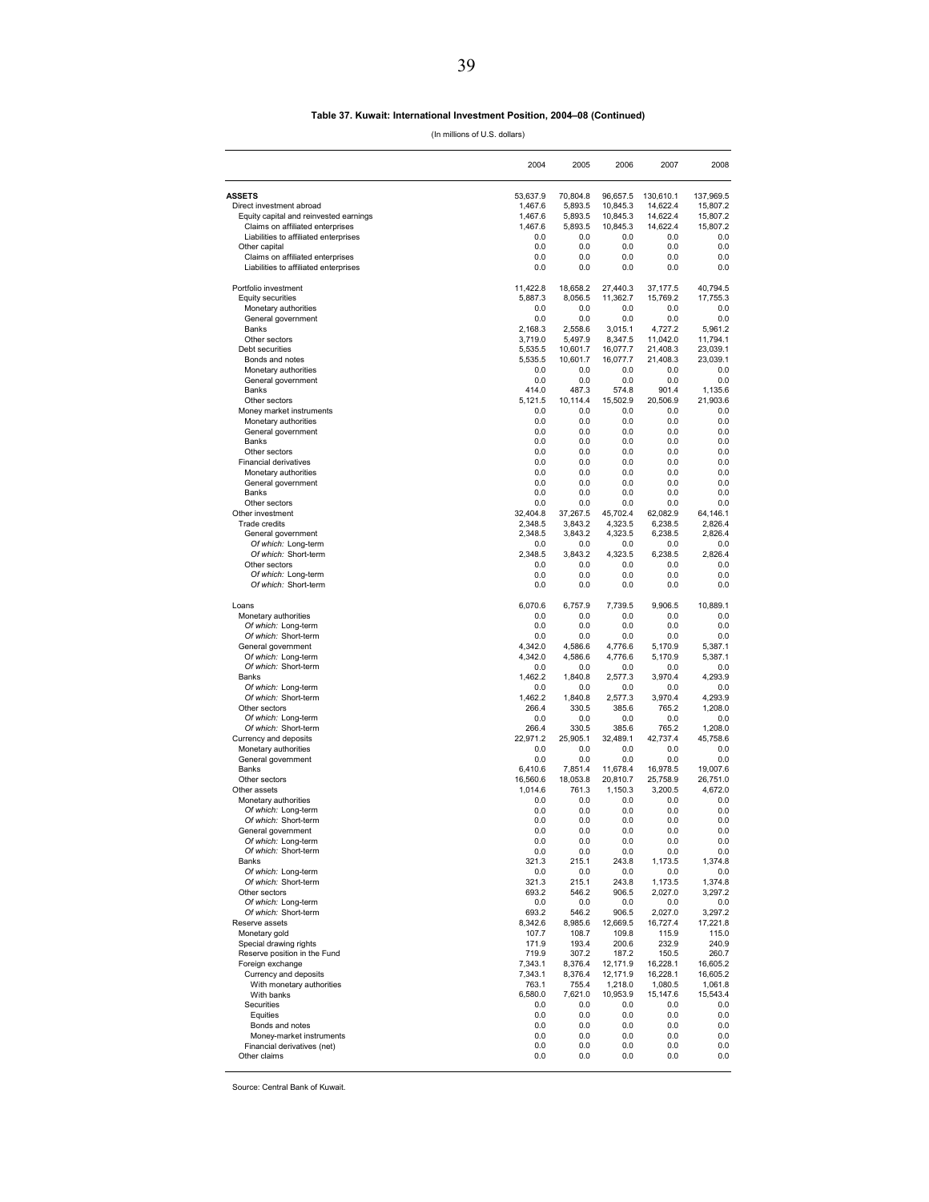**Table 37. Kuwait: International Investment Position, 2004–08 (Continued)**

(In millions of U.S. dollars)

| | 2004 | 2005 | 2006 | 2007 | 2008 |
|---|---|---|---|---|---|
| **ASSETS** | 53,637.9 | 70,804.8 | 96,657.5 | 130,610.1 | 137,969.5 |
| Direct investment abroad | 1,467.6 | 5,893.5 | 10,845.3 | 14,622.4 | 15,807.2 |
| Equity capital and reinvested earnings | 1,467.6 | 5,893.5 | 10,845.3 | 14,622.4 | 15,807.2 |
| Claims on affiliated enterprises | 1,467.6 | 5,893.5 | 10,845.3 | 14,622.4 | 15,807.2 |
| Liabilities to affiliated enterprises | 0.0 | 0.0 | 0.0 | 0.0 | 0.0 |
| Other capital | 0.0 | 0.0 | 0.0 | 0.0 | 0.0 |
| Claims on affiliated enterprises | 0.0 | 0.0 | 0.0 | 0.0 | 0.0 |
| Liabilities to affiliated enterprises | 0.0 | 0.0 | 0.0 | 0.0 | 0.0 |
| | | | | | |
| Portfolio investment | 11,422.8 | 18,658.2 | 27,440.3 | 37,177.5 | 40,794.5 |
| Equity securities | 5,887.3 | 8,056.5 | 11,362.7 | 15,769.2 | 17,755.3 |
| Monetary authorities | 0.0 | 0.0 | 0.0 | 0.0 | 0.0 |
| General government | 0.0 | 0.0 | 0.0 | 0.0 | 0.0 |
| Banks | 2,168.3 | 2,558.6 | 3,015.1 | 4,727.2 | 5,961.2 |
| Other sectors | 3,719.0 | 5,497.9 | 8,347.5 | 11,042.0 | 11,794.1 |
| Debt securities | 5,535.5 | 10,601.7 | 16,077.7 | 21,408.3 | 23,039.1 |
| Bonds and notes | 5,535.5 | 10,601.7 | 16,077.7 | 21,408.3 | 23,039.1 |
| Monetary authorities | 0.0 | 0.0 | 0.0 | 0.0 | 0.0 |
| General government | 0.0 | 0.0 | 0.0 | 0.0 | 0.0 |
| Banks | 414.0 | 487.3 | 574.8 | 901.4 | 1,135.6 |
| Other sectors | 5,121.5 | 10,114.4 | 15,502.9 | 20,506.9 | 21,903.6 |
| Money market instruments | 0.0 | 0.0 | 0.0 | 0.0 | 0.0 |
| Monetary authorities | 0.0 | 0.0 | 0.0 | 0.0 | 0.0 |
| General government | 0.0 | 0.0 | 0.0 | 0.0 | 0.0 |
| Banks | 0.0 | 0.0 | 0.0 | 0.0 | 0.0 |
| Other sectors | 0.0 | 0.0 | 0.0 | 0.0 | 0.0 |
| Financial derivatives | 0.0 | 0.0 | 0.0 | 0.0 | 0.0 |
| Monetary authorities | 0.0 | 0.0 | 0.0 | 0.0 | 0.0 |
| General government | 0.0 | 0.0 | 0.0 | 0.0 | 0.0 |
| Banks | 0.0 | 0.0 | 0.0 | 0.0 | 0.0 |
| Other sectors | 0.0 | 0.0 | 0.0 | 0.0 | 0.0 |
| Other investment | 32,404.8 | 37,267.5 | 45,702.4 | 62,082.9 | 64,146.1 |
| Trade credits | 2,348.5 | 3,843.2 | 4,323.5 | 6,238.5 | 2,826.4 |
| General government | 2,348.5 | 3,843.2 | 4,323.5 | 6,238.5 | 2,826.4 |
| *Of which:* Long-term | 0.0 | 0.0 | 0.0 | 0.0 | 0.0 |
| *Of which:* Short-term | 2,348.5 | 3,843.2 | 4,323.5 | 6,238.5 | 2,826.4 |
| Other sectors | 0.0 | 0.0 | 0.0 | 0.0 | 0.0 |
| *Of which:* Long-term | 0.0 | 0.0 | 0.0 | 0.0 | 0.0 |
| *Of which:* Short-term | 0.0 | 0.0 | 0.0 | 0.0 | 0.0 |
| | | | | | |
| Loans | 6,070.6 | 6,757.9 | 7,739.5 | 9,906.5 | 10,889.1 |
| Monetary authorities | 0.0 | 0.0 | 0.0 | 0.0 | 0.0 |
| *Of which:* Long-term | 0.0 | 0.0 | 0.0 | 0.0 | 0.0 |
| *Of which:* Short-term | 0.0 | 0.0 | 0.0 | 0.0 | 0.0 |
| General government | 4,342.0 | 4,586.6 | 4,776.6 | 5,170.9 | 5,387.1 |
| Of which: Long-term | 4,342.0 | 4,586.6 | 4,776.6 | 5,170.9 | 5,387.1 |
| *Of which:* Short-term | 0.0 | 0.0 | 0.0 | 0.0 | 0.0 |
| Banks | 1,462.2 | 1,840.8 | 2,577.3 | 3,970.4 | 4,293.9 |
| *Of which:* Long-term | 0.0 | 0.0 | 0.0 | 0.0 | 0.0 |
| *Of which:* Short-term | 1,462.2 | 1,840.8 | 2,577.3 | 3,970.4 | 4,293.9 |
| Other sectors | 266.4 | 330.5 | 385.6 | 765.2 | 1,208.0 |
| *Of which:* Long-term | 0.0 | 0.0 | 0.0 | 0.0 | 0.0 |
| *Of which:* Short-term | 266.4 | 330.5 | 385.6 | 765.2 | 1,208.0 |
| Currency and deposits | 22,971.2 | 25,905.1 | 32,489.1 | 42,737.4 | 45,758.6 |
| Monetary authorities | 0.0 | 0.0 | 0.0 | 0.0 | 0.0 |
| General government | 0.0 | 0.0 | 0.0 | 0.0 | 0.0 |
| Banks | 6,410.6 | 7,851.4 | 11,678.4 | 16,978.5 | 19,007.6 |
| Other sectors | 16,560.6 | 18,053.8 | 20,810.7 | 25,758.9 | 26,751.0 |
| Other assets | 1,014.6 | 761.3 | 1,150.3 | 3,200.5 | 4,672.0 |
| Monetary authorities | 0.0 | 0.0 | 0.0 | 0.0 | 0.0 |
| *Of which:* Long-term | 0.0 | 0.0 | 0.0 | 0.0 | 0.0 |
| *Of which:* Short-term | 0.0 | 0.0 | 0.0 | 0.0 | 0.0 |
| General government | 0.0 | 0.0 | 0.0 | 0.0 | 0.0 |
| *Of which:* Long-term | 0.0 | 0.0 | 0.0 | 0.0 | 0.0 |
| *Of which:* Short-term | 0.0 | 0.0 | 0.0 | 0.0 | 0.0 |
| Banks | 321.3 | 215.1 | 243.8 | 1,173.5 | 1,374.8 |
| *Of which:* Long-term | 0.0 | 0.0 | 0.0 | 0.0 | 0.0 |
| *Of which:* Short-term | 321.3 | 215.1 | 243.8 | 1,173.5 | 1,374.8 |
| Other sectors | 693.2 | 546.2 | 906.5 | 2,027.0 | 3,297.2 |
| *Of which:* Long-term | 0.0 | 0.0 | 0.0 | 0.0 | 0.0 |
| *Of which:* Short-term | 693.2 | 546.2 | 906.5 | 2,027.0 | 3,297.2 |
| Reserve assets | 8,342.6 | 8,985.6 | 12,669.5 | 16,727.4 | 17,221.8 |
| Monetary gold | 107.7 | 108.7 | 109.8 | 115.9 | 115.0 |
| Special drawing rights | 171.9 | 193.4 | 200.6 | 232.9 | 240.9 |
| Reserve position in the Fund | 719.9 | 307.2 | 187.2 | 150.5 | 260.7 |
| Foreign exchange | 7,343.1 | 8,376.4 | 12,171.9 | 16,228.1 | 16,605.2 |
| Currency and deposits | 7,343.1 | 8,376.4 | 12,171.9 | 16,228.1 | 16,605.2 |
| With monetary authorities | 763.1 | 755.4 | 1,218.0 | 1,080.5 | 1,061.8 |
| With banks | 6,580.0 | 7,621.0 | 10,953.9 | 15,147.6 | 15,543.4 |
| Securities | 0.0 | 0.0 | 0.0 | 0.0 | 0.0 |
| Equities | 0.0 | 0.0 | 0.0 | 0.0 | 0.0 |
| Bonds and notes | 0.0 | 0.0 | 0.0 | 0.0 | 0.0 |
| Money-market instruments | 0.0 | 0.0 | 0.0 | 0.0 | 0.0 |
| Financial derivatives (net) | 0.0 | 0.0 | 0.0 | 0.0 | 0.0 |
| Other claims | 0.0 | 0.0 | 0.0 | 0.0 | 0.0 |

Source: Central Bank of Kuwait.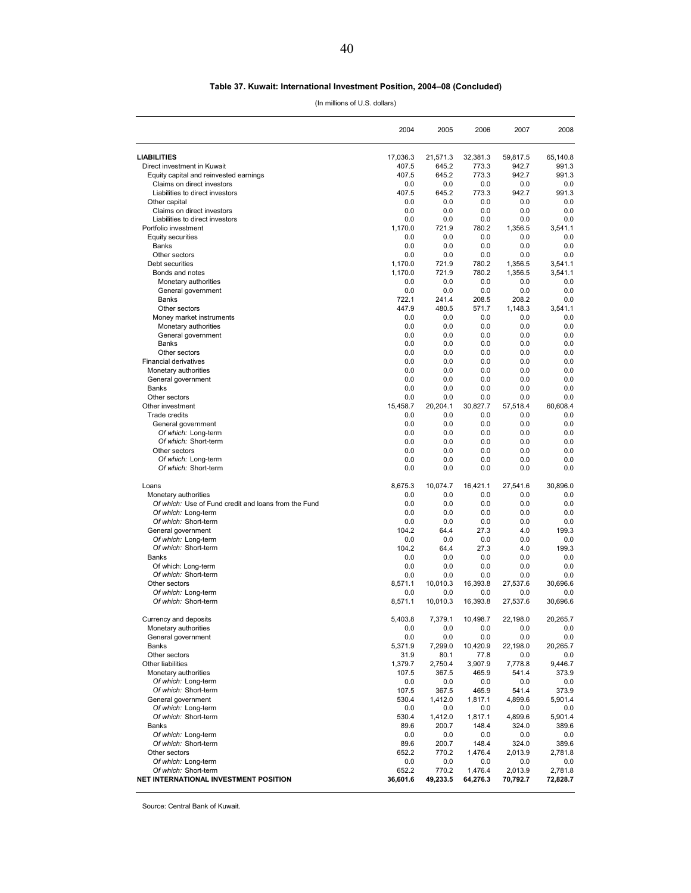**Table 37. Kuwait: International Investment Position, 2004–08 (Concluded)**

(In millions of U.S. dollars)

| | 2004 | 2005 | 2006 | 2007 | 2008 |
|---|---|---|---|---|---|
| **LIABILITIES** | 17,036.3 | 21,571.3 | 32,381.3 | 59,817.5 | 65,140.8 |
| Direct investment in Kuwait | 407.5 | 645.2 | 773.3 | 942.7 | 991.3 |
| Equity capital and reinvested earnings | 407.5 | 645.2 | 773.3 | 942.7 | 991.3 |
| Claims on direct investors | 0.0 | 0.0 | 0.0 | 0.0 | 0.0 |
| Liabilities to direct investors | 407.5 | 645.2 | 773.3 | 942.7 | 991.3 |
| Other capital | 0.0 | 0.0 | 0.0 | 0.0 | 0.0 |
| Claims on direct investors | 0.0 | 0.0 | 0.0 | 0.0 | 0.0 |
| Liabilities to direct investors | 0.0 | 0.0 | 0.0 | 0.0 | 0.0 |
| Portfolio investment | 1,170.0 | 721.9 | 780.2 | 1,356.5 | 3,541.1 |
| Equity securities | 0.0 | 0.0 | 0.0 | 0.0 | 0.0 |
| Banks | 0.0 | 0.0 | 0.0 | 0.0 | 0.0 |
| Other sectors | 0.0 | 0.0 | 0.0 | 0.0 | 0.0 |
| Debt securities | 1,170.0 | 721.9 | 780.2 | 1,356.5 | 3,541.1 |
| Bonds and notes | 1,170.0 | 721.9 | 780.2 | 1,356.5 | 3,541.1 |
| Monetary authorities | 0.0 | 0.0 | 0.0 | 0.0 | 0.0 |
| General government | 0.0 | 0.0 | 0.0 | 0.0 | 0.0 |
| Banks | 722.1 | 241.4 | 208.5 | 208.2 | 0.0 |
| Other sectors | 447.9 | 480.5 | 571.7 | 1,148.3 | 3,541.1 |
| Money market instruments | 0.0 | 0.0 | 0.0 | 0.0 | 0.0 |
| Monetary authorities | 0.0 | 0.0 | 0.0 | 0.0 | 0.0 |
| General government | 0.0 | 0.0 | 0.0 | 0.0 | 0.0 |
| Banks | 0.0 | 0.0 | 0.0 | 0.0 | 0.0 |
| Other sectors | 0.0 | 0.0 | 0.0 | 0.0 | 0.0 |
| Financial derivatives | 0.0 | 0.0 | 0.0 | 0.0 | 0.0 |
| Monetary authorities | 0.0 | 0.0 | 0.0 | 0.0 | 0.0 |
| General government | 0.0 | 0.0 | 0.0 | 0.0 | 0.0 |
| Banks | 0.0 | 0.0 | 0.0 | 0.0 | 0.0 |
| Other sectors | 0.0 | 0.0 | 0.0 | 0.0 | 0.0 |
| Other investment | 15,458.7 | 20,204.1 | 30,827.7 | 57,518.4 | 60,608.4 |
| Trade credits | 0.0 | 0.0 | 0.0 | 0.0 | 0.0 |
| General government | 0.0 | 0.0 | 0.0 | 0.0 | 0.0 |
| *Of which:* Long-term | 0.0 | 0.0 | 0.0 | 0.0 | 0.0 |
| *Of which:* Short-term | 0.0 | 0.0 | 0.0 | 0.0 | 0.0 |
| Other sectors | 0.0 | 0.0 | 0.0 | 0.0 | 0.0 |
| *Of which:* Long-term | 0.0 | 0.0 | 0.0 | 0.0 | 0.0 |
| *Of which:* Short-term | 0.0 | 0.0 | 0.0 | 0.0 | 0.0 |
| Loans | 8,675.3 | 10,074.7 | 16,421.1 | 27,541.6 | 30,896.0 |
| Monetary authorities | 0.0 | 0.0 | 0.0 | 0.0 | 0.0 |
| *Of which:* Use of Fund credit and loans from the Fund | 0.0 | 0.0 | 0.0 | 0.0 | 0.0 |
| *Of which:* Long-term | 0.0 | 0.0 | 0.0 | 0.0 | 0.0 |
| *Of which:* Short-term | 0.0 | 0.0 | 0.0 | 0.0 | 0.0 |
| General government | 104.2 | 64.4 | 27.3 | 4.0 | 199.3 |
| *Of which:* Long-term | 0.0 | 0.0 | 0.0 | 0.0 | 0.0 |
| *Of which:* Short-term | 104.2 | 64.4 | 27.3 | 4.0 | 199.3 |
| Banks | 0.0 | 0.0 | 0.0 | 0.0 | 0.0 |
| Of which: Long-term | 0.0 | 0.0 | 0.0 | 0.0 | 0.0 |
| *Of which:* Short-term | 0.0 | 0.0 | 0.0 | 0.0 | 0.0 |
| Other sectors | 8,571.1 | 10,010.3 | 16,393.8 | 27,537.6 | 30,696.6 |
| *Of which:* Long-term | 0.0 | 0.0 | 0.0 | 0.0 | 0.0 |
| *Of which:* Short-term | 8,571.1 | 10,010.3 | 16,393.8 | 27,537.6 | 30,696.6 |
| Currency and deposits | 5,403.8 | 7,379.1 | 10,498.7 | 22,198.0 | 20,265.7 |
| Monetary authorities | 0.0 | 0.0 | 0.0 | 0.0 | 0.0 |
| General government | 0.0 | 0.0 | 0.0 | 0.0 | 0.0 |
| Banks | 5,371.9 | 7,299.0 | 10,420.9 | 22,198.0 | 20,265.7 |
| Other sectors | 31.9 | 80.1 | 77.8 | 0.0 | 0.0 |
| Other liabilities | 1,379.7 | 2,750.4 | 3,907.9 | 7,778.8 | 9,446.7 |
| Monetary authorities | 107.5 | 367.5 | 465.9 | 541.4 | 373.9 |
| *Of which:* Long-term | 0.0 | 0.0 | 0.0 | 0.0 | 0.0 |
| *Of which:* Short-term | 107.5 | 367.5 | 465.9 | 541.4 | 373.9 |
| General government | 530.4 | 1,412.0 | 1,817.1 | 4,899.6 | 5,901.4 |
| *Of which:* Long-term | 0.0 | 0.0 | 0.0 | 0.0 | 0.0 |
| *Of which:* Short-term | 530.4 | 1,412.0 | 1,817.1 | 4,899.6 | 5,901.4 |
| Banks | 89.6 | 200.7 | 148.4 | 324.0 | 389.6 |
| *Of which:* Long-term | 0.0 | 0.0 | 0.0 | 0.0 | 0.0 |
| *Of which:* Short-term | 89.6 | 200.7 | 148.4 | 324.0 | 389.6 |
| Other sectors | 652.2 | 770.2 | 1,476.4 | 2,013.9 | 2,781.8 |
| *Of which:* Long-term | 0.0 | 0.0 | 0.0 | 0.0 | 0.0 |
| *Of which:* Short-term | 652.2 | 770.2 | 1,476.4 | 2,013.9 | 2,781.8 |
| **NET INTERNATIONAL INVESTMENT POSITION** | **36,601.6** | **49,233.5** | **64,276.3** | **70,792.7** | **72,828.7** |

Source: Central Bank of Kuwait.